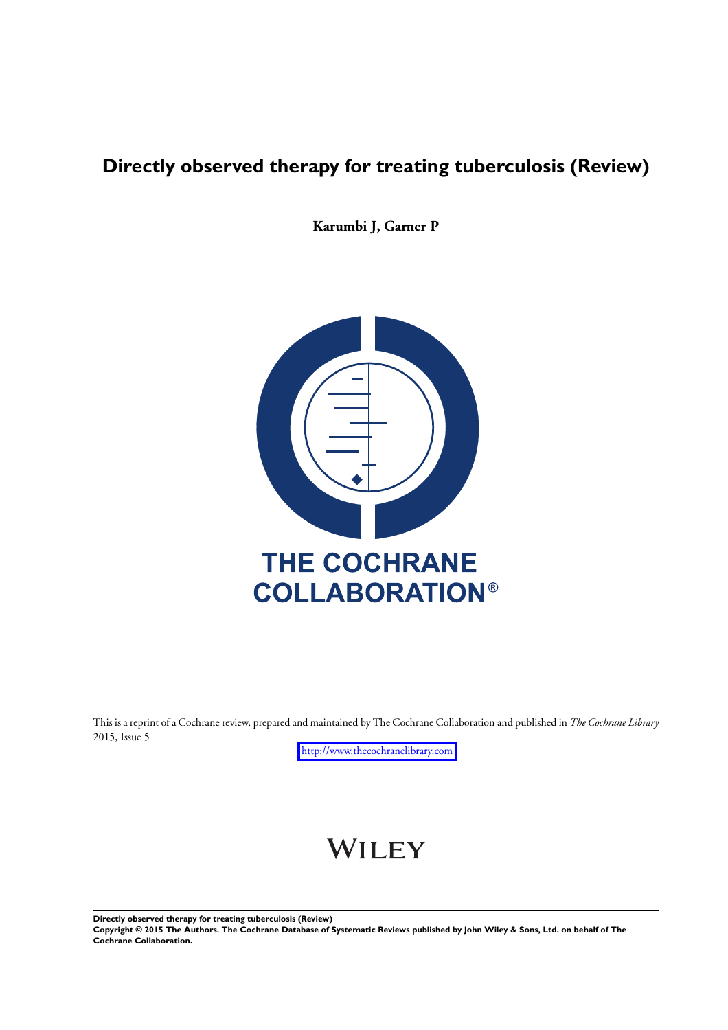# Directly observed therapy for treating tuberculosis (Review)

**Karumbi J, Garner P**

THE COCHRANE COLLABORATION®

This is a reprint of a Cochrane review, prepared and maintained by The Cochrane Collaboration and published in *The Cochrane Library* 2015, Issue 5

http://www.thecochranelibrary.com

WILEY

**Directly observed therapy for treating tuberculosis (Review)**
**Copyright © 2015 The Authors. The Cochrane Database of Systematic Reviews published by John Wiley & Sons, Ltd. on behalf of The Cochrane Collaboration.**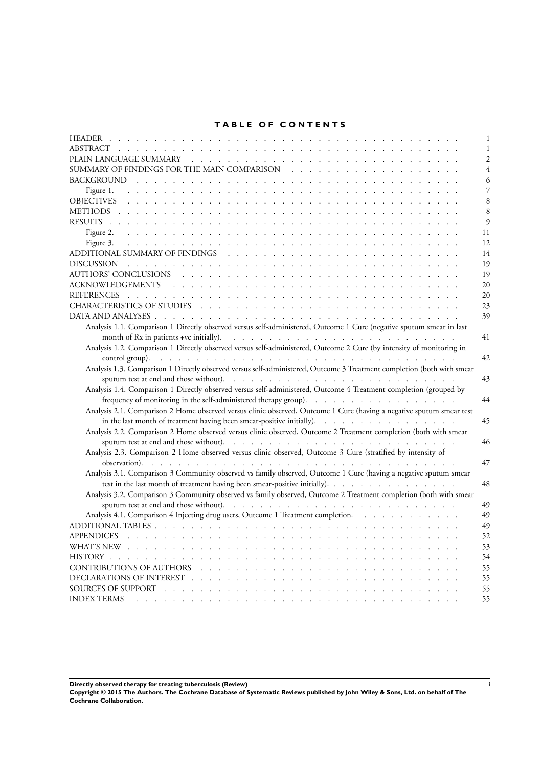# TABLE OF CONTENTS

| | |
|---|---|
| HEADER | 1 |
| ABSTRACT | 1 |
| PLAIN LANGUAGE SUMMARY | 2 |
| SUMMARY OF FINDINGS FOR THE MAIN COMPARISON | 4 |
| BACKGROUND | 6 |
| Figure 1. | 7 |
| OBJECTIVES | 8 |
| METHODS | 8 |
| RESULTS | 9 |
| Figure 2. | 11 |
| Figure 3. | 12 |
| ADDITIONAL SUMMARY OF FINDINGS | 14 |
| DISCUSSION | 19 |
| AUTHORS' CONCLUSIONS | 19 |
| ACKNOWLEDGEMENTS | 20 |
| REFERENCES | 20 |
| CHARACTERISTICS OF STUDIES | 23 |
| DATA AND ANALYSES | 39 |
| Analysis 1.1. Comparison 1 Directly observed versus self-administered, Outcome 1 Cure (negative sputum smear in last month of Rx in patients +ve initially). | 41 |
| Analysis 1.2. Comparison 1 Directly observed versus self-administered, Outcome 2 Cure (by intensity of monitoring in control group). | 42 |
| Analysis 1.3. Comparison 1 Directly observed versus self-administered, Outcome 3 Treatment completion (both with smear sputum test at end and those without). | 43 |
| Analysis 1.4. Comparison 1 Directly observed versus self-administered, Outcome 4 Treatment completion (grouped by frequency of monitoring in the self-administered therapy group). | 44 |
| Analysis 2.1. Comparison 2 Home observed versus clinic observed, Outcome 1 Cure (having a negative sputum smear test in the last month of treatment having been smear-positive initially). | 45 |
| Analysis 2.2. Comparison 2 Home observed versus clinic observed, Outcome 2 Treatment completion (both with smear sputum test at end and those without). | 46 |
| Analysis 2.3. Comparison 2 Home observed versus clinic observed, Outcome 3 Cure (stratified by intensity of observation). | 47 |
| Analysis 3.1. Comparison 3 Community observed vs family observed, Outcome 1 Cure (having a negative sputum smear test in the last month of treatment having been smear-positive initially). | 48 |
| Analysis 3.2. Comparison 3 Community observed vs family observed, Outcome 2 Treatment completion (both with smear sputum test at end and those without). | 49 |
| Analysis 4.1. Comparison 4 Injecting drug users, Outcome 1 Treatment completion. | 49 |
| ADDITIONAL TABLES | 49 |
| APPENDICES | 52 |
| WHAT'S NEW | 53 |
| HISTORY | 54 |
| CONTRIBUTIONS OF AUTHORS | 55 |
| DECLARATIONS OF INTEREST | 55 |
| SOURCES OF SUPPORT | 55 |
| INDEX TERMS | 55 |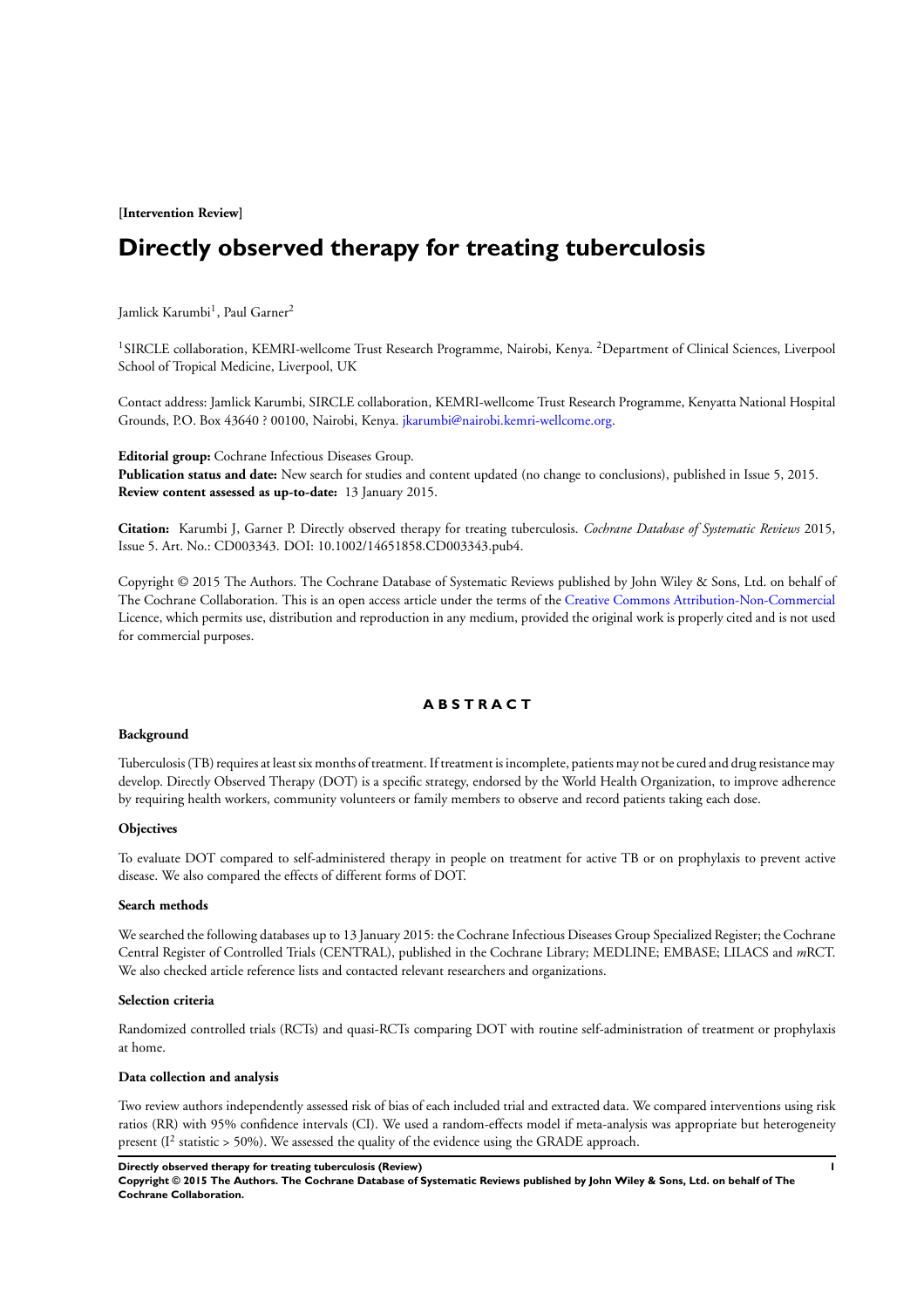[Intervention Review]

# Directly observed therapy for treating tuberculosis

Jamlick Karumbi[1], Paul Garner[2]

[1]SIRCLE collaboration, KEMRI-wellcome Trust Research Programme, Nairobi, Kenya. [2]Department of Clinical Sciences, Liverpool School of Tropical Medicine, Liverpool, UK

Contact address: Jamlick Karumbi, SIRCLE collaboration, KEMRI-wellcome Trust Research Programme, Kenyatta National Hospital Grounds, P.O. Box 43640 ? 00100, Nairobi, Kenya. jkarumbi@nairobi.kemri-wellcome.org.

**Editorial group:** Cochrane Infectious Diseases Group.
**Publication status and date:** New search for studies and content updated (no change to conclusions), published in Issue 5, 2015.
**Review content assessed as up-to-date:** 13 January 2015.

**Citation:** Karumbi J, Garner P. Directly observed therapy for treating tuberculosis. *Cochrane Database of Systematic Reviews* 2015, Issue 5. Art. No.: CD003343. DOI: 10.1002/14651858.CD003343.pub4.

Copyright © 2015 The Authors. The Cochrane Database of Systematic Reviews published by John Wiley & Sons, Ltd. on behalf of The Cochrane Collaboration. This is an open access article under the terms of the Creative Commons Attribution-Non-Commercial Licence, which permits use, distribution and reproduction in any medium, provided the original work is properly cited and is not used for commercial purposes.

## ABSTRACT

### Background

Tuberculosis (TB) requires at least six months of treatment. If treatment is incomplete, patients may not be cured and drug resistance may develop. Directly Observed Therapy (DOT) is a specific strategy, endorsed by the World Health Organization, to improve adherence by requiring health workers, community volunteers or family members to observe and record patients taking each dose.

### Objectives

To evaluate DOT compared to self-administered therapy in people on treatment for active TB or on prophylaxis to prevent active disease. We also compared the effects of different forms of DOT.

### Search methods

We searched the following databases up to 13 January 2015: the Cochrane Infectious Diseases Group Specialized Register; the Cochrane Central Register of Controlled Trials (CENTRAL), published in the Cochrane Library; MEDLINE; EMBASE; LILACS and *m*RCT. We also checked article reference lists and contacted relevant researchers and organizations.

### Selection criteria

Randomized controlled trials (RCTs) and quasi-RCTs comparing DOT with routine self-administration of treatment or prophylaxis at home.

### Data collection and analysis

Two review authors independently assessed risk of bias of each included trial and extracted data. We compared interventions using risk ratios (RR) with 95% confidence intervals (CI). We used a random-effects model if meta-analysis was appropriate but heterogeneity present ($I^2$ statistic > 50%). We assessed the quality of the evidence using the GRADE approach.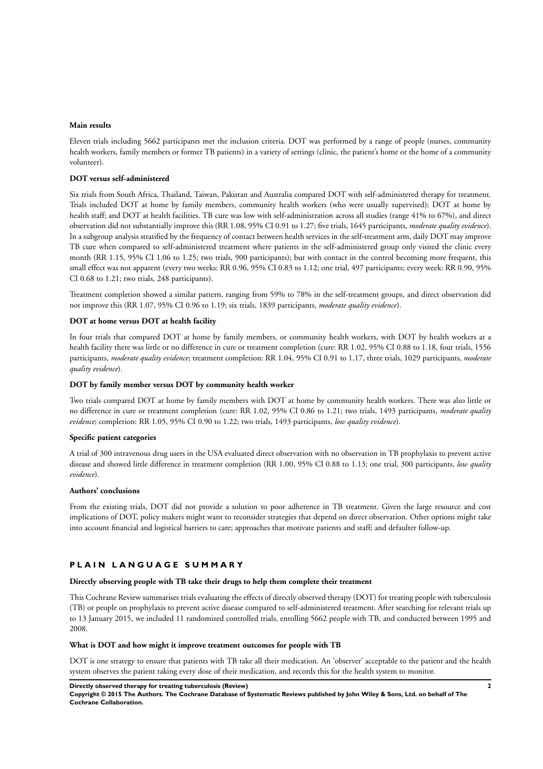### Main results

Eleven trials including 5662 participants met the inclusion criteria. DOT was performed by a range of people (nurses, community health workers, family members or former TB patients) in a variety of settings (clinic, the patient's home or the home of a community volunteer).

#### DOT versus self-administered

Six trials from South Africa, Thailand, Taiwan, Pakistan and Australia compared DOT with self-administered therapy for treatment. Trials included DOT at home by family members, community health workers (who were usually supervised); DOT at home by health staff; and DOT at health facilities. TB cure was low with self-administration across all studies (range 41% to 67%), and direct observation did not substantially improve this (RR 1.08, 95% CI 0.91 to 1.27; five trials, 1645 participants, *moderate quality evidence*). In a subgroup analysis stratified by the frequency of contact between health services in the self-treatment arm, daily DOT may improve TB cure when compared to self-administered treatment where patients in the self-administered group only visited the clinic every month (RR 1.15, 95% CI 1.06 to 1.25; two trials, 900 participants); but with contact in the control becoming more frequent, this small effect was not apparent (every two weeks: RR 0.96, 95% CI 0.83 to 1.12; one trial, 497 participants; every week: RR 0.90, 95% CI 0.68 to 1.21; two trials, 248 participants).

Treatment completion showed a similar pattern, ranging from 59% to 78% in the self-treatment groups, and direct observation did not improve this (RR 1.07, 95% CI 0.96 to 1.19; six trials, 1839 participants, *moderate quality evidence*).

#### DOT at home versus DOT at health facility

In four trials that compared DOT at home by family members, or community health workers, with DOT by health workers at a health facility there was little or no difference in cure or treatment completion (cure: RR 1.02, 95% CI 0.88 to 1.18, four trials, 1556 participants, *moderate quality evidence*; treatment completion: RR 1.04, 95% CI 0.91 to 1.17, three trials, 1029 participants, *moderate quality evidence*).

#### DOT by family member versus DOT by community health worker

Two trials compared DOT at home by family members with DOT at home by community health workers. There was also little or no difference in cure or treatment completion (cure: RR 1.02, 95% CI 0.86 to 1.21; two trials, 1493 participants, *moderate quality evidence*; completion: RR 1.05, 95% CI 0.90 to 1.22; two trials, 1493 participants, *low quality evidence*).

#### Specific patient categories

A trial of 300 intravenous drug users in the USA evaluated direct observation with no observation in TB prophylaxis to prevent active disease and showed little difference in treatment completion (RR 1.00, 95% CI 0.88 to 1.13; one trial, 300 participants, *low quality evidence*).

### Authors' conclusions

From the existing trials, DOT did not provide a solution to poor adherence in TB treatment. Given the large resource and cost implications of DOT, policy makers might want to reconsider strategies that depend on direct observation. Other options might take into account financial and logistical barriers to care; approaches that motivate patients and staff; and defaulter follow-up.

## PLAIN LANGUAGE SUMMARY

### Directly observing people with TB take their drugs to help them complete their treatment

This Cochrane Review summarises trials evaluating the effects of directly observed therapy (DOT) for treating people with tuberculosis (TB) or people on prophylaxis to prevent active disease compared to self-administered treatment. After searching for relevant trials up to 13 January 2015, we included 11 randomized controlled trials, enrolling 5662 people with TB, and conducted between 1995 and 2008.

### What is DOT and how might it improve treatment outcomes for people with TB

DOT is one strategy to ensure that patients with TB take all their medication. An 'observer' acceptable to the patient and the health system observes the patient taking every dose of their medication, and records this for the health system to monitor.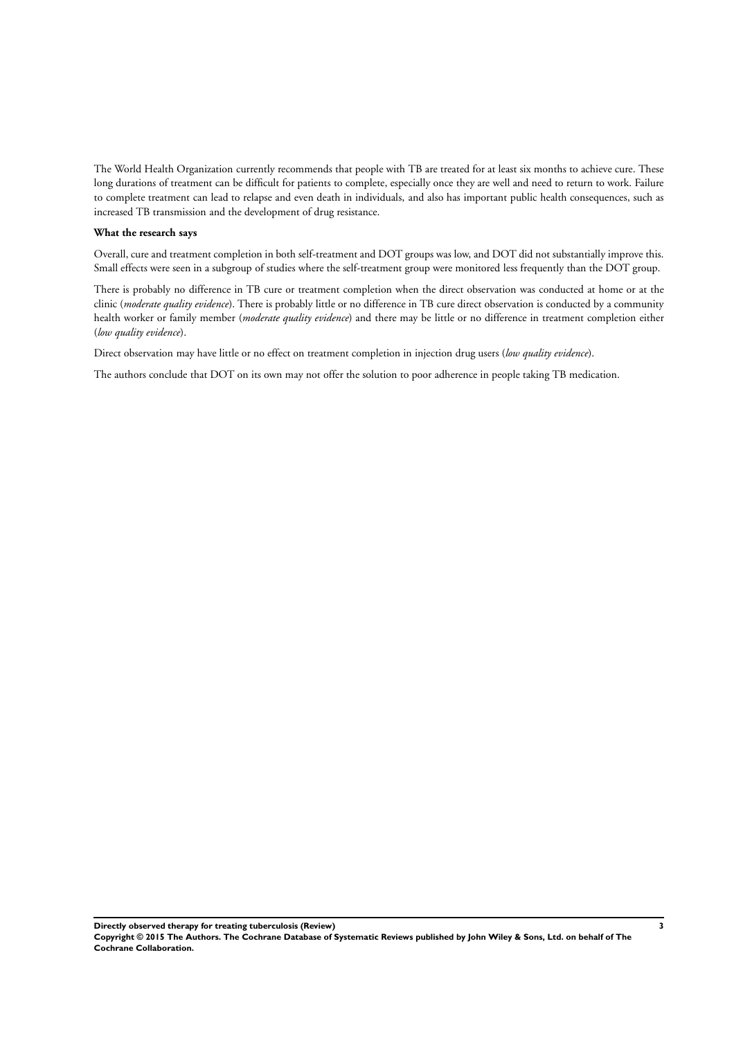The World Health Organization currently recommends that people with TB are treated for at least six months to achieve cure. These long durations of treatment can be difficult for patients to complete, especially once they are well and need to return to work. Failure to complete treatment can lead to relapse and even death in individuals, and also has important public health consequences, such as increased TB transmission and the development of drug resistance.

**What the research says**

Overall, cure and treatment completion in both self-treatment and DOT groups was low, and DOT did not substantially improve this. Small effects were seen in a subgroup of studies where the self-treatment group were monitored less frequently than the DOT group.

There is probably no difference in TB cure or treatment completion when the direct observation was conducted at home or at the clinic (*moderate quality evidence*). There is probably little or no difference in TB cure direct observation is conducted by a community health worker or family member (*moderate quality evidence*) and there may be little or no difference in treatment completion either (*low quality evidence*).

Direct observation may have little or no effect on treatment completion in injection drug users (*low quality evidence*).

The authors conclude that DOT on its own may not offer the solution to poor adherence in people taking TB medication.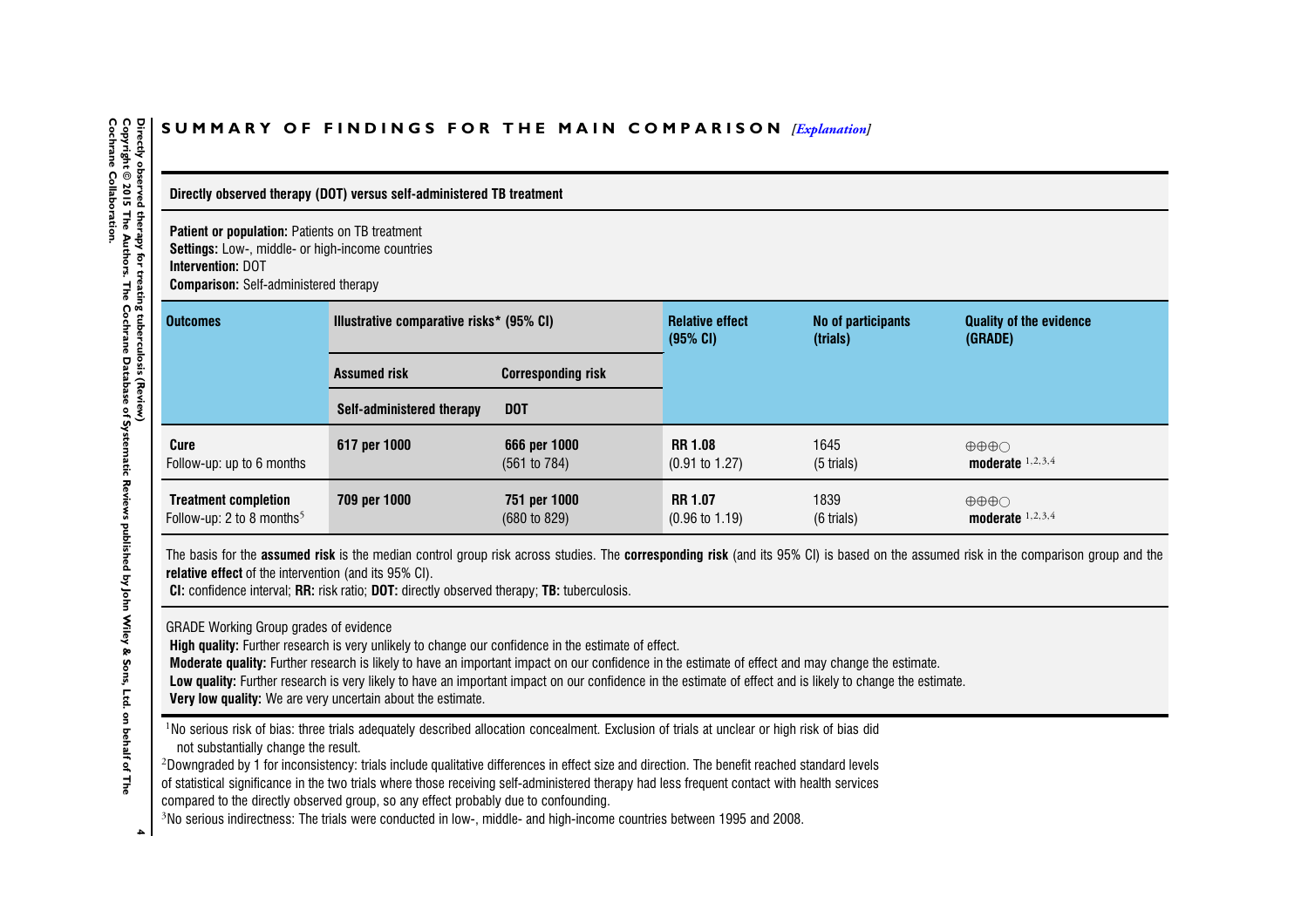## SUMMARY OF FINDINGS FOR THE MAIN COMPARISON *[Explanation]*

**Directly observed therapy (DOT) versus self-administered TB treatment**

**Patient or population:** Patients on TB treatment
**Settings:** Low-, middle- or high-income countries
**Intervention:** DOT
**Comparison:** Self-administered therapy

| Outcomes | Illustrative comparative risks* (95% CI) | | Relative effect (95% CI) | No of participants (trials) | Quality of the evidence (GRADE) |
|---|---|---|---|---|---|
| | Assumed risk | Corresponding risk | | | |
| | Self-administered therapy | DOT | | | |
| **Cure**<br>Follow-up: up to 6 months | **617 per 1000** | **666 per 1000**<br>(561 to 784) | **RR 1.08**<br>(0.91 to 1.27) | 1645<br>(5 trials) | ⊕⊕⊕◯<br>**moderate** [1,2,3,4] |
| **Treatment completion**<br>Follow-up: 2 to 8 months[5] | **709 per 1000** | **751 per 1000**<br>(680 to 829) | **RR 1.07**<br>(0.96 to 1.19) | 1839<br>(6 trials) | ⊕⊕⊕◯<br>**moderate** [1,2,3,4] |

The basis for the **assumed risk** is the median control group risk across studies. The **corresponding risk** (and its 95% CI) is based on the assumed risk in the comparison group and the **relative effect** of the intervention (and its 95% CI).
**CI:** confidence interval; **RR:** risk ratio; **DOT:** directly observed therapy; **TB:** tuberculosis.

GRADE Working Group grades of evidence
**High quality:** Further research is very unlikely to change our confidence in the estimate of effect.
**Moderate quality:** Further research is likely to have an important impact on our confidence in the estimate of effect and may change the estimate.
**Low quality:** Further research is very likely to have an important impact on our confidence in the estimate of effect and is likely to change the estimate.
**Very low quality:** We are very uncertain about the estimate.

[1]No serious risk of bias: three trials adequately described allocation concealment. Exclusion of trials at unclear or high risk of bias did not substantially change the result.
[2]Downgraded by 1 for inconsistency: trials include qualitative differences in effect size and direction. The benefit reached standard levels of statistical significance in the two trials where those receiving self-administered therapy had less frequent contact with health services compared to the directly observed group, so any effect probably due to confounding.
[3]No serious indirectness: The trials were conducted in low-, middle- and high-income countries between 1995 and 2008.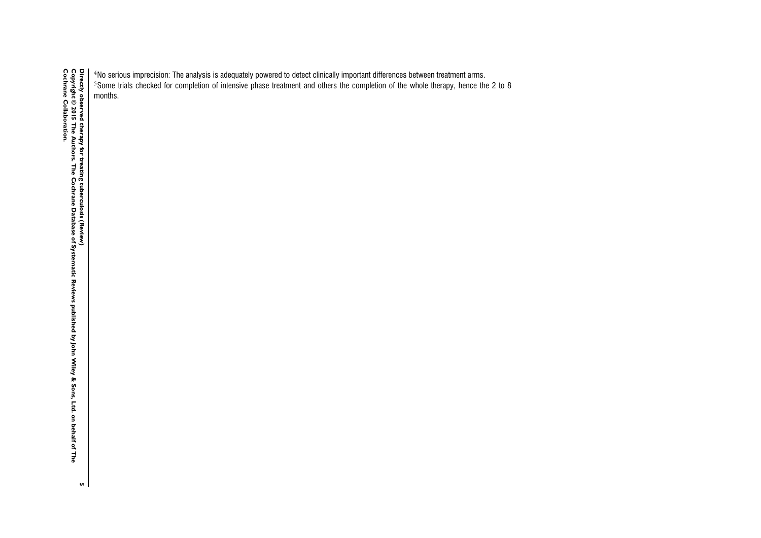[4]No serious imprecision: The analysis is adequately powered to detect clinically important differences between treatment arms.

[5]Some trials checked for completion of intensive phase treatment and others the completion of the whole therapy, hence the 2 to 8 months.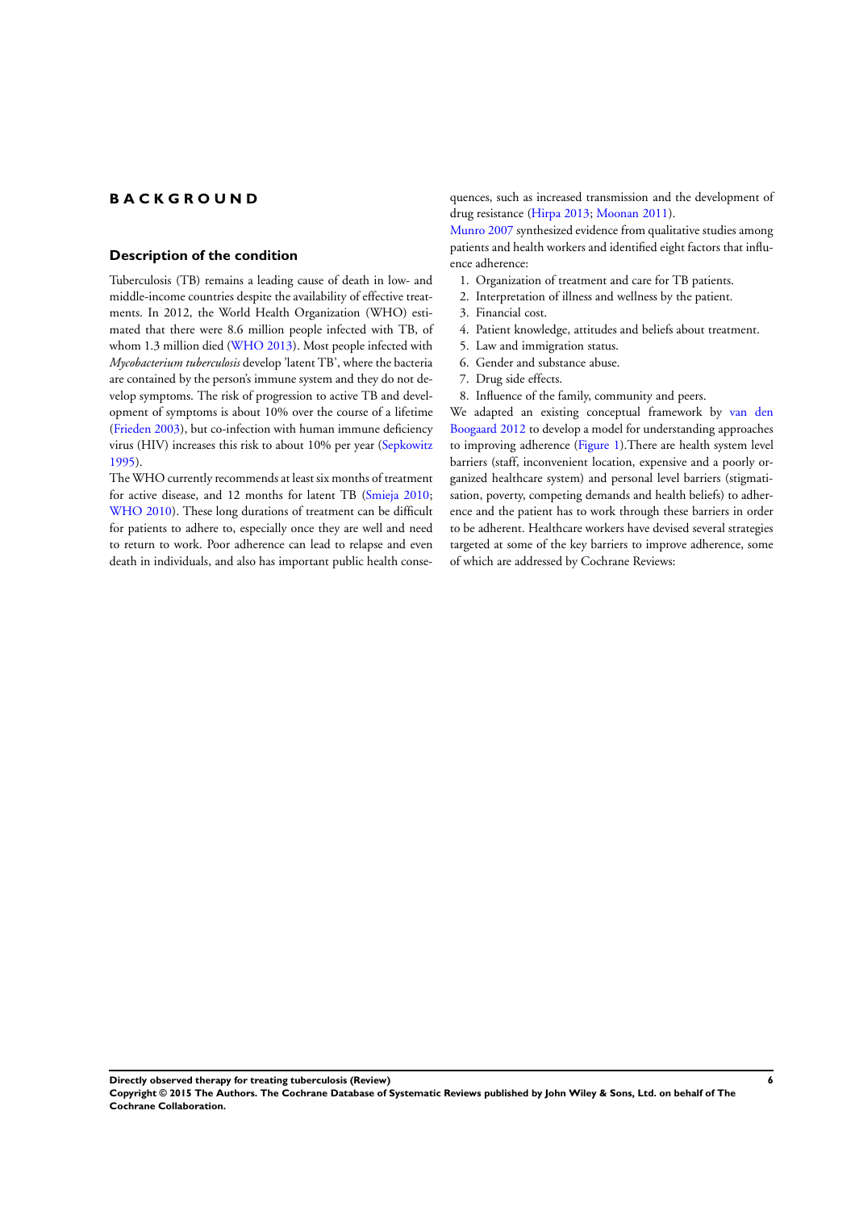# BACKGROUND

## Description of the condition

Tuberculosis (TB) remains a leading cause of death in low- and middle-income countries despite the availability of effective treatments. In 2012, the World Health Organization (WHO) estimated that there were 8.6 million people infected with TB, of whom 1.3 million died (WHO 2013). Most people infected with *Mycobacterium tuberculosis* develop 'latent TB', where the bacteria are contained by the person's immune system and they do not develop symptoms. The risk of progression to active TB and development of symptoms is about 10% over the course of a lifetime (Frieden 2003), but co-infection with human immune deficiency virus (HIV) increases this risk to about 10% per year (Sepkowitz 1995).

The WHO currently recommends at least six months of treatment for active disease, and 12 months for latent TB (Smieja 2010; WHO 2010). These long durations of treatment can be difficult for patients to adhere to, especially once they are well and need to return to work. Poor adherence can lead to relapse and even death in individuals, and also has important public health consequences, such as increased transmission and the development of drug resistance (Hirpa 2013; Moonan 2011).

Munro 2007 synthesized evidence from qualitative studies among patients and health workers and identified eight factors that influence adherence:

1. Organization of treatment and care for TB patients.
2. Interpretation of illness and wellness by the patient.
3. Financial cost.
4. Patient knowledge, attitudes and beliefs about treatment.
5. Law and immigration status.
6. Gender and substance abuse.
7. Drug side effects.
8. Influence of the family, community and peers.

We adapted an existing conceptual framework by van den Boogaard 2012 to develop a model for understanding approaches to improving adherence (Figure 1).There are health system level barriers (staff, inconvenient location, expensive and a poorly organized healthcare system) and personal level barriers (stigmatisation, poverty, competing demands and health beliefs) to adherence and the patient has to work through these barriers in order to be adherent. Healthcare workers have devised several strategies targeted at some of the key barriers to improve adherence, some of which are addressed by Cochrane Reviews: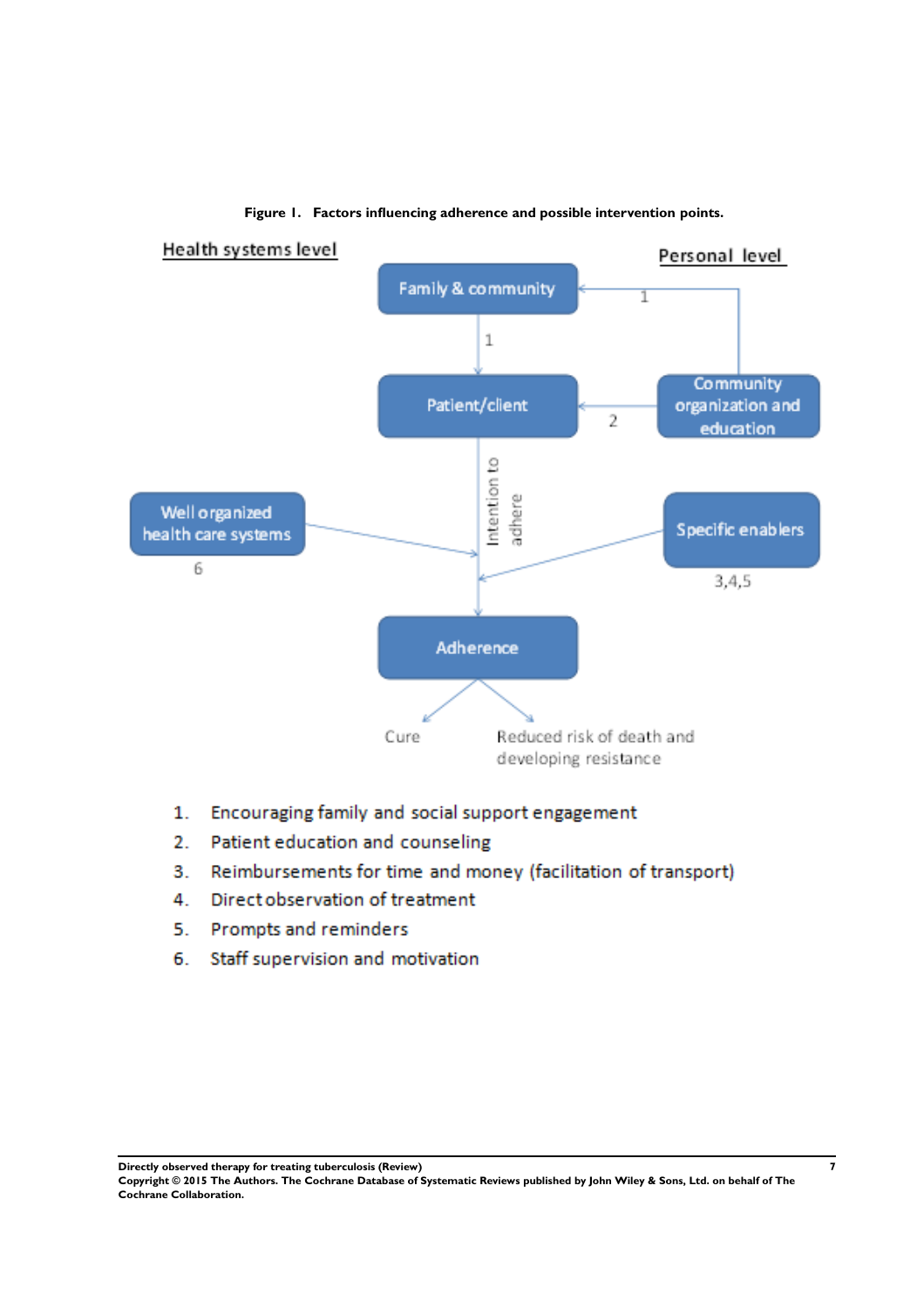**Figure 1. Factors influencing adherence and possible intervention points.**

Health systems level

Personal level

Family & community

Patient/client

Community organization and education

Intention to adhere

Well organized health care systems

6

Specific enablers

3,4,5

Adherence

Cure

Reduced risk of death and developing resistance

1. Encouraging family and social support engagement
2. Patient education and counseling
3. Reimbursements for time and money (facilitation of transport)
4. Direct observation of treatment
5. Prompts and reminders
6. Staff supervision and motivation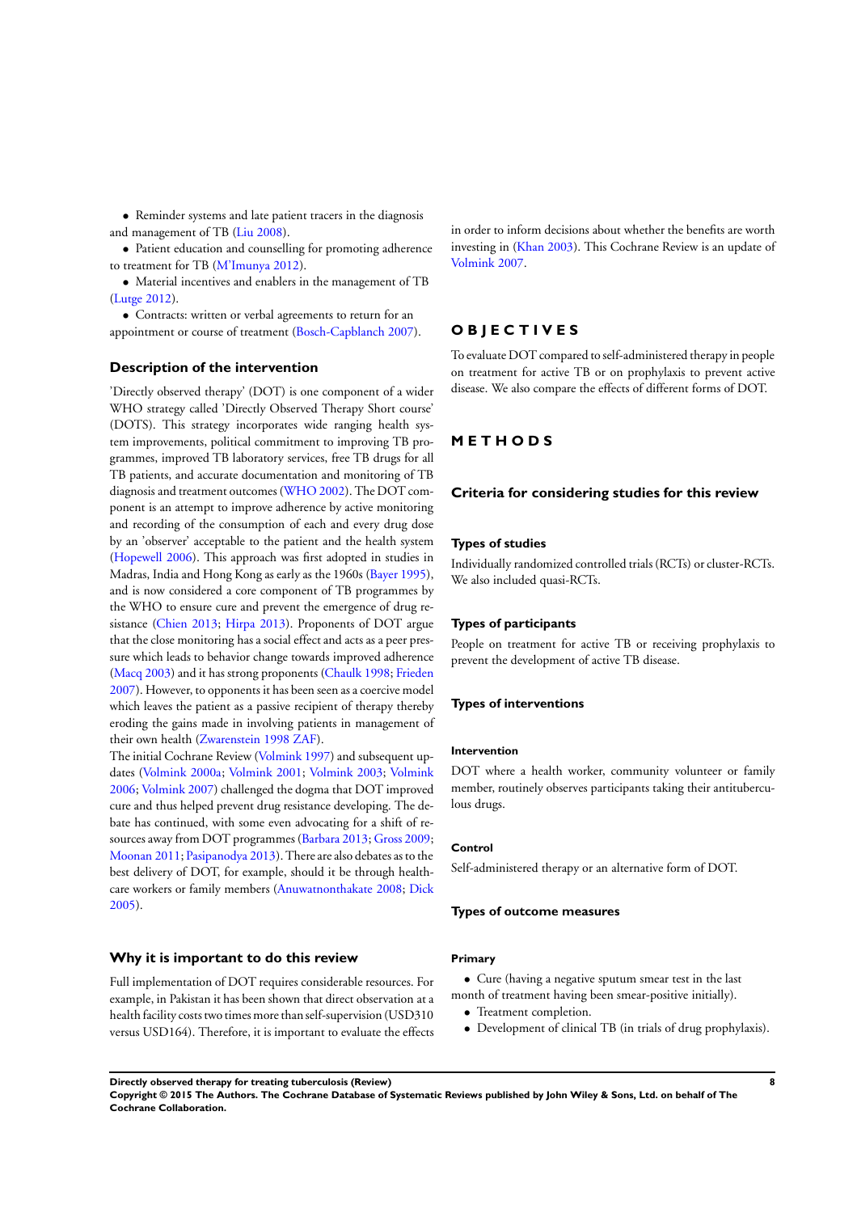- Reminder systems and late patient tracers in the diagnosis and management of TB (Liu 2008).
- Patient education and counselling for promoting adherence to treatment for TB (M'Imunya 2012).
- Material incentives and enablers in the management of TB (Lutge 2012).
- Contracts: written or verbal agreements to return for an appointment or course of treatment (Bosch-Capblanch 2007).

### Description of the intervention

'Directly observed therapy' (DOT) is one component of a wider WHO strategy called 'Directly Observed Therapy Short course' (DOTS). This strategy incorporates wide ranging health system improvements, political commitment to improving TB programmes, improved TB laboratory services, free TB drugs for all TB patients, and accurate documentation and monitoring of TB diagnosis and treatment outcomes (WHO 2002). The DOT component is an attempt to improve adherence by active monitoring and recording of the consumption of each and every drug dose by an 'observer' acceptable to the patient and the health system (Hopewell 2006). This approach was first adopted in studies in Madras, India and Hong Kong as early as the 1960s (Bayer 1995), and is now considered a core component of TB programmes by the WHO to ensure cure and prevent the emergence of drug resistance (Chien 2013; Hirpa 2013). Proponents of DOT argue that the close monitoring has a social effect and acts as a peer pressure which leads to behavior change towards improved adherence (Macq 2003) and it has strong proponents (Chaulk 1998; Frieden 2007). However, to opponents it has been seen as a coercive model which leaves the patient as a passive recipient of therapy thereby eroding the gains made in involving patients in management of their own health (Zwarenstein 1998 ZAF).

The initial Cochrane Review (Volmink 1997) and subsequent updates (Volmink 2000a; Volmink 2001; Volmink 2003; Volmink 2006; Volmink 2007) challenged the dogma that DOT improved cure and thus helped prevent drug resistance developing. The debate has continued, with some even advocating for a shift of resources away from DOT programmes (Barbara 2013; Gross 2009; Moonan 2011; Pasipanodya 2013). There are also debates as to the best delivery of DOT, for example, should it be through healthcare workers or family members (Anuwatnonthakate 2008; Dick 2005).

### Why it is important to do this review

Full implementation of DOT requires considerable resources. For example, in Pakistan it has been shown that direct observation at a health facility costs two times more than self-supervision (USD310 versus USD164). Therefore, it is important to evaluate the effects in order to inform decisions about whether the benefits are worth investing in (Khan 2003). This Cochrane Review is an update of Volmink 2007.

# OBJECTIVES

To evaluate DOT compared to self-administered therapy in people on treatment for active TB or on prophylaxis to prevent active disease. We also compare the effects of different forms of DOT.

# METHODS

## Criteria for considering studies for this review

### Types of studies

Individually randomized controlled trials (RCTs) or cluster-RCTs. We also included quasi-RCTs.

### Types of participants

People on treatment for active TB or receiving prophylaxis to prevent the development of active TB disease.

### Types of interventions

#### Intervention

DOT where a health worker, community volunteer or family member, routinely observes participants taking their antituberculous drugs.

#### Control

Self-administered therapy or an alternative form of DOT.

### Types of outcome measures

#### Primary

- Cure (having a negative sputum smear test in the last month of treatment having been smear-positive initially).
- Treatment completion.
- Development of clinical TB (in trials of drug prophylaxis).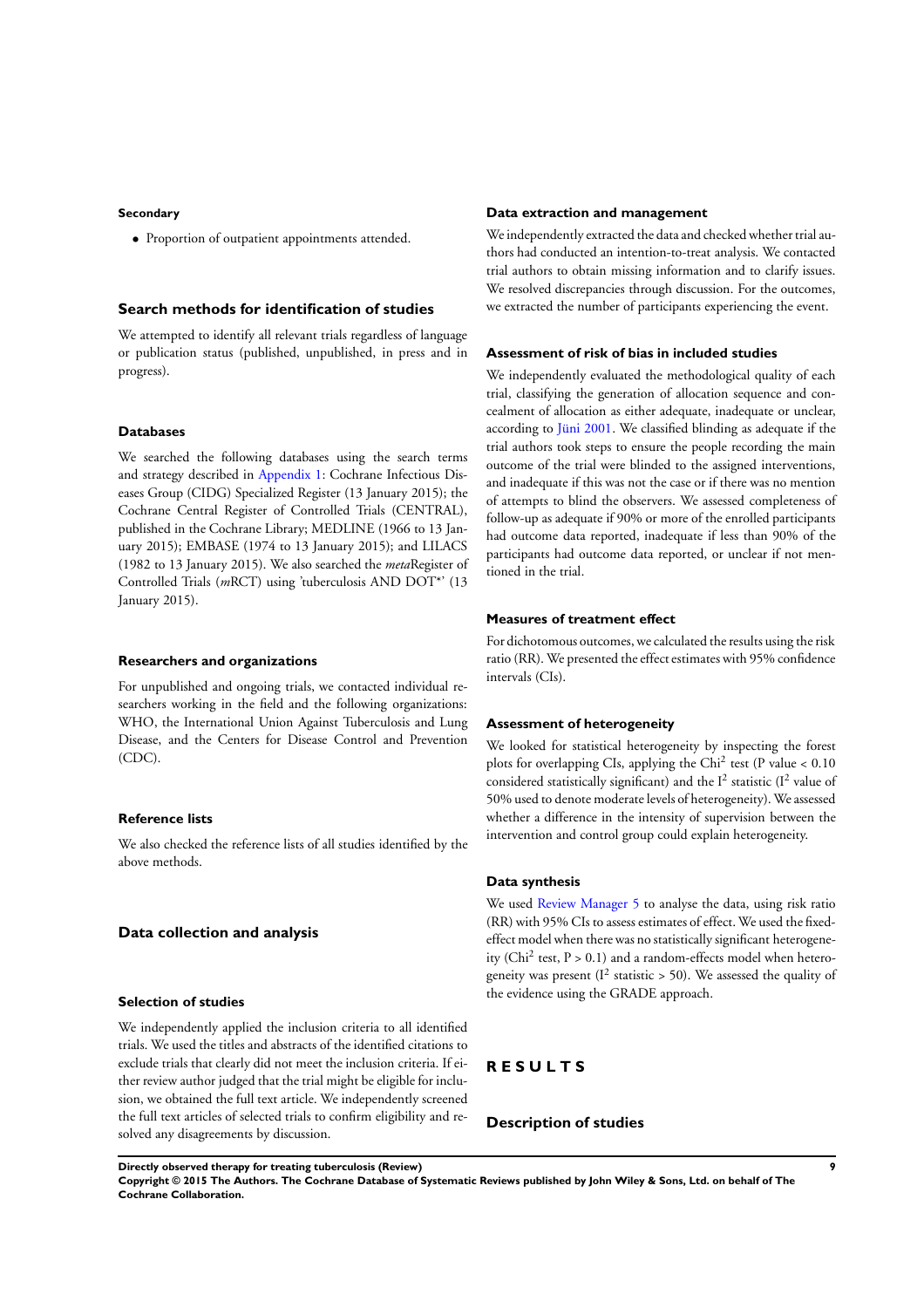#### Secondary

- Proportion of outpatient appointments attended.

### Search methods for identification of studies

We attempted to identify all relevant trials regardless of language or publication status (published, unpublished, in press and in progress).

#### Databases

We searched the following databases using the search terms and strategy described in Appendix 1: Cochrane Infectious Diseases Group (CIDG) Specialized Register (13 January 2015); the Cochrane Central Register of Controlled Trials (CENTRAL), published in the Cochrane Library; MEDLINE (1966 to 13 January 2015); EMBASE (1974 to 13 January 2015); and LILACS (1982 to 13 January 2015). We also searched the *meta*Register of Controlled Trials (*m*RCT) using 'tuberculosis AND DOT*' (13 January 2015).

#### Researchers and organizations

For unpublished and ongoing trials, we contacted individual researchers working in the field and the following organizations: WHO, the International Union Against Tuberculosis and Lung Disease, and the Centers for Disease Control and Prevention (CDC).

#### Reference lists

We also checked the reference lists of all studies identified by the above methods.

### Data collection and analysis

#### Selection of studies

We independently applied the inclusion criteria to all identified trials. We used the titles and abstracts of the identified citations to exclude trials that clearly did not meet the inclusion criteria. If either review author judged that the trial might be eligible for inclusion, we obtained the full text article. We independently screened the full text articles of selected trials to confirm eligibility and resolved any disagreements by discussion.

#### Data extraction and management

We independently extracted the data and checked whether trial authors had conducted an intention-to-treat analysis. We contacted trial authors to obtain missing information and to clarify issues. We resolved discrepancies through discussion. For the outcomes, we extracted the number of participants experiencing the event.

#### Assessment of risk of bias in included studies

We independently evaluated the methodological quality of each trial, classifying the generation of allocation sequence and concealment of allocation as either adequate, inadequate or unclear, according to Jüni 2001. We classified blinding as adequate if the trial authors took steps to ensure the people recording the main outcome of the trial were blinded to the assigned interventions, and inadequate if this was not the case or if there was no mention of attempts to blind the observers. We assessed completeness of follow-up as adequate if 90% or more of the enrolled participants had outcome data reported, inadequate if less than 90% of the participants had outcome data reported, or unclear if not mentioned in the trial.

#### Measures of treatment effect

For dichotomous outcomes, we calculated the results using the risk ratio (RR). We presented the effect estimates with 95% confidence intervals (CIs).

#### Assessment of heterogeneity

We looked for statistical heterogeneity by inspecting the forest plots for overlapping CIs, applying the $Chi^2$ test (P value $< 0.10$ considered statistically significant) and the $I^2$ statistic ($I^2$ value of 50% used to denote moderate levels of heterogeneity). We assessed whether a difference in the intensity of supervision between the intervention and control group could explain heterogeneity.

#### Data synthesis

We used Review Manager 5 to analyse the data, using risk ratio (RR) with 95% CIs to assess estimates of effect. We used the fixed-effect model when there was no statistically significant heterogeneity ($Chi^2$ test, $P > 0.1$) and a random-effects model when heterogeneity was present ($I^2$ statistic $> 50$). We assessed the quality of the evidence using the GRADE approach.

## RESULTS

### Description of studies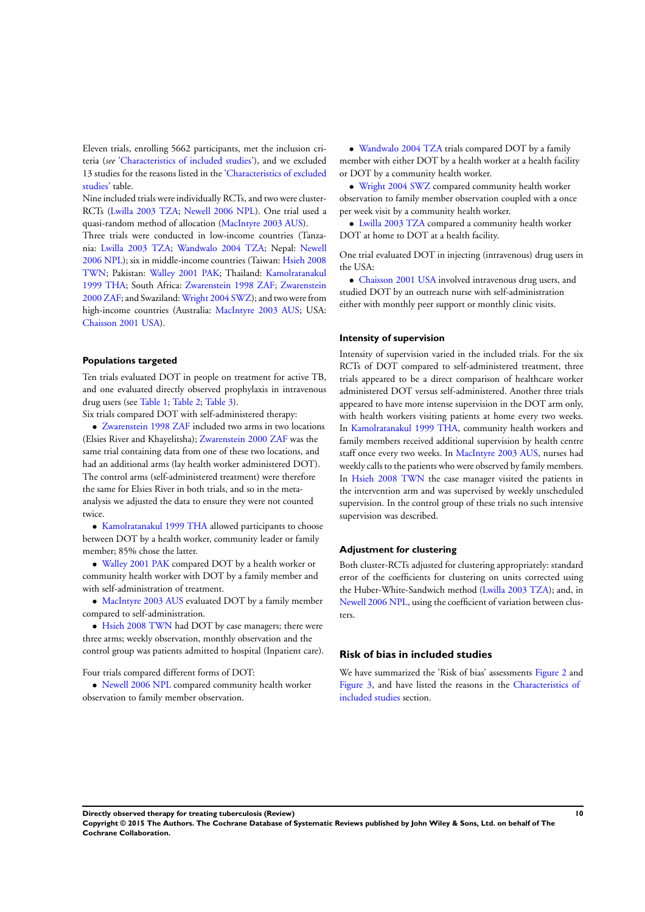Eleven trials, enrolling 5662 participants, met the inclusion criteria (*see* 'Characteristics of included studies'), and we excluded 13 studies for the reasons listed in the 'Characteristics of excluded studies' table.

Nine included trials were individually RCTs, and two were cluster-RCTs (Lwilla 2003 TZA; Newell 2006 NPL). One trial used a quasi-random method of allocation (MacIntyre 2003 AUS).

Three trials were conducted in low-income countries (Tanzania: Lwilla 2003 TZA; Wandwalo 2004 TZA; Nepal: Newell 2006 NPL); six in middle-income countries (Taiwan: Hsieh 2008 TWN; Pakistan: Walley 2001 PAK; Thailand: Kamolratanakul 1999 THA; South Africa: Zwarenstein 1998 ZAF; Zwarenstein 2000 ZAF; and Swaziland: Wright 2004 SWZ); and two were from high-income countries (Australia: MacIntyre 2003 AUS; USA: Chaisson 2001 USA).

### Populations targeted

Ten trials evaluated DOT in people on treatment for active TB, and one evaluated directly observed prophylaxis in intravenous drug users (see Table 1; Table 2; Table 3).

Six trials compared DOT with self-administered therapy:

- Zwarenstein 1998 ZAF included two arms in two locations (Elsies River and Khayelitsha); Zwarenstein 2000 ZAF was the same trial containing data from one of these two locations, and had an additional arms (lay health worker administered DOT). The control arms (self-administered treatment) were therefore the same for Elsies River in both trials, and so in the meta-analysis we adjusted the data to ensure they were not counted twice.
- Kamolratanakul 1999 THA allowed participants to choose between DOT by a health worker, community leader or family member; 85% chose the latter.
- Walley 2001 PAK compared DOT by a health worker or community health worker with DOT by a family member and with self-administration of treatment.
- MacIntyre 2003 AUS evaluated DOT by a family member compared to self-administration.
- Hsieh 2008 TWN had DOT by case managers; there were three arms; weekly observation, monthly observation and the control group was patients admitted to hospital (Inpatient care).

Four trials compared different forms of DOT:

- Newell 2006 NPL compared community health worker observation to family member observation.
- Wandwalo 2004 TZA trials compared DOT by a family member with either DOT by a health worker at a health facility or DOT by a community health worker.
- Wright 2004 SWZ compared community health worker observation to family member observation coupled with a once per week visit by a community health worker.
- Lwilla 2003 TZA compared a community health worker DOT at home to DOT at a health facility.

One trial evaluated DOT in injecting (intravenous) drug users in the USA:

- Chaisson 2001 USA involved intravenous drug users, and studied DOT by an outreach nurse with self-administration either with monthly peer support or monthly clinic visits.

### Intensity of supervision

Intensity of supervision varied in the included trials. For the six RCTs of DOT compared to self-administered treatment, three trials appeared to be a direct comparison of healthcare worker administered DOT versus self-administered. Another three trials appeared to have more intense supervision in the DOT arm only, with health workers visiting patients at home every two weeks. In Kamolratanakul 1999 THA, community health workers and family members received additional supervision by health centre staff once every two weeks. In MacIntyre 2003 AUS, nurses had weekly calls to the patients who were observed by family members. In Hsieh 2008 TWN the case manager visited the patients in the intervention arm and was supervised by weekly unscheduled supervision. In the control group of these trials no such intensive supervision was described.

### Adjustment for clustering

Both cluster-RCTs adjusted for clustering appropriately: standard error of the coefficients for clustering on units corrected using the Huber-White-Sandwich method (Lwilla 2003 TZA); and, in Newell 2006 NPL, using the coefficient of variation between clusters.

## Risk of bias in included studies

We have summarized the 'Risk of bias' assessments Figure 2 and Figure 3, and have listed the reasons in the Characteristics of included studies section.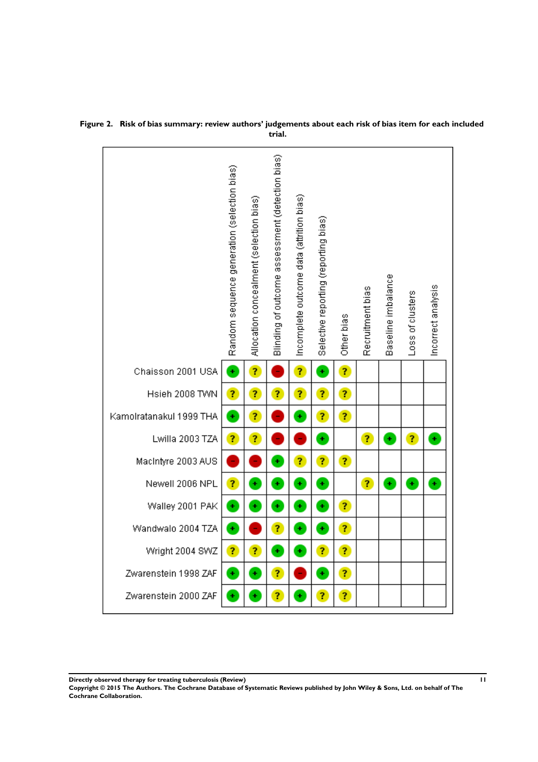**Figure 2. Risk of bias summary: review authors' judgements about each risk of bias item for each included trial.**

| | Random sequence generation (selection bias) | Allocation concealment (selection bias) | Blinding of outcome assessment (detection bias) | Incomplete outcome data (attrition bias) | Selective reporting (reporting bias) | Other bias | Recruitment bias | Baseline imbalance | Loss of clusters | Incorrect analysis |
|---|---|---|---|---|---|---|---|---|---|---|
| Chaisson 2001 USA | + | ? | − | ? | + | ? | | | | |
| Hsieh 2008 TWN | ? | ? | ? | ? | ? | ? | | | | |
| Kamolratanakul 1999 THA | + | ? | − | + | ? | ? | | | | |
| Lwilla 2003 TZA | ? | ? | − | − | + | | ? | + | ? | + |
| MacIntyre 2003 AUS | − | − | + | ? | ? | ? | | | | |
| Newell 2006 NPL | ? | + | + | + | + | | ? | + | + | + |
| Walley 2001 PAK | + | + | + | + | + | ? | | | | |
| Wandwalo 2004 TZA | + | − | ? | + | + | ? | | | | |
| Wright 2004 SWZ | ? | ? | + | + | ? | ? | | | | |
| Zwarenstein 1998 ZAF | + | + | ? | − | + | ? | | | | |
| Zwarenstein 2000 ZAF | + | + | ? | + | ? | ? | | | | |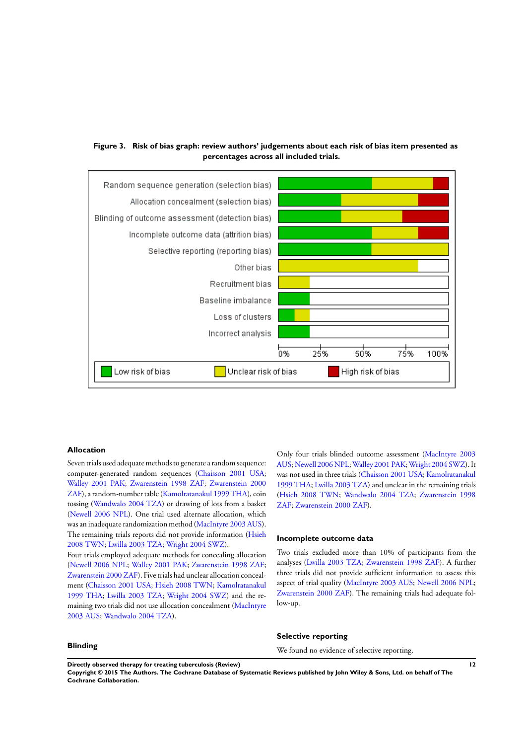**Figure 3. Risk of bias graph: review authors' judgements about each risk of bias item presented as percentages across all included trials.**

### Allocation

Seven trials used adequate methods to generate a random sequence: computer-generated random sequences (Chaisson 2001 USA; Walley 2001 PAK; Zwarenstein 1998 ZAF; Zwarenstein 2000 ZAF), a random-number table (Kamolratanakul 1999 THA), coin tossing (Wandwalo 2004 TZA) or drawing of lots from a basket (Newell 2006 NPL). One trial used alternate allocation, which was an inadequate randomization method (MacIntyre 2003 AUS). The remaining trials reports did not provide information (Hsieh 2008 TWN; Lwilla 2003 TZA; Wright 2004 SWZ).

Four trials employed adequate methods for concealing allocation (Newell 2006 NPL; Walley 2001 PAK; Zwarenstein 1998 ZAF; Zwarenstein 2000 ZAF). Five trials had unclear allocation concealment (Chaisson 2001 USA; Hsieh 2008 TWN; Kamolratanakul 1999 THA; Lwilla 2003 TZA; Wright 2004 SWZ) and the remaining two trials did not use allocation concealment (MacIntyre 2003 AUS; Wandwalo 2004 TZA).

### Blinding

Only four trials blinded outcome assessment (MacIntyre 2003 AUS; Newell 2006 NPL; Walley 2001 PAK; Wright 2004 SWZ). It was not used in three trials (Chaisson 2001 USA; Kamolratanakul 1999 THA; Lwilla 2003 TZA) and unclear in the remaining trials (Hsieh 2008 TWN; Wandwalo 2004 TZA; Zwarenstein 1998 ZAF; Zwarenstein 2000 ZAF).

### Incomplete outcome data

Two trials excluded more than 10% of participants from the analyses (Lwilla 2003 TZA; Zwarenstein 1998 ZAF). A further three trials did not provide sufficient information to assess this aspect of trial quality (MacIntyre 2003 AUS; Newell 2006 NPL; Zwarenstein 2000 ZAF). The remaining trials had adequate follow-up.

### Selective reporting

We found no evidence of selective reporting.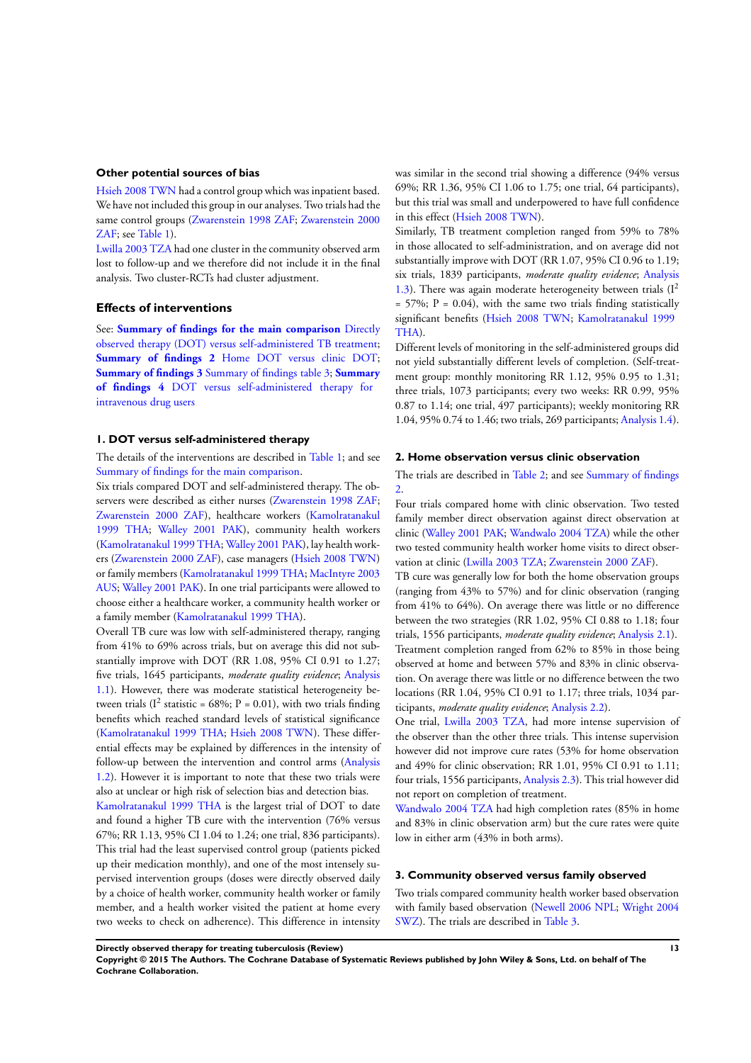### Other potential sources of bias

Hsieh 2008 TWN had a control group which was inpatient based. We have not included this group in our analyses. Two trials had the same control groups (Zwarenstein 1998 ZAF; Zwarenstein 2000 ZAF; see Table 1).

Lwilla 2003 TZA had one cluster in the community observed arm lost to follow-up and we therefore did not include it in the final analysis. Two cluster-RCTs had cluster adjustment.

## Effects of interventions

See: **Summary of findings for the main comparison** Directly observed therapy (DOT) versus self-administered TB treatment; **Summary of findings 2** Home DOT versus clinic DOT; **Summary of findings 3** Summary of findings table 3; **Summary of findings 4** DOT versus self-administered therapy for intravenous drug users

### 1. DOT versus self-administered therapy

The details of the interventions are described in Table 1; and see Summary of findings for the main comparison.

Six trials compared DOT and self-administered therapy. The observers were described as either nurses (Zwarenstein 1998 ZAF; Zwarenstein 2000 ZAF), healthcare workers (Kamolratanakul 1999 THA; Walley 2001 PAK), community health workers (Kamolratanakul 1999 THA; Walley 2001 PAK), lay health workers (Zwarenstein 2000 ZAF), case managers (Hsieh 2008 TWN) or family members (Kamolratanakul 1999 THA; MacIntyre 2003 AUS; Walley 2001 PAK). In one trial participants were allowed to choose either a healthcare worker, a community health worker or a family member (Kamolratanakul 1999 THA).

Overall TB cure was low with self-administered therapy, ranging from 41% to 69% across trials, but on average this did not substantially improve with DOT (RR 1.08, 95% CI 0.91 to 1.27; five trials, 1645 participants, *moderate quality evidence*; Analysis 1.1). However, there was moderate statistical heterogeneity between trials ($I^2$ statistic = 68%; P = 0.01), with two trials finding benefits which reached standard levels of statistical significance (Kamolratanakul 1999 THA; Hsieh 2008 TWN). These differential effects may be explained by differences in the intensity of follow-up between the intervention and control arms (Analysis 1.2). However it is important to note that these two trials were also at unclear or high risk of selection bias and detection bias.

Kamolratanakul 1999 THA is the largest trial of DOT to date and found a higher TB cure with the intervention (76% versus 67%; RR 1.13, 95% CI 1.04 to 1.24; one trial, 836 participants). This trial had the least supervised control group (patients picked up their medication monthly), and one of the most intensely supervised intervention groups (doses were directly observed daily by a choice of health worker, community health worker or family member, and a health worker visited the patient at home every two weeks to check on adherence). This difference in intensity was similar in the second trial showing a difference (94% versus 69%; RR 1.36, 95% CI 1.06 to 1.75; one trial, 64 participants), but this trial was small and underpowered to have full confidence in this effect (Hsieh 2008 TWN).

Similarly, TB treatment completion ranged from 59% to 78% in those allocated to self-administration, and on average did not substantially improve with DOT (RR 1.07, 95% CI 0.96 to 1.19; six trials, 1839 participants, *moderate quality evidence*; Analysis 1.3). There was again moderate heterogeneity between trials ($I^2$ = 57%; P = 0.04), with the same two trials finding statistically significant benefits (Hsieh 2008 TWN; Kamolratanakul 1999 THA).

Different levels of monitoring in the self-administered groups did not yield substantially different levels of completion. (Self-treatment group: monthly monitoring RR 1.12, 95% 0.95 to 1.31; three trials, 1073 participants; every two weeks: RR 0.99, 95% 0.87 to 1.14; one trial, 497 participants); weekly monitoring RR 1.04, 95% 0.74 to 1.46; two trials, 269 participants; Analysis 1.4).

### 2. Home observation versus clinic observation

The trials are described in Table 2; and see Summary of findings 2.

Four trials compared home with clinic observation. Two tested family member direct observation against direct observation at clinic (Walley 2001 PAK; Wandwalo 2004 TZA) while the other two tested community health worker home visits to direct observation at clinic (Lwilla 2003 TZA; Zwarenstein 2000 ZAF).

TB cure was generally low for both the home observation groups (ranging from 43% to 57%) and for clinic observation (ranging from 41% to 64%). On average there was little or no difference between the two strategies (RR 1.02, 95% CI 0.88 to 1.18; four trials, 1556 participants, *moderate quality evidence*; Analysis 2.1).

Treatment completion ranged from 62% to 85% in those being observed at home and between 57% and 83% in clinic observation. On average there was little or no difference between the two locations (RR 1.04, 95% CI 0.91 to 1.17; three trials, 1034 participants, *moderate quality evidence*; Analysis 2.2).

One trial, Lwilla 2003 TZA, had more intense supervision of the observer than the other three trials. This intense supervision however did not improve cure rates (53% for home observation and 49% for clinic observation; RR 1.01, 95% CI 0.91 to 1.11; four trials, 1556 participants, Analysis 2.3). This trial however did not report on completion of treatment.

Wandwalo 2004 TZA had high completion rates (85% in home and 83% in clinic observation arm) but the cure rates were quite low in either arm (43% in both arms).

### 3. Community observed versus family observed

Two trials compared community health worker based observation with family based observation (Newell 2006 NPL; Wright 2004 SWZ). The trials are described in Table 3.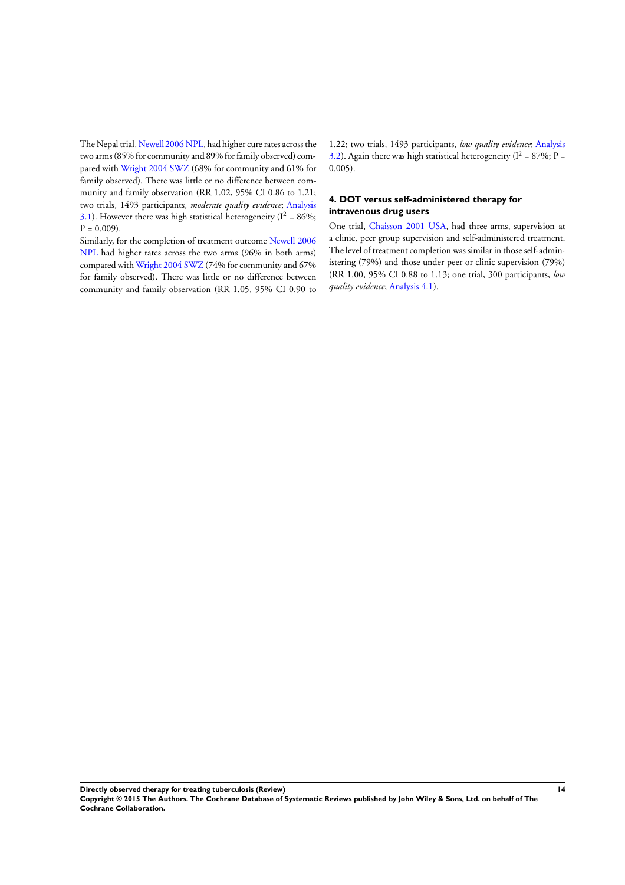The Nepal trial, Newell 2006 NPL, had higher cure rates across the two arms (85% for community and 89% for family observed) compared with Wright 2004 SWZ (68% for community and 61% for family observed). There was little or no difference between community and family observation (RR 1.02, 95% CI 0.86 to 1.21; two trials, 1493 participants, *moderate quality evidence*; Analysis 3.1). However there was high statistical heterogeneity ($I^2$ = 86%; P = 0.009).

Similarly, for the completion of treatment outcome Newell 2006 NPL had higher rates across the two arms (96% in both arms) compared with Wright 2004 SWZ (74% for community and 67% for family observed). There was little or no difference between community and family observation (RR 1.05, 95% CI 0.90 to 1.22; two trials, 1493 participants, *low quality evidence*; Analysis 3.2). Again there was high statistical heterogeneity ($I^2$ = 87%; P = 0.005).

### 4. DOT versus self-administered therapy for intravenous drug users

One trial, Chaisson 2001 USA, had three arms, supervision at a clinic, peer group supervision and self-administered treatment. The level of treatment completion was similar in those self-administering (79%) and those under peer or clinic supervision (79%) (RR 1.00, 95% CI 0.88 to 1.13; one trial, 300 participants, *low quality evidence*; Analysis 4.1).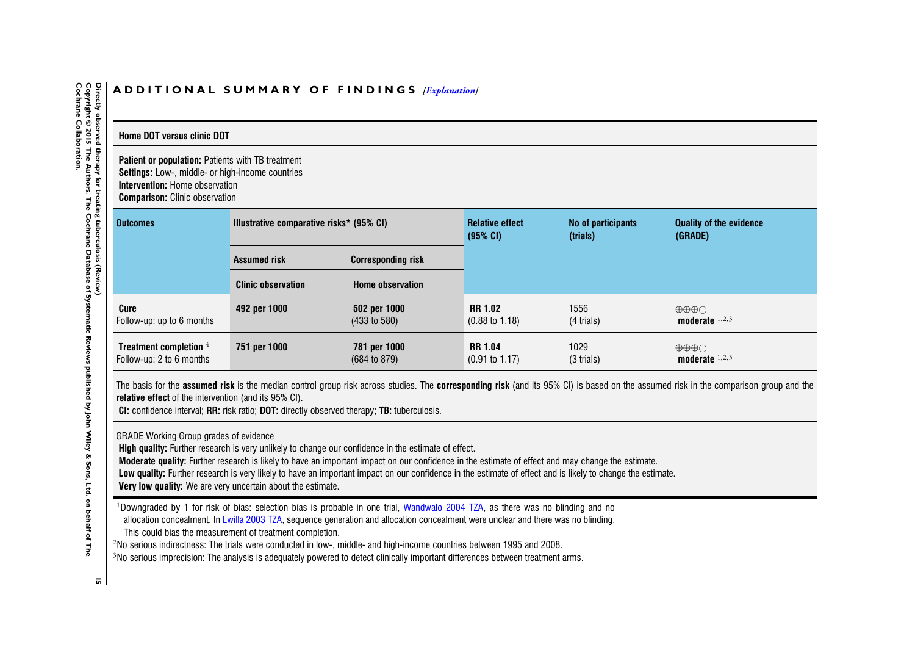## ADDITIONAL SUMMARY OF FINDINGS *[Explanation]*

**Home DOT versus clinic DOT**

**Patient or population:** Patients with TB treatment
**Settings:** Low-, middle- or high-income countries
**Intervention:** Home observation
**Comparison:** Clinic observation

| Outcomes | Illustrative comparative risks* (95% CI) | | Relative effect (95% CI) | No of participants (trials) | Quality of the evidence (GRADE) |
|---|---|---|---|---|---|
| | Assumed risk | Corresponding risk | | | |
| | Clinic observation | Home observation | | | |
| **Cure** Follow-up: up to 6 months | **492 per 1000** | **502 per 1000** (433 to 580) | **RR 1.02** (0.88 to 1.18) | 1556 (4 trials) | ⊕⊕⊕○ **moderate** [1,2,3] |
| **Treatment completion** [4] Follow-up: 2 to 6 months | **751 per 1000** | **781 per 1000** (684 to 879) | **RR 1.04** (0.91 to 1.17) | 1029 (3 trials) | ⊕⊕⊕○ **moderate** [1,2,3] |

The basis for the **assumed risk** is the median control group risk across studies. The **corresponding risk** (and its 95% CI) is based on the assumed risk in the comparison group and the **relative effect** of the intervention (and its 95% CI).
**CI:** confidence interval; **RR:** risk ratio; **DOT:** directly observed therapy; **TB:** tuberculosis.

GRADE Working Group grades of evidence
**High quality:** Further research is very unlikely to change our confidence in the estimate of effect.
**Moderate quality:** Further research is likely to have an important impact on our confidence in the estimate of effect and may change the estimate.
**Low quality:** Further research is very likely to have an important impact on our confidence in the estimate of effect and is likely to change the estimate.
**Very low quality:** We are very uncertain about the estimate.

[1]Downgraded by 1 for risk of bias: selection bias is probable in one trial, Wandwalo 2004 TZA, as there was no blinding and no allocation concealment. In Lwilla 2003 TZA, sequence generation and allocation concealment were unclear and there was no blinding. This could bias the measurement of treatment completion.
[2]No serious indirectness: The trials were conducted in low-, middle- and high-income countries between 1995 and 2008.
[3]No serious imprecision: The analysis is adequately powered to detect clinically important differences between treatment arms.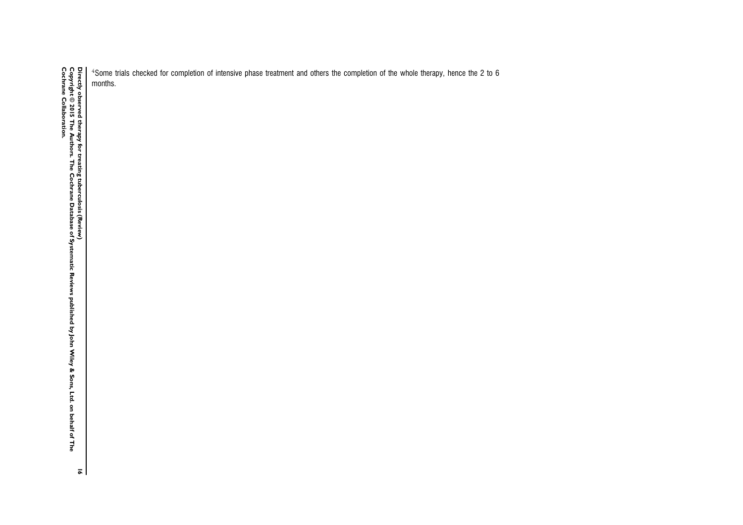[4]Some trials checked for completion of intensive phase treatment and others the completion of the whole therapy, hence the 2 to 6 months.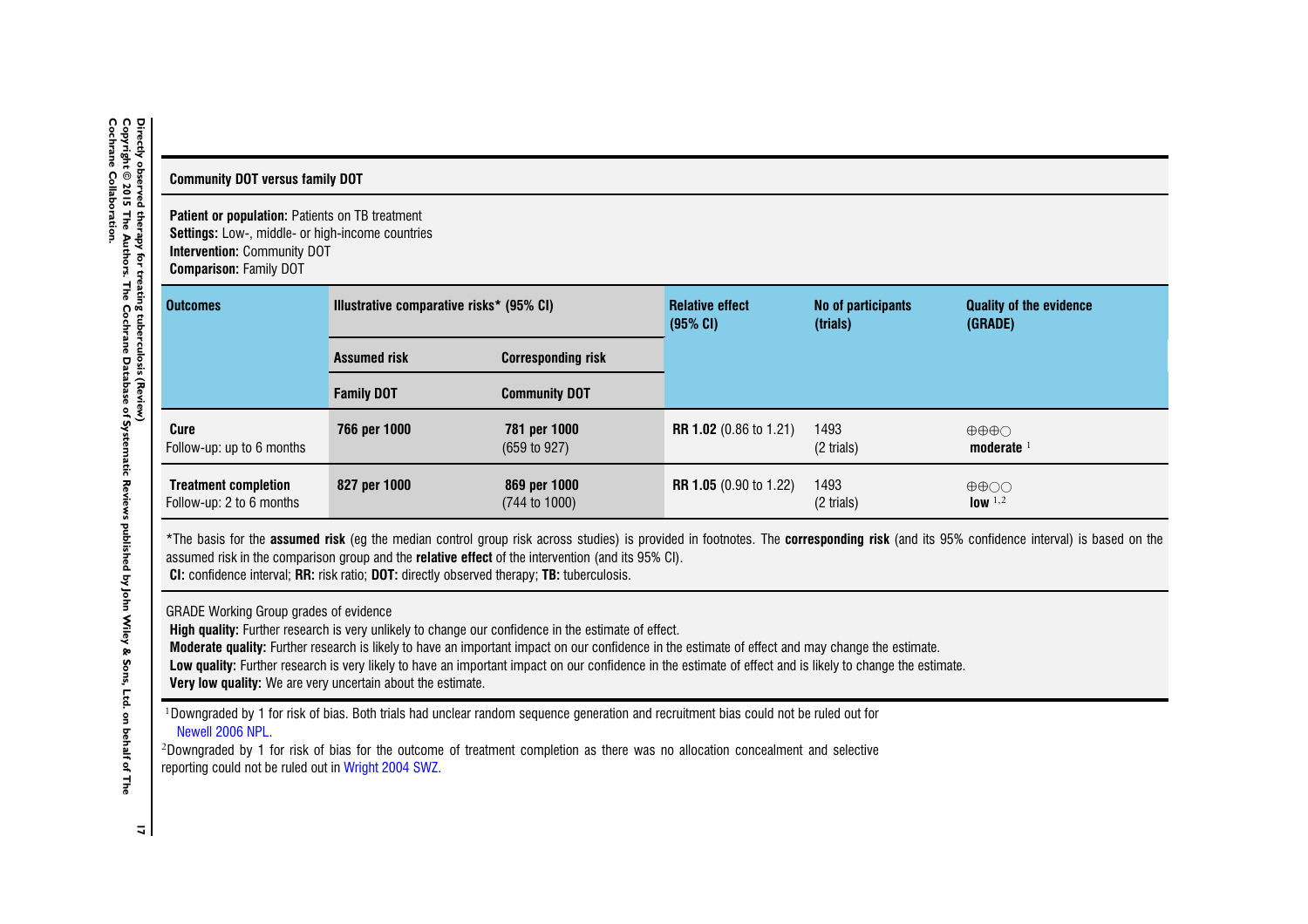**Community DOT versus family DOT**

**Patient or population:** Patients on TB treatment
**Settings:** Low-, middle- or high-income countries
**Intervention:** Community DOT
**Comparison:** Family DOT

| Outcomes | Illustrative comparative risks* (95% CI) | | Relative effect (95% CI) | No of participants (trials) | Quality of the evidence (GRADE) |
|---|---|---|---|---|---|
| | Assumed risk | Corresponding risk | | | |
| | Family DOT | Community DOT | | | |
| **Cure** Follow-up: up to 6 months | **766 per 1000** | **781 per 1000** (659 to 927) | **RR 1.02** (0.86 to 1.21) | 1493 (2 trials) | ⊕⊕⊕○ **moderate** [1] |
| **Treatment completion** Follow-up: 2 to 6 months | **827 per 1000** | **869 per 1000** (744 to 1000) | **RR 1.05** (0.90 to 1.22) | 1493 (2 trials) | ⊕⊕○○ **low** [1,2] |

*The basis for the **assumed risk** (eg the median control group risk across studies) is provided in footnotes. The **corresponding risk** (and its 95% confidence interval) is based on the assumed risk in the comparison group and the **relative effect** of the intervention (and its 95% CI).
**CI:** confidence interval; **RR:** risk ratio; **DOT:** directly observed therapy; **TB:** tuberculosis.

GRADE Working Group grades of evidence
**High quality:** Further research is very unlikely to change our confidence in the estimate of effect.
**Moderate quality:** Further research is likely to have an important impact on our confidence in the estimate of effect and may change the estimate.
**Low quality:** Further research is very likely to have an important impact on our confidence in the estimate of effect and is likely to change the estimate.
**Very low quality:** We are very uncertain about the estimate.

[1] Downgraded by 1 for risk of bias. Both trials had unclear random sequence generation and recruitment bias could not be ruled out for Newell 2006 NPL.

[2] Downgraded by 1 for risk of bias for the outcome of treatment completion as there was no allocation concealment and selective reporting could not be ruled out in Wright 2004 SWZ.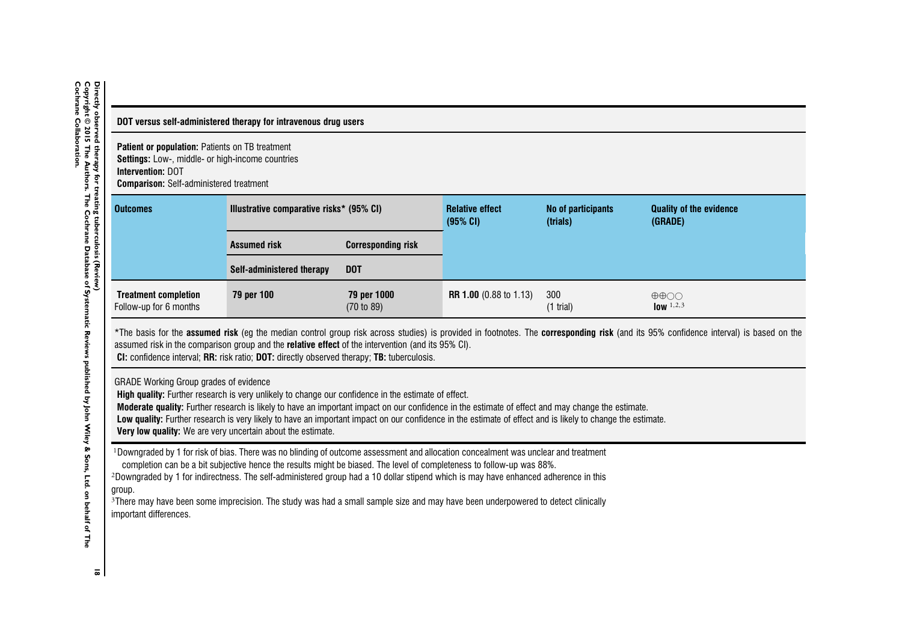**DOT versus self-administered therapy for intravenous drug users**

**Patient or population:** Patients on TB treatment
**Settings:** Low-, middle- or high-income countries
**Intervention:** DOT
**Comparison:** Self-administered treatment

| Outcomes | Illustrative comparative risks* (95% CI) | | Relative effect (95% CI) | No of participants (trials) | Quality of the evidence (GRADE) |
|---|---|---|---|---|---|
| | **Assumed risk** | **Corresponding risk** | | | |
| | **Self-administered therapy** | **DOT** | | | |
| **Treatment completion** Follow-up for 6 months | **79 per 100** | **79 per 1000** (70 to 89) | **RR 1.00** (0.88 to 1.13) | 300 (1 trial) | ⊕⊕○○ **low** [1,2,3] |

*The basis for the **assumed risk** (eg the median control group risk across studies) is provided in footnotes. The **corresponding risk** (and its 95% confidence interval) is based on the assumed risk in the comparison group and the **relative effect** of the intervention (and its 95% CI).
**CI:** confidence interval; **RR:** risk ratio; **DOT:** directly observed therapy; **TB:** tuberculosis.

GRADE Working Group grades of evidence
**High quality:** Further research is very unlikely to change our confidence in the estimate of effect.
**Moderate quality:** Further research is likely to have an important impact on our confidence in the estimate of effect and may change the estimate.
**Low quality:** Further research is very likely to have an important impact on our confidence in the estimate of effect and is likely to change the estimate.
**Very low quality:** We are very uncertain about the estimate.

[1] Downgraded by 1 for risk of bias. There was no blinding of outcome assessment and allocation concealment was unclear and treatment completion can be a bit subjective hence the results might be biased. The level of completeness to follow-up was 88%.
[2] Downgraded by 1 for indirectness. The self-administered group had a 10 dollar stipend which is may have enhanced adherence in this group.
[3] There may have been some imprecision. The study was had a small sample size and may have been underpowered to detect clinically important differences.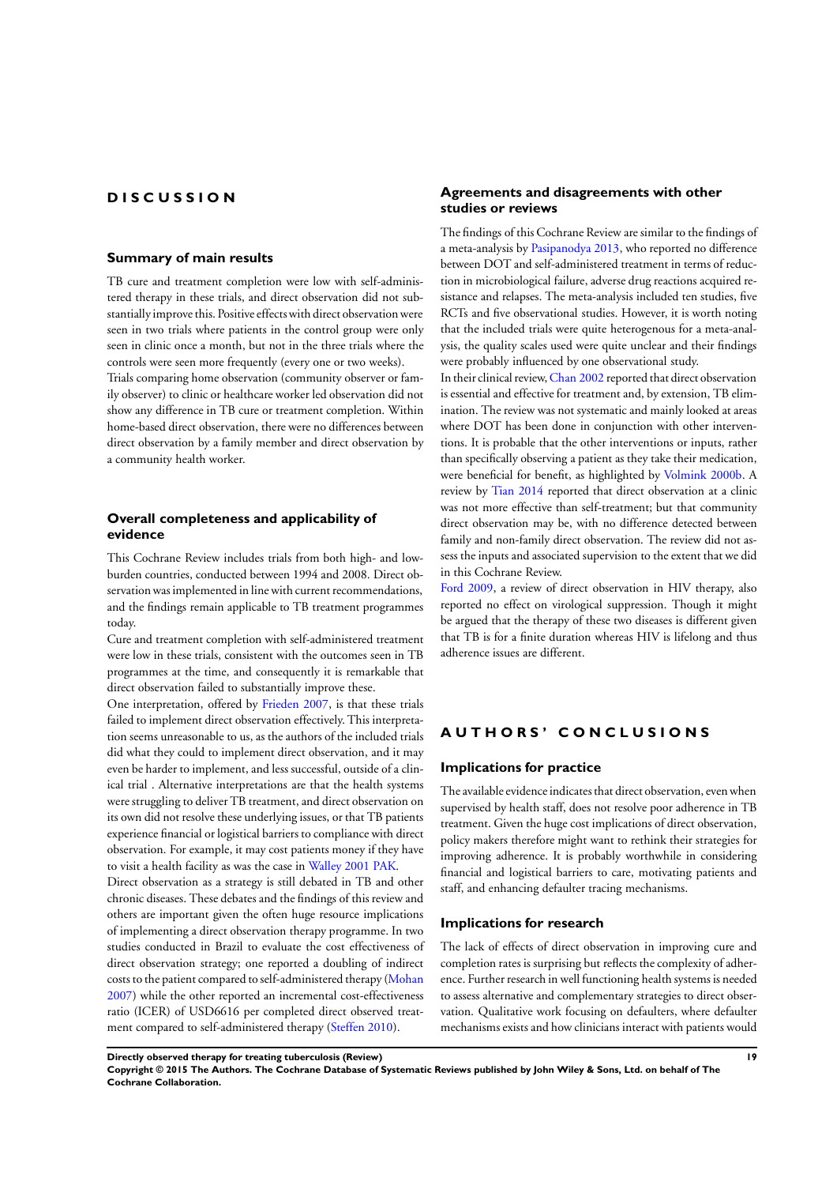# DISCUSSION

## Summary of main results

TB cure and treatment completion were low with self-administered therapy in these trials, and direct observation did not substantially improve this. Positive effects with direct observation were seen in two trials where patients in the control group were only seen in clinic once a month, but not in the three trials where the controls were seen more frequently (every one or two weeks).

Trials comparing home observation (community observer or family observer) to clinic or healthcare worker led observation did not show any difference in TB cure or treatment completion. Within home-based direct observation, there were no differences between direct observation by a family member and direct observation by a community health worker.

## Overall completeness and applicability of evidence

This Cochrane Review includes trials from both high- and low-burden countries, conducted between 1994 and 2008. Direct observation was implemented in line with current recommendations, and the findings remain applicable to TB treatment programmes today.

Cure and treatment completion with self-administered treatment were low in these trials, consistent with the outcomes seen in TB programmes at the time, and consequently it is remarkable that direct observation failed to substantially improve these.

One interpretation, offered by Frieden 2007, is that these trials failed to implement direct observation effectively. This interpretation seems unreasonable to us, as the authors of the included trials did what they could to implement direct observation, and it may even be harder to implement, and less successful, outside of a clinical trial . Alternative interpretations are that the health systems were struggling to deliver TB treatment, and direct observation on its own did not resolve these underlying issues, or that TB patients experience financial or logistical barriers to compliance with direct observation. For example, it may cost patients money if they have to visit a health facility as was the case in Walley 2001 PAK.

Direct observation as a strategy is still debated in TB and other chronic diseases. These debates and the findings of this review and others are important given the often huge resource implications of implementing a direct observation therapy programme. In two studies conducted in Brazil to evaluate the cost effectiveness of direct observation strategy; one reported a doubling of indirect costs to the patient compared to self-administered therapy (Mohan 2007) while the other reported an incremental cost-effectiveness ratio (ICER) of USD6616 per completed direct observed treatment compared to self-administered therapy (Steffen 2010).

## Agreements and disagreements with other studies or reviews

The findings of this Cochrane Review are similar to the findings of a meta-analysis by Pasipanodya 2013, who reported no difference between DOT and self-administered treatment in terms of reduction in microbiological failure, adverse drug reactions acquired resistance and relapses. The meta-analysis included ten studies, five RCTs and five observational studies. However, it is worth noting that the included trials were quite heterogenous for a meta-analysis, the quality scales used were quite unclear and their findings were probably influenced by one observational study.

In their clinical review, Chan 2002 reported that direct observation is essential and effective for treatment and, by extension, TB elimination. The review was not systematic and mainly looked at areas where DOT has been done in conjunction with other interventions. It is probable that the other interventions or inputs, rather than specifically observing a patient as they take their medication, were beneficial for benefit, as highlighted by Volmink 2000b. A review by Tian 2014 reported that direct observation at a clinic was not more effective than self-treatment; but that community direct observation may be, with no difference detected between family and non-family direct observation. The review did not assess the inputs and associated supervision to the extent that we did in this Cochrane Review.

Ford 2009, a review of direct observation in HIV therapy, also reported no effect on virological suppression. Though it might be argued that the therapy of these two diseases is different given that TB is for a finite duration whereas HIV is lifelong and thus adherence issues are different.

# AUTHORS' CONCLUSIONS

## Implications for practice

The available evidence indicates that direct observation, even when supervised by health staff, does not resolve poor adherence in TB treatment. Given the huge cost implications of direct observation, policy makers therefore might want to rethink their strategies for improving adherence. It is probably worthwhile in considering financial and logistical barriers to care, motivating patients and staff, and enhancing defaulter tracing mechanisms.

## Implications for research

The lack of effects of direct observation in improving cure and completion rates is surprising but reflects the complexity of adherence. Further research in well functioning health systems is needed to assess alternative and complementary strategies to direct observation. Qualitative work focusing on defaulters, where defaulter mechanisms exists and how clinicians interact with patients would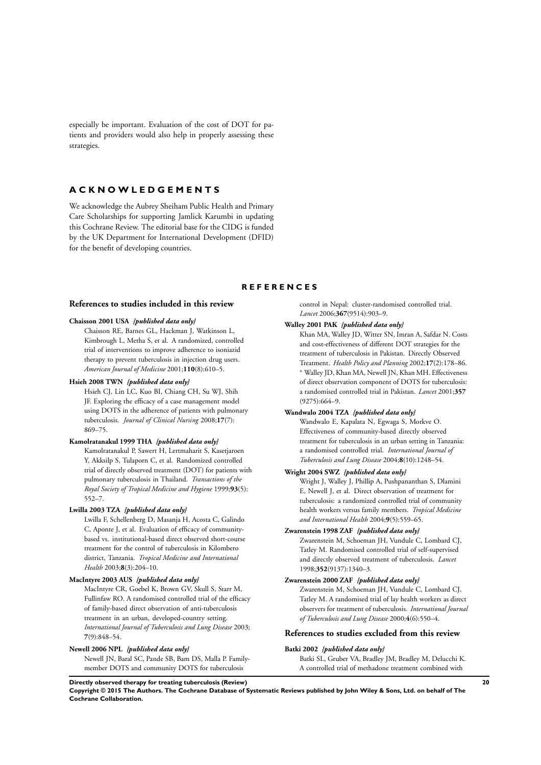especially be important. Evaluation of the cost of DOT for patients and providers would also help in properly assessing these strategies.

# ACKNOWLEDGEMENTS

We acknowledge the Aubrey Sheiham Public Health and Primary Care Scholarships for supporting Jamlick Karumbi in updating this Cochrane Review. The editorial base for the CIDG is funded by the UK Department for International Development (DFID) for the benefit of developing countries.

# REFERENCES

## References to studies included in this review

**Chaisson 2001 USA** *{published data only}*

Chaisson RE, Barnes GL, Hackman J, Watkinson L, Kimbrough L, Metha S, et al. A randomized, controlled trial of interventions to improve adherence to isoniazid therapy to prevent tuberculosis in injection drug users. *American Journal of Medicine* 2001;**110**(8):610–5.

**Hsieh 2008 TWN** *{published data only}*

Hsieh CJ, Lin LC, Kuo BI, Chiang CH, Su WJ, Shih JF. Exploring the efficacy of a case management model using DOTS in the adherence of patients with pulmonary tuberculosis. *Journal of Clinical Nursing* 2008;**17**(7):869–75.

**Kamolratanakul 1999 THA** *{published data only}*

Kamolratanakul P, Sawert H, Lertmaharit S, Kasetjaroen Y, Akksilp S, Tulaporn C, et al. Randomized controlled trial of directly observed treatment (DOT) for patients with pulmonary tuberculosis in Thailand. *Transactions of the Royal Society of Tropical Medicine and Hygiene* 1999;**93**(5):552–7.

**Lwilla 2003 TZA** *{published data only}*

Lwilla F, Schellenberg D, Masanja H, Acosta C, Galindo C, Aponte J, et al. Evaluation of efficacy of community-based vs. institutional-based direct observed short-course treatment for the control of tuberculosis in Kilombero district, Tanzania. *Tropical Medicine and International Health* 2003;**8**(3):204–10.

**MacIntyre 2003 AUS** *{published data only}*

MacIntyre CR, Goebel K, Brown GV, Skull S, Starr M, Fullinfaw RO. A randomised controlled trial of the efficacy of family-based direct observation of anti-tuberculosis treatment in an urban, developed-country setting. *International Journal of Tuberculosis and Lung Disease* 2003;**7**(9):848–54.

**Newell 2006 NPL** *{published data only}*

Newell JN, Baral SC, Pande SB, Bam DS, Malla P. Family-member DOTS and community DOTS for tuberculosis control in Nepal: cluster-randomised controlled trial. *Lancet* 2006;**367**(9514):903–9.

**Walley 2001 PAK** *{published data only}*

Khan MA, Walley JD, Witter SN, Imran A, Safdar N. Costs and cost-effectiveness of different DOT strategies for the treatment of tuberculosis in Pakistan. Directly Observed Treatment. *Health Policy and Planning* 2002;**17**(2):178–86.
* Walley JD, Khan MA, Newell JN, Khan MH. Effectiveness of direct observation component of DOTS for tuberculosis: a randomised controlled trial in Pakistan. *Lancet* 2001;**357**(9275):664–9.

**Wandwalo 2004 TZA** *{published data only}*

Wandwalo E, Kapalata N, Egwaga S, Morkve O. Effectiveness of community-based directly observed treatment for tuberculosis in an urban setting in Tanzania: a randomised controlled trial. *International Journal of Tuberculosis and Lung Disease* 2004;**8**(10):1248–54.

**Wright 2004 SWZ** *{published data only}*

Wright J, Walley J, Phillip A, Pushpananthan S, Dlamini E, Newell J, et al. Direct observation of treatment for tuberculosis: a randomized controlled trial of community health workers versus family members. *Tropical Medicine and International Health* 2004;**9**(5):559–65.

**Zwarenstein 1998 ZAF** *{published data only}*

Zwarenstein M, Schoeman JH, Vundule C, Lombard CJ, Tatley M. Randomised controlled trial of self-supervised and directly observed treatment of tuberculosis. *Lancet* 1998;**352**(9137):1340–3.

**Zwarenstein 2000 ZAF** *{published data only}*

Zwarenstein M, Schoeman JH, Vundule C, Lombard CJ, Tatley M. A randomised trial of lay health workers as direct observers for treatment of tuberculosis. *International Journal of Tuberculosis and Lung Disease* 2000;**4**(6):550–4.

## References to studies excluded from this review

**Batki 2002** *{published data only}*

Batki SL, Gruber VA, Bradley JM, Bradley M, Delucchi K. A controlled trial of methadone treatment combined with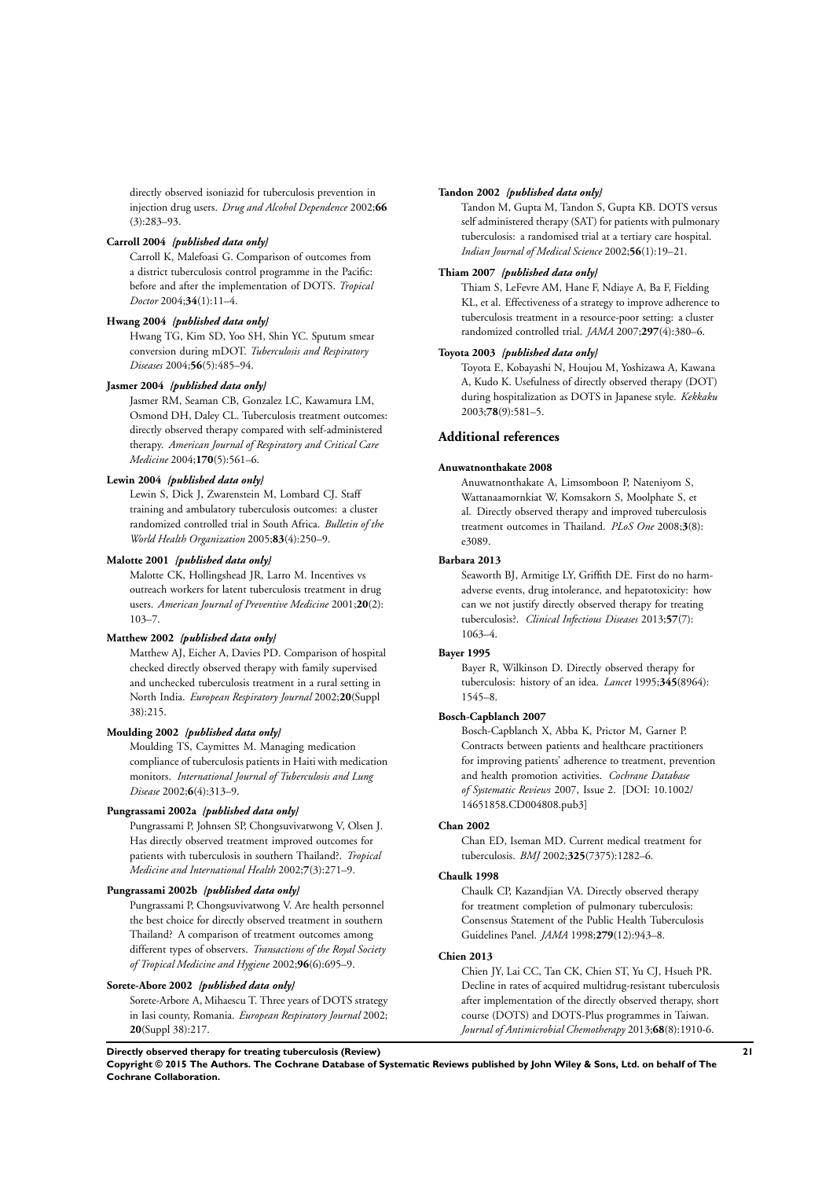directly observed isoniazid for tuberculosis prevention in injection drug users. *Drug and Alcohol Dependence* 2002;**66** (3):283–93.

**Carroll 2004** *{published data only}*

Carroll K, Malefoasi G. Comparison of outcomes from a district tuberculosis control programme in the Pacific: before and after the implementation of DOTS. *Tropical Doctor* 2004;**34**(1):11–4.

**Hwang 2004** *{published data only}*

Hwang TG, Kim SD, Yoo SH, Shin YC. Sputum smear conversion during mDOT. *Tuberculosis and Respiratory Diseases* 2004;**56**(5):485–94.

**Jasmer 2004** *{published data only}*

Jasmer RM, Seaman CB, Gonzalez LC, Kawamura LM, Osmond DH, Daley CL. Tuberculosis treatment outcomes: directly observed therapy compared with self-administered therapy. *American Journal of Respiratory and Critical Care Medicine* 2004;**170**(5):561–6.

**Lewin 2004** *{published data only}*

Lewin S, Dick J, Zwarenstein M, Lombard CJ. Staff training and ambulatory tuberculosis outcomes: a cluster randomized controlled trial in South Africa. *Bulletin of the World Health Organization* 2005;**83**(4):250–9.

**Malotte 2001** *{published data only}*

Malotte CK, Hollingshead JR, Larro M. Incentives vs outreach workers for latent tuberculosis treatment in drug users. *American Journal of Preventive Medicine* 2001;**20**(2): 103–7.

**Matthew 2002** *{published data only}*

Matthew AJ, Eicher A, Davies PD. Comparison of hospital checked directly observed therapy with family supervised and unchecked tuberculosis treatment in a rural setting in North India. *European Respiratory Journal* 2002;**20**(Suppl 38):215.

**Moulding 2002** *{published data only}*

Moulding TS, Caymittes M. Managing medication compliance of tuberculosis patients in Haiti with medication monitors. *International Journal of Tuberculosis and Lung Disease* 2002;**6**(4):313–9.

**Pungrassami 2002a** *{published data only}*

Pungrassami P, Johnsen SP, Chongsuvivatwong V, Olsen J. Has directly observed treatment improved outcomes for patients with tuberculosis in southern Thailand?. *Tropical Medicine and International Health* 2002;**7**(3):271–9.

**Pungrassami 2002b** *{published data only}*

Pungrassami P, Chongsuvivatwong V. Are health personnel the best choice for directly observed treatment in southern Thailand? A comparison of treatment outcomes among different types of observers. *Transactions of the Royal Society of Tropical Medicine and Hygiene* 2002;**96**(6):695–9.

**Sorete-Abore 2002** *{published data only}*

Sorete-Arbore A, Mihaescu T. Three years of DOTS strategy in Iasi county, Romania. *European Respiratory Journal* 2002; **20**(Suppl 38):217.

**Tandon 2002** *{published data only}*

Tandon M, Gupta M, Tandon S, Gupta KB. DOTS versus self administered therapy (SAT) for patients with pulmonary tuberculosis: a randomised trial at a tertiary care hospital. *Indian Journal of Medical Science* 2002;**56**(1):19–21.

**Thiam 2007** *{published data only}*

Thiam S, LeFevre AM, Hane F, Ndiaye A, Ba F, Fielding KL, et al. Effectiveness of a strategy to improve adherence to tuberculosis treatment in a resource-poor setting: a cluster randomized controlled trial. *JAMA* 2007;**297**(4):380–6.

**Toyota 2003** *{published data only}*

Toyota E, Kobayashi N, Houjou M, Yoshizawa A, Kawana A, Kudo K. Usefulness of directly observed therapy (DOT) during hospitalization as DOTS in Japanese style. *Kekkaku* 2003;**78**(9):581–5.

## Additional references

**Anuwatnonthakate 2008**

Anuwatnonthakate A, Limsomboon P, Nateniyom S, Wattanaamornkiat W, Komsakorn S, Moolphate S, et al. Directly observed therapy and improved tuberculosis treatment outcomes in Thailand. *PLoS One* 2008;**3**(8): e3089.

**Barbara 2013**

Seaworth BJ, Armitige LY, Griffith DE. First do no harm-adverse events, drug intolerance, and hepatotoxicity: how can we not justify directly observed therapy for treating tuberculosis?. *Clinical Infectious Diseases* 2013;**57**(7): 1063–4.

**Bayer 1995**

Bayer R, Wilkinson D. Directly observed therapy for tuberculosis: history of an idea. *Lancet* 1995;**345**(8964): 1545–8.

**Bosch-Capblanch 2007**

Bosch-Capblanch X, Abba K, Prictor M, Garner P. Contracts between patients and healthcare practitioners for improving patients' adherence to treatment, prevention and health promotion activities. *Cochrane Database of Systematic Reviews* 2007, Issue 2. [DOI: 10.1002/14651858.CD004808.pub3]

**Chan 2002**

Chan ED, Iseman MD. Current medical treatment for tuberculosis. *BMJ* 2002;**325**(7375):1282–6.

**Chaulk 1998**

Chaulk CP, Kazandjian VA. Directly observed therapy for treatment completion of pulmonary tuberculosis: Consensus Statement of the Public Health Tuberculosis Guidelines Panel. *JAMA* 1998;**279**(12):943–8.

**Chien 2013**

Chien JY, Lai CC, Tan CK, Chien ST, Yu CJ, Hsueh PR. Decline in rates of acquired multidrug-resistant tuberculosis after implementation of the directly observed therapy, short course (DOTS) and DOTS-Plus programmes in Taiwan. *Journal of Antimicrobial Chemotherapy* 2013;**68**(8):1910-6.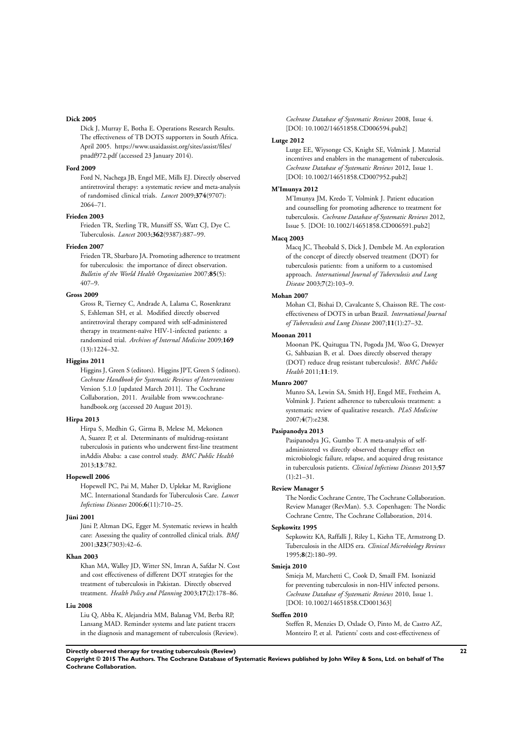**Dick 2005**

Dick J, Murray E, Botha E. Operations Research Results. The effectiveness of TB DOTS supporters in South Africa. April 2005. https://www.usaidassist.org/sites/assist/files/pnadf972.pdf (accessed 23 January 2014).

**Ford 2009**

Ford N, Nachega JB, Engel ME, Mills EJ. Directly observed antiretroviral therapy: a systematic review and meta-analysis of randomised clinical trials. *Lancet* 2009;**374**(9707):2064–71.

**Frieden 2003**

Frieden TR, Sterling TR, Munsiff SS, Watt CJ, Dye C. Tuberculosis. *Lancet* 2003;**362**(9387):887–99.

**Frieden 2007**

Frieden TR, Sbarbaro JA. Promoting adherence to treatment for tuberculosis: the importance of direct observation. *Bulletin of the World Health Organization* 2007;**85**(5):407–9.

**Gross 2009**

Gross R, Tierney C, Andrade A, Lalama C, Rosenkranz S, Eshleman SH, et al. Modified directly observed antiretroviral therapy compared with self-administered therapy in treatment-naïve HIV-1-infected patients: a randomized trial. *Archives of Internal Medicine* 2009;**169**(13):1224–32.

**Higgins 2011**

Higgins J, Green S (editors). Higgins JPT, Green S (editors). *Cochrane Handbook for Systematic Reviews of Interventions* Version 5.1.0 [updated March 2011]. The Cochrane Collaboration, 2011. Available from www.cochrane-handbook.org (accessed 20 August 2013).

**Hirpa 2013**

Hirpa S, Medhin G, Girma B, Melese M, Mekonen A, Suarez P, et al. Determinants of multidrug-resistant tuberculosis in patients who underwent first-line treatment inAddis Ababa: a case control study. *BMC Public Health* 2013;**13**:782.

**Hopewell 2006**

Hopewell PC, Pai M, Maher D, Uplekar M, Raviglione MC. International Standards for Tuberculosis Care. *Lancet Infectious Diseases* 2006;**6**(11):710–25.

**Jüni 2001**

Jüni P, Altman DG, Egger M. Systematic reviews in health care: Assessing the quality of controlled clinical trials. *BMJ* 2001;**323**(7303):42–6.

**Khan 2003**

Khan MA, Walley JD, Witter SN, Imran A, Safdar N. Cost and cost effectiveness of different DOT strategies for the treatment of tuberculosis in Pakistan. Directly observed treatment. *Health Policy and Planning* 2003;**17**(2):178–86.

**Liu 2008**

Liu Q, Abba K, Alejandria MM, Balanag VM, Berba RP, Lansang MAD. Reminder systems and late patient tracers in the diagnosis and management of tuberculosis (Review). *Cochrane Database of Systematic Reviews* 2008, Issue 4. [DOI: 10.1002/14651858.CD006594.pub2]

**Lutge 2012**

Lutge EE, Wiysonge CS, Knight SE, Volmink J. Material incentives and enablers in the management of tuberculosis. *Cochrane Database of Systematic Reviews* 2012, Issue 1. [DOI: 10.1002/14651858.CD007952.pub2]

**M'Imunya 2012**

M'Imunya JM, Kredo T, Volmink J. Patient education and counselling for promoting adherence to treatment for tuberculosis. *Cochrane Database of Systematic Reviews* 2012, Issue 5. [DOI: 10.1002/14651858.CD006591.pub2]

**Macq 2003**

Macq JC, Theobald S, Dick J, Dembele M. An exploration of the concept of directly observed treatment (DOT) for tuberculosis patients: from a uniform to a customised approach. *International Journal of Tuberculosis and Lung Disease* 2003;**7**(2):103–9.

**Mohan 2007**

Mohan CI, Bishai D, Cavalcante S, Chaisson RE. The cost-effectiveness of DOTS in urban Brazil. *International Journal of Tuberculosis and Lung Disease* 2007;**11**(1):27–32.

**Moonan 2011**

Moonan PK, Quitugua TN, Pogoda JM, Woo G, Drewyer G, Sahbazian B, et al. Does directly observed therapy (DOT) reduce drug resistant tuberculosis?. *BMC Public Health* 2011;**11**:19.

**Munro 2007**

Munro SA, Lewin SA, Smith HJ, Engel ME, Fretheim A, Volmink J. Patient adherence to tuberculosis treatment: a systematic review of qualitative research. *PLoS Medicine* 2007;**4**(7):e238.

**Pasipanodya 2013**

Pasipanodya JG, Gumbo T. A meta-analysis of self-administered vs directly observed therapy effect on microbiologic failure, relapse, and acquired drug resistance in tuberculosis patients. *Clinical Infectious Diseases* 2013;**57**(1):21–31.

**Review Manager 5**

The Nordic Cochrane Centre, The Cochrane Collaboration. Review Manager (RevMan). 5.3. Copenhagen: The Nordic Cochrane Centre, The Cochrane Collaboration, 2014.

**Sepkowitz 1995**

Sepkowitz KA, Raffalli J, Riley L, Kiehn TE, Armstrong D. Tuberculosis in the AIDS era. *Clinical Microbiology Reviews* 1995;**8**(2):180–99.

**Smieja 2010**

Smieja M, Marchetti C, Cook D, Smaill FM. Isoniazid for preventing tuberculosis in non-HIV infected persons. *Cochrane Database of Systematic Reviews* 2010, Issue 1. [DOI: 10.1002/14651858.CD001363]

**Steffen 2010**

Steffen R, Menzies D, Oxlade O, Pinto M, de Castro AZ, Monteiro P, et al. Patients' costs and cost-effectiveness of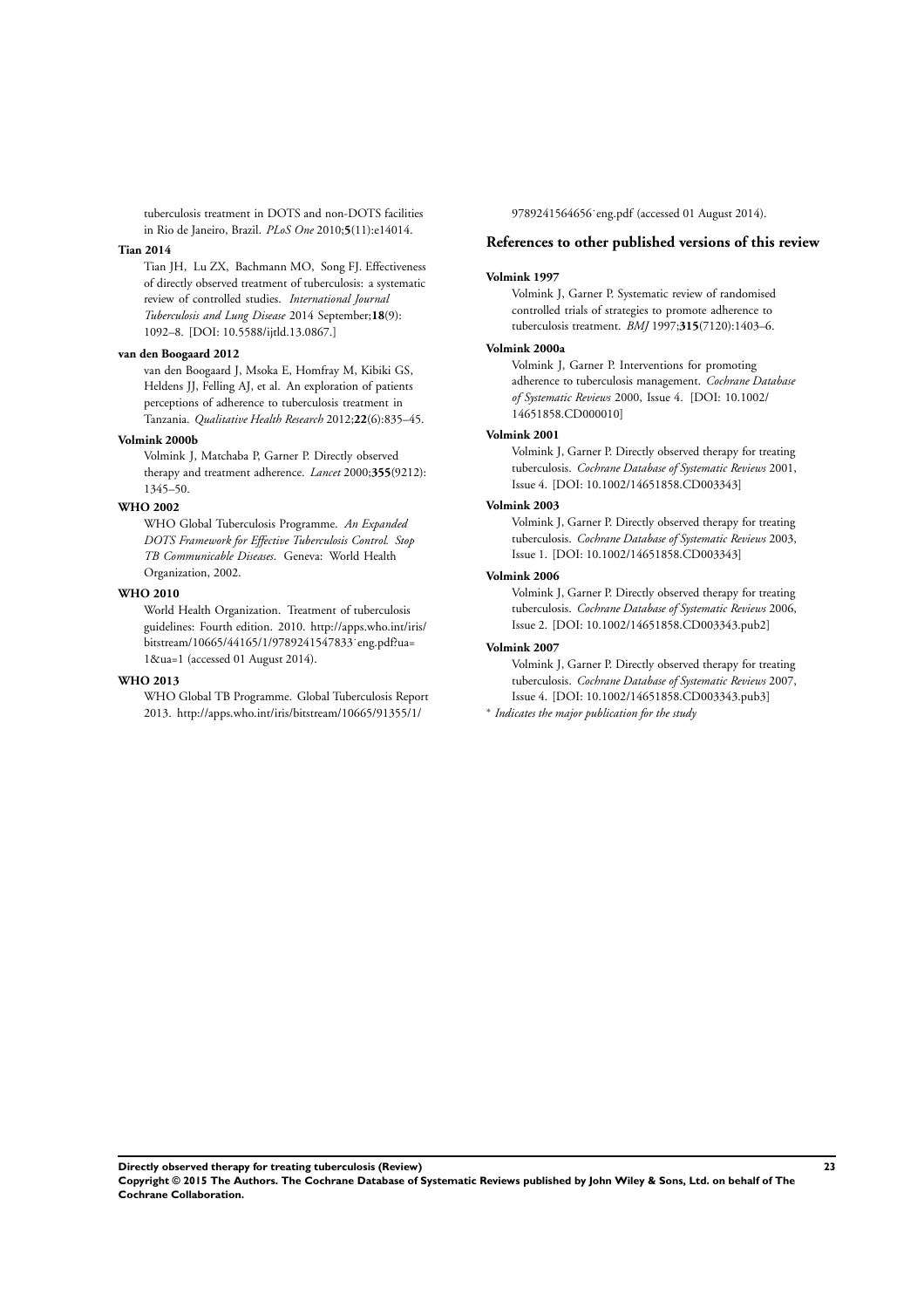tuberculosis treatment in DOTS and non-DOTS facilities in Rio de Janeiro, Brazil. *PLoS One* 2010;**5**(11):e14014.

**Tian 2014**

Tian JH, Lu ZX, Bachmann MO, Song FJ. Effectiveness of directly observed treatment of tuberculosis: a systematic review of controlled studies. *International Journal Tuberculosis and Lung Disease* 2014 September;**18**(9): 1092–8. [DOI: 10.5588/ijtld.13.0867.]

**van den Boogaard 2012**

van den Boogaard J, Msoka E, Homfray M, Kibiki GS, Heldens JJ, Felling AJ, et al. An exploration of patients perceptions of adherence to tuberculosis treatment in Tanzania. *Qualitative Health Research* 2012;**22**(6):835–45.

**Volmink 2000b**

Volmink J, Matchaba P, Garner P. Directly observed therapy and treatment adherence. *Lancet* 2000;**355**(9212): 1345–50.

**WHO 2002**

WHO Global Tuberculosis Programme. *An Expanded DOTS Framework for Effective Tuberculosis Control. Stop TB Communicable Diseases.* Geneva: World Health Organization, 2002.

**WHO 2010**

World Health Organization. Treatment of tuberculosis guidelines: Fourth edition. 2010. http://apps.who.int/iris/bitstream/10665/44165/1/9789241547833˙eng.pdf?ua=1&ua=1 (accessed 01 August 2014).

**WHO 2013**

WHO Global TB Programme. Global Tuberculosis Report 2013. http://apps.who.int/iris/bitstream/10665/91355/1/9789241564656˙eng.pdf (accessed 01 August 2014).

## References to other published versions of this review

**Volmink 1997**

Volmink J, Garner P. Systematic review of randomised controlled trials of strategies to promote adherence to tuberculosis treatment. *BMJ* 1997;**315**(7120):1403–6.

**Volmink 2000a**

Volmink J, Garner P. Interventions for promoting adherence to tuberculosis management. *Cochrane Database of Systematic Reviews* 2000, Issue 4. [DOI: 10.1002/14651858.CD000010]

**Volmink 2001**

Volmink J, Garner P. Directly observed therapy for treating tuberculosis. *Cochrane Database of Systematic Reviews* 2001, Issue 4. [DOI: 10.1002/14651858.CD003343]

**Volmink 2003**

Volmink J, Garner P. Directly observed therapy for treating tuberculosis. *Cochrane Database of Systematic Reviews* 2003, Issue 1. [DOI: 10.1002/14651858.CD003343]

**Volmink 2006**

Volmink J, Garner P. Directly observed therapy for treating tuberculosis. *Cochrane Database of Systematic Reviews* 2006, Issue 2. [DOI: 10.1002/14651858.CD003343.pub2]

**Volmink 2007**

Volmink J, Garner P. Directly observed therapy for treating tuberculosis. *Cochrane Database of Systematic Reviews* 2007, Issue 4. [DOI: 10.1002/14651858.CD003343.pub3]

* *Indicates the major publication for the study*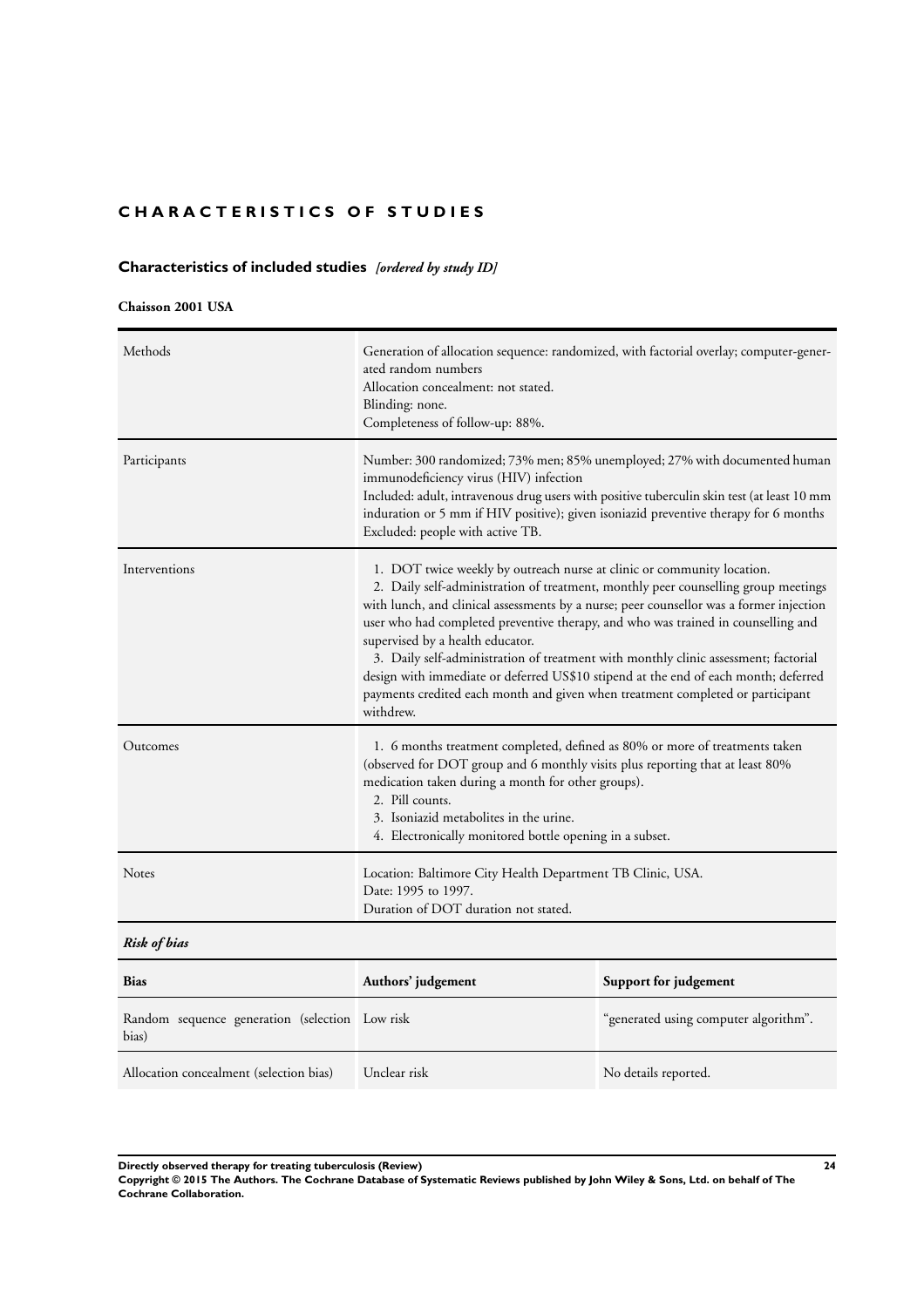# CHARACTERISTICS OF STUDIES

## Characteristics of included studies *[ordered by study ID]*

### Chaisson 2001 USA

| | |
|---|---|
| Methods | Generation of allocation sequence: randomized, with factorial overlay; computer-generated random numbers<br>Allocation concealment: not stated.<br>Blinding: none.<br>Completeness of follow-up: 88%. |
| Participants | Number: 300 randomized; 73% men; 85% unemployed; 27% with documented human immunodeficiency virus (HIV) infection<br>Included: adult, intravenous drug users with positive tuberculin skin test (at least 10 mm induration or 5 mm if HIV positive); given isoniazid preventive therapy for 6 months<br>Excluded: people with active TB. |
| Interventions | 1. DOT twice weekly by outreach nurse at clinic or community location.<br>2. Daily self-administration of treatment, monthly peer counselling group meetings with lunch, and clinical assessments by a nurse; peer counsellor was a former injection user who had completed preventive therapy, and who was trained in counselling and supervised by a health educator.<br>3. Daily self-administration of treatment with monthly clinic assessment; factorial design with immediate or deferred US$10 stipend at the end of each month; deferred payments credited each month and given when treatment completed or participant withdrew. |
| Outcomes | 1. 6 months treatment completed, defined as 80% or more of treatments taken (observed for DOT group and 6 monthly visits plus reporting that at least 80% medication taken during a month for other groups).<br>2. Pill counts.<br>3. Isoniazid metabolites in the urine.<br>4. Electronically monitored bottle opening in a subset. |
| Notes | Location: Baltimore City Health Department TB Clinic, USA.<br>Date: 1995 to 1997.<br>Duration of DOT duration not stated. |

***Risk of bias***

| Bias | Authors' judgement | Support for judgement |
|---|---|---|
| Random sequence generation (selection bias) | Low risk | "generated using computer algorithm". |
| Allocation concealment (selection bias) | Unclear risk | No details reported. |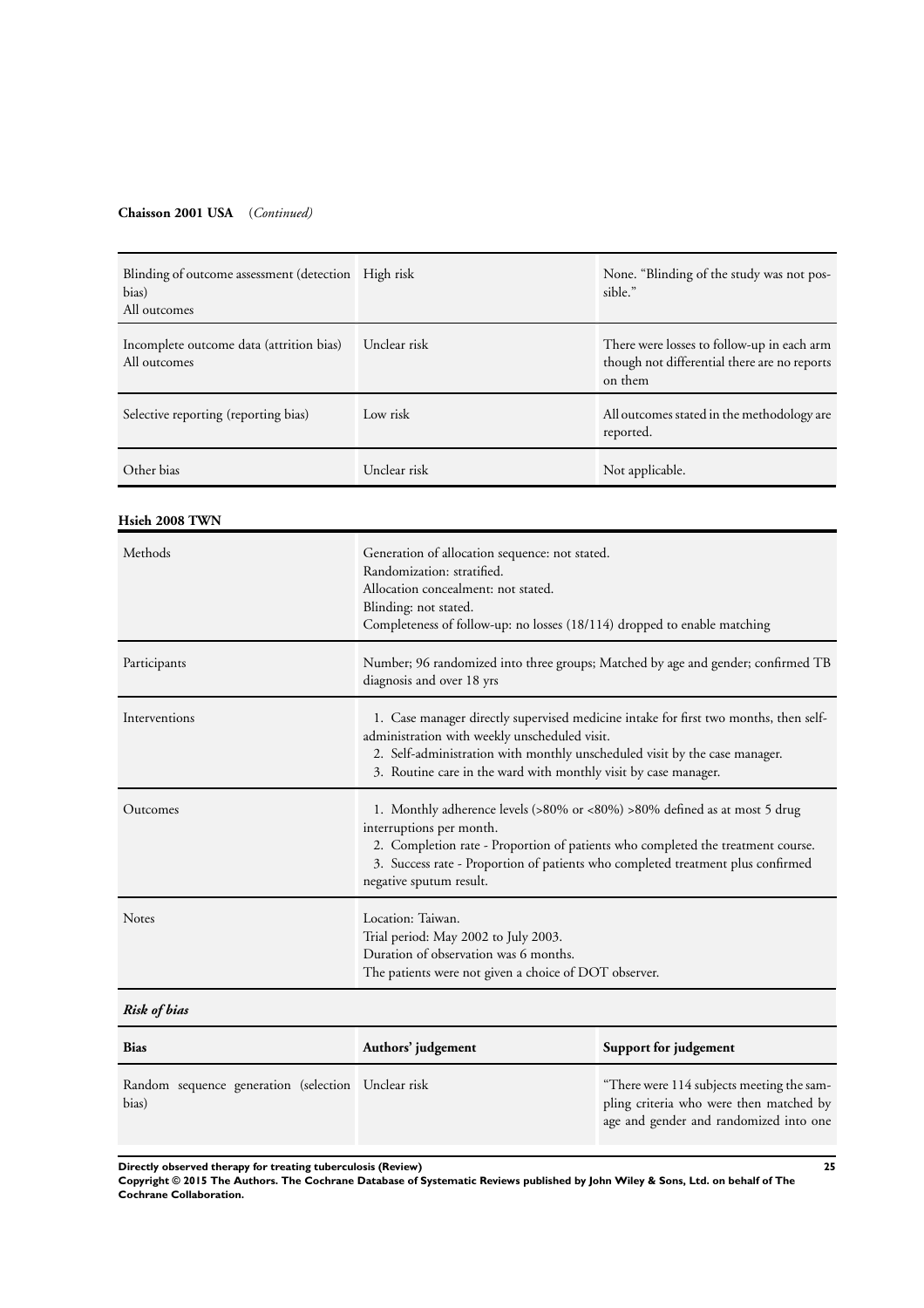**Chaisson 2001 USA** (*Continued*)

| | | |
|---|---|---|
| Blinding of outcome assessment (detection bias)<br>All outcomes | High risk | None. "Blinding of the study was not possible." |
| Incomplete outcome data (attrition bias)<br>All outcomes | Unclear risk | There were losses to follow-up in each arm though not differential there are no reports on them |
| Selective reporting (reporting bias) | Low risk | All outcomes stated in the methodology are reported. |
| Other bias | Unclear risk | Not applicable. |

**Hsieh 2008 TWN**

| | |
|---|---|
| Methods | Generation of allocation sequence: not stated.<br>Randomization: stratified.<br>Allocation concealment: not stated.<br>Blinding: not stated.<br>Completeness of follow-up: no losses (18/114) dropped to enable matching |
| Participants | Number; 96 randomized into three groups; Matched by age and gender; confirmed TB diagnosis and over 18 yrs |
| Interventions | 1. Case manager directly supervised medicine intake for first two months, then self-administration with weekly unscheduled visit.<br>2. Self-administration with monthly unscheduled visit by the case manager.<br>3. Routine care in the ward with monthly visit by case manager. |
| Outcomes | 1. Monthly adherence levels (>80% or <80%) >80% defined as at most 5 drug interruptions per month.<br>2. Completion rate - Proportion of patients who completed the treatment course.<br>3. Success rate - Proportion of patients who completed treatment plus confirmed negative sputum result. |
| Notes | Location: Taiwan.<br>Trial period: May 2002 to July 2003.<br>Duration of observation was 6 months.<br>The patients were not given a choice of DOT observer. |

***Risk of bias***

| Bias | Authors' judgement | Support for judgement |
|---|---|---|
| Random sequence generation (selection bias) | Unclear risk | "There were 114 subjects meeting the sampling criteria who were then matched by age and gender and randomized into one |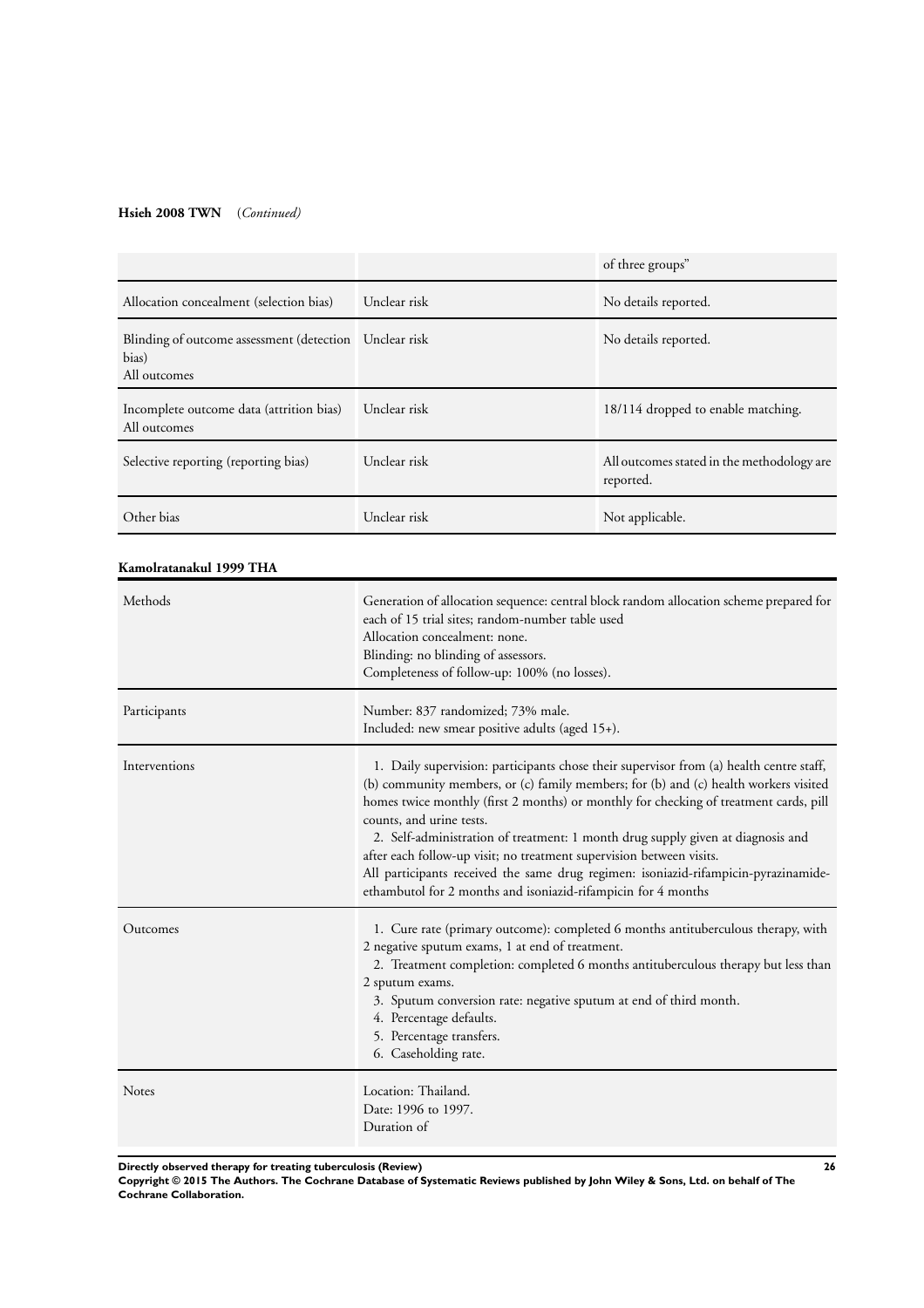**Hsieh 2008 TWN** (*Continued*)

| | | |
|---|---|---|
| | | of three groups" |
| Allocation concealment (selection bias) | Unclear risk | No details reported. |
| Blinding of outcome assessment (detection bias)<br>All outcomes | Unclear risk | No details reported. |
| Incomplete outcome data (attrition bias)<br>All outcomes | Unclear risk | 18/114 dropped to enable matching. |
| Selective reporting (reporting bias) | Unclear risk | All outcomes stated in the methodology are reported. |
| Other bias | Unclear risk | Not applicable. |

**Kamolratanakul 1999 THA**

| | |
|---|---|
| Methods | Generation of allocation sequence: central block random allocation scheme prepared for each of 15 trial sites; random-number table used<br>Allocation concealment: none.<br>Blinding: no blinding of assessors.<br>Completeness of follow-up: 100% (no losses). |
| Participants | Number: 837 randomized; 73% male.<br>Included: new smear positive adults (aged 15+). |
| Interventions | 1. Daily supervision: participants chose their supervisor from (a) health centre staff, (b) community members, or (c) family members; for (b) and (c) health workers visited homes twice monthly (first 2 months) or monthly for checking of treatment cards, pill counts, and urine tests.<br>2. Self-administration of treatment: 1 month drug supply given at diagnosis and after each follow-up visit; no treatment supervision between visits.<br>All participants received the same drug regimen: isoniazid-rifampicin-pyrazinamide-ethambutol for 2 months and isoniazid-rifampicin for 4 months |
| Outcomes | 1. Cure rate (primary outcome): completed 6 months antituberculous therapy, with 2 negative sputum exams, 1 at end of treatment.<br>2. Treatment completion: completed 6 months antituberculous therapy but less than 2 sputum exams.<br>3. Sputum conversion rate: negative sputum at end of third month.<br>4. Percentage defaults.<br>5. Percentage transfers.<br>6. Caseholding rate. |
| Notes | Location: Thailand.<br>Date: 1996 to 1997.<br>Duration of |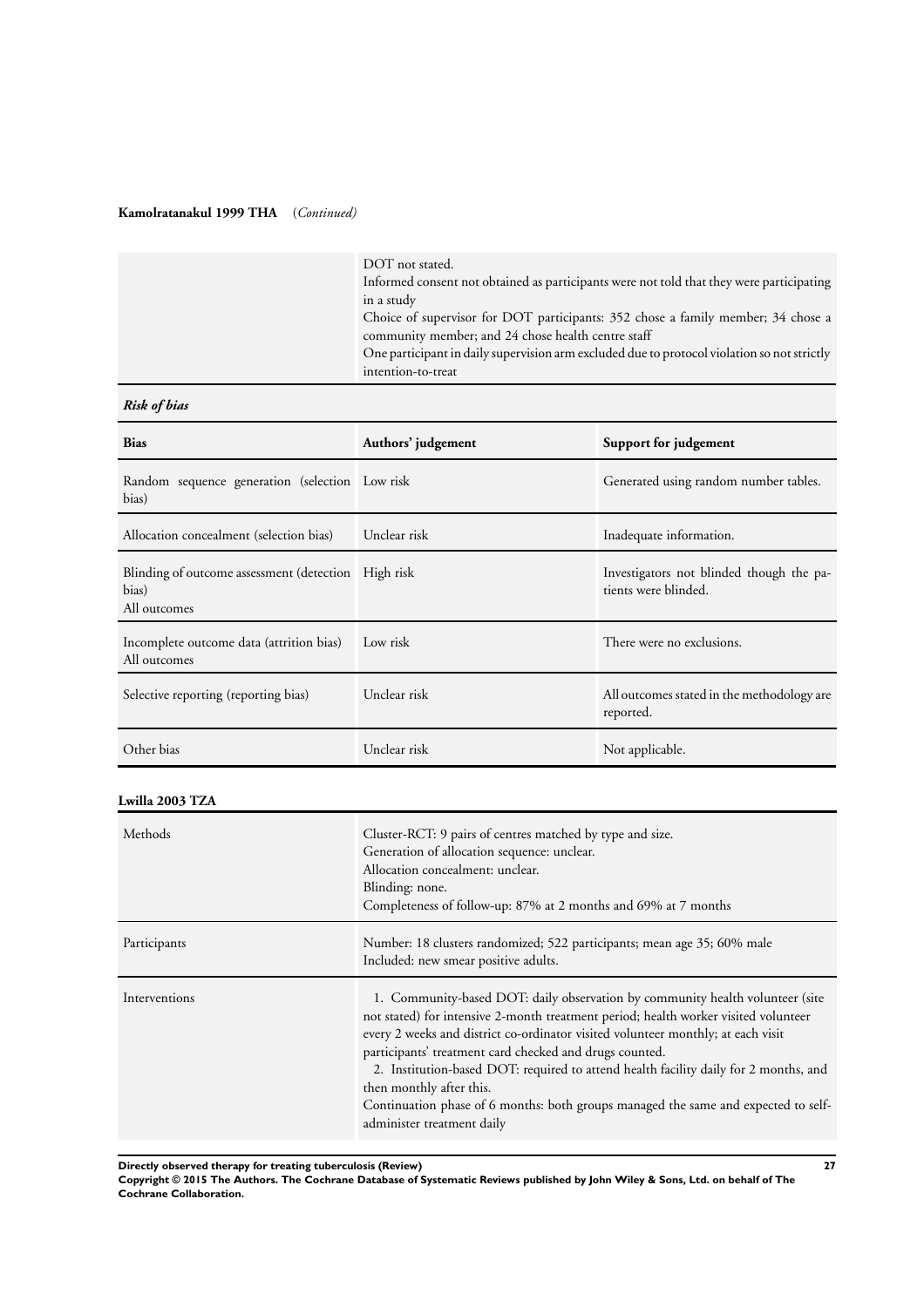**Kamolratanakul 1999 THA** (*Continued*)

| | |
|---|---|
| | DOT not stated.<br>Informed consent not obtained as participants were not told that they were participating in a study<br>Choice of supervisor for DOT participants: 352 chose a family member; 34 chose a community member; and 24 chose health centre staff<br>One participant in daily supervision arm excluded due to protocol violation so not strictly intention-to-treat |

***Risk of bias***

| Bias | Authors' judgement | Support for judgement |
|---|---|---|
| Random sequence generation (selection bias) | Low risk | Generated using random number tables. |
| Allocation concealment (selection bias) | Unclear risk | Inadequate information. |
| Blinding of outcome assessment (detection bias)<br>All outcomes | High risk | Investigators not blinded though the patients were blinded. |
| Incomplete outcome data (attrition bias)<br>All outcomes | Low risk | There were no exclusions. |
| Selective reporting (reporting bias) | Unclear risk | All outcomes stated in the methodology are reported. |
| Other bias | Unclear risk | Not applicable. |

**Lwilla 2003 TZA**

| | |
|---|---|
| Methods | Cluster-RCT: 9 pairs of centres matched by type and size.<br>Generation of allocation sequence: unclear.<br>Allocation concealment: unclear.<br>Blinding: none.<br>Completeness of follow-up: 87% at 2 months and 69% at 7 months |
| Participants | Number: 18 clusters randomized; 522 participants; mean age 35; 60% male<br>Included: new smear positive adults. |
| Interventions | 1. Community-based DOT: daily observation by community health volunteer (site not stated) for intensive 2-month treatment period; health worker visited volunteer every 2 weeks and district co-ordinator visited volunteer monthly; at each visit participants' treatment card checked and drugs counted.<br>2. Institution-based DOT: required to attend health facility daily for 2 months, and then monthly after this.<br>Continuation phase of 6 months: both groups managed the same and expected to self-administer treatment daily |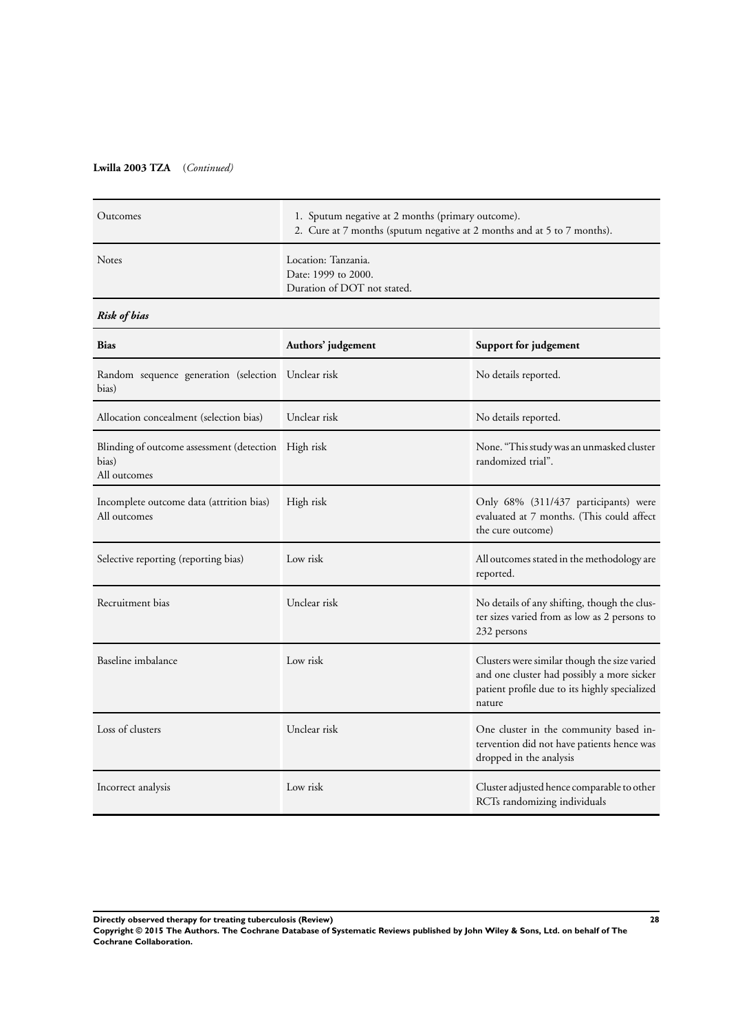**Lwilla 2003 TZA** (*Continued*)

| | |
|---|---|
| Outcomes | 1. Sputum negative at 2 months (primary outcome).<br>2. Cure at 7 months (sputum negative at 2 months and at 5 to 7 months). |
| Notes | Location: Tanzania.<br>Date: 1999 to 2000.<br>Duration of DOT not stated. |

***Risk of bias***

| Bias | Authors' judgement | Support for judgement |
|---|---|---|
| Random sequence generation (selection bias) | Unclear risk | No details reported. |
| Allocation concealment (selection bias) | Unclear risk | No details reported. |
| Blinding of outcome assessment (detection bias)<br>All outcomes | High risk | None. "This study was an unmasked cluster randomized trial". |
| Incomplete outcome data (attrition bias)<br>All outcomes | High risk | Only 68% (311/437 participants) were evaluated at 7 months. (This could affect the cure outcome) |
| Selective reporting (reporting bias) | Low risk | All outcomes stated in the methodology are reported. |
| Recruitment bias | Unclear risk | No details of any shifting, though the cluster sizes varied from as low as 2 persons to 232 persons |
| Baseline imbalance | Low risk | Clusters were similar though the size varied and one cluster had possibly a more sicker patient profile due to its highly specialized nature |
| Loss of clusters | Unclear risk | One cluster in the community based intervention did not have patients hence was dropped in the analysis |
| Incorrect analysis | Low risk | Cluster adjusted hence comparable to other RCTs randomizing individuals |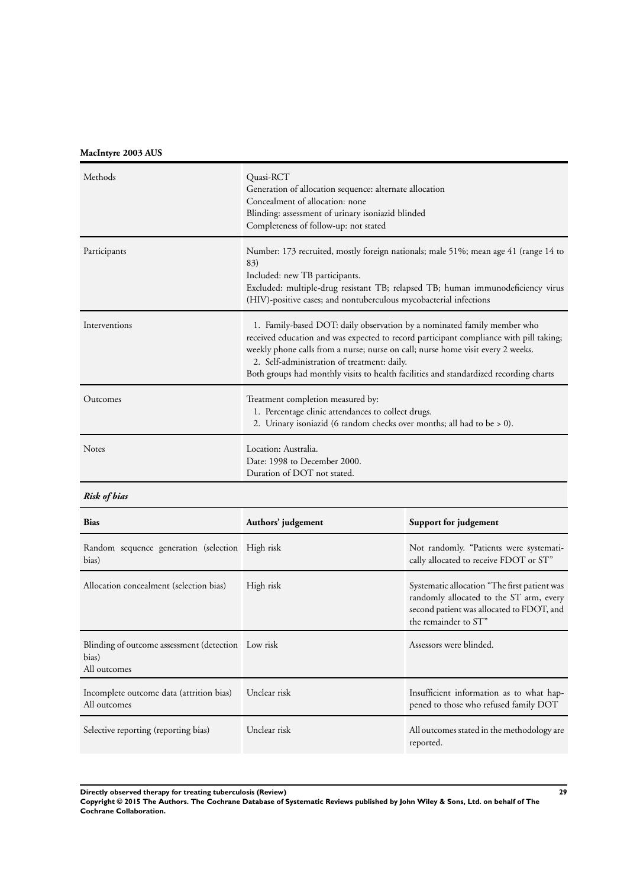**MacIntyre 2003 AUS**

| | |
|---|---|
| Methods | Quasi-RCT<br>Generation of allocation sequence: alternate allocation<br>Concealment of allocation: none<br>Blinding: assessment of urinary isoniazid blinded<br>Completeness of follow-up: not stated |
| Participants | Number: 173 recruited, mostly foreign nationals; male 51%; mean age 41 (range 14 to 83)<br>Included: new TB participants.<br>Excluded: multiple-drug resistant TB; relapsed TB; human immunodeficiency virus (HIV)-positive cases; and nontuberculous mycobacterial infections |
| Interventions | 1. Family-based DOT: daily observation by a nominated family member who received education and was expected to record participant compliance with pill taking; weekly phone calls from a nurse; nurse on call; nurse home visit every 2 weeks.<br>2. Self-administration of treatment: daily.<br>Both groups had monthly visits to health facilities and standardized recording charts |
| Outcomes | Treatment completion measured by:<br>1. Percentage clinic attendances to collect drugs.<br>2. Urinary isoniazid (6 random checks over months; all had to be > 0). |
| Notes | Location: Australia.<br>Date: 1998 to December 2000.<br>Duration of DOT not stated. |

***Risk of bias***

| Bias | Authors' judgement | Support for judgement |
|---|---|---|
| Random sequence generation (selection bias) | High risk | Not randomly. "Patients were systematically allocated to receive FDOT or ST" |
| Allocation concealment (selection bias) | High risk | Systematic allocation "The first patient was randomly allocated to the ST arm, every second patient was allocated to FDOT, and the remainder to ST" |
| Blinding of outcome assessment (detection bias)<br>All outcomes | Low risk | Assessors were blinded. |
| Incomplete outcome data (attrition bias)<br>All outcomes | Unclear risk | Insufficient information as to what happened to those who refused family DOT |
| Selective reporting (reporting bias) | Unclear risk | All outcomes stated in the methodology are reported. |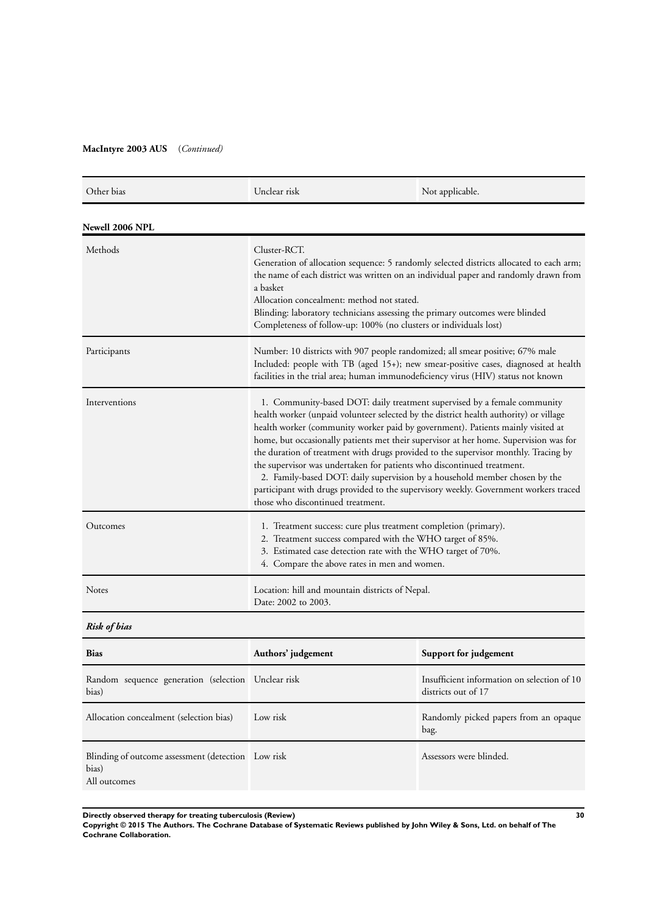**MacIntyre 2003 AUS** (*Continued*)

| | | |
|---|---|---|
| Other bias | Unclear risk | Not applicable. |

**Newell 2006 NPL**

| | |
|---|---|
| Methods | Cluster-RCT.<br>Generation of allocation sequence: 5 randomly selected districts allocated to each arm; the name of each district was written on an individual paper and randomly drawn from a basket<br>Allocation concealment: method not stated.<br>Blinding: laboratory technicians assessing the primary outcomes were blinded<br>Completeness of follow-up: 100% (no clusters or individuals lost) |
| Participants | Number: 10 districts with 907 people randomized; all smear positive; 67% male<br>Included: people with TB (aged 15+); new smear-positive cases, diagnosed at health facilities in the trial area; human immunodeficiency virus (HIV) status not known |
| Interventions | 1. Community-based DOT: daily treatment supervised by a female community health worker (unpaid volunteer selected by the district health authority) or village health worker (community worker paid by government). Patients mainly visited at home, but occasionally patients met their supervisor at her home. Supervision was for the duration of treatment with drugs provided to the supervisor monthly. Tracing by the supervisor was undertaken for patients who discontinued treatment.<br>2. Family-based DOT: daily supervision by a household member chosen by the participant with drugs provided to the supervisory weekly. Government workers traced those who discontinued treatment. |
| Outcomes | 1. Treatment success: cure plus treatment completion (primary).<br>2. Treatment success compared with the WHO target of 85%.<br>3. Estimated case detection rate with the WHO target of 70%.<br>4. Compare the above rates in men and women. |
| Notes | Location: hill and mountain districts of Nepal.<br>Date: 2002 to 2003. |

***Risk of bias***

| Bias | Authors' judgement | Support for judgement |
|---|---|---|
| Random sequence generation (selection bias) | Unclear risk | Insufficient information on selection of 10 districts out of 17 |
| Allocation concealment (selection bias) | Low risk | Randomly picked papers from an opaque bag. |
| Blinding of outcome assessment (detection bias)<br>All outcomes | Low risk | Assessors were blinded. |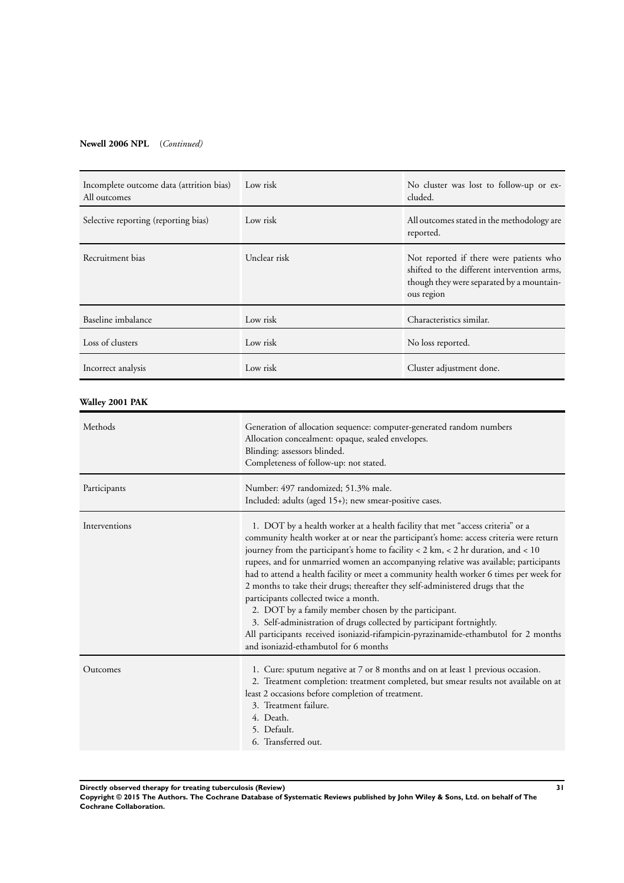**Newell 2006 NPL** (*Continued*)

| | | |
|---|---|---|
| Incomplete outcome data (attrition bias) All outcomes | Low risk | No cluster was lost to follow-up or excluded. |
| Selective reporting (reporting bias) | Low risk | All outcomes stated in the methodology are reported. |
| Recruitment bias | Unclear risk | Not reported if there were patients who shifted to the different intervention arms, though they were separated by a mountainous region |
| Baseline imbalance | Low risk | Characteristics similar. |
| Loss of clusters | Low risk | No loss reported. |
| Incorrect analysis | Low risk | Cluster adjustment done. |

**Walley 2001 PAK**

| | |
|---|---|
| Methods | Generation of allocation sequence: computer-generated random numbers<br>Allocation concealment: opaque, sealed envelopes.<br>Blinding: assessors blinded.<br>Completeness of follow-up: not stated. |
| Participants | Number: 497 randomized; 51.3% male.<br>Included: adults (aged 15+); new smear-positive cases. |
| Interventions | 1. DOT by a health worker at a health facility that met "access criteria" or a community health worker at or near the participant's home: access criteria were return journey from the participant's home to facility < 2 km, < 2 hr duration, and < 10 rupees, and for unmarried women an accompanying relative was available; participants had to attend a health facility or meet a community health worker 6 times per week for 2 months to take their drugs; thereafter they self-administered drugs that the participants collected twice a month.<br>2. DOT by a family member chosen by the participant.<br>3. Self-administration of drugs collected by participant fortnightly.<br>All participants received isoniazid-rifampicin-pyrazinamide-ethambutol for 2 months and isoniazid-ethambutol for 6 months |
| Outcomes | 1. Cure: sputum negative at 7 or 8 months and on at least 1 previous occasion.<br>2. Treatment completion: treatment completed, but smear results not available on at least 2 occasions before completion of treatment.<br>3. Treatment failure.<br>4. Death.<br>5. Default.<br>6. Transferred out. |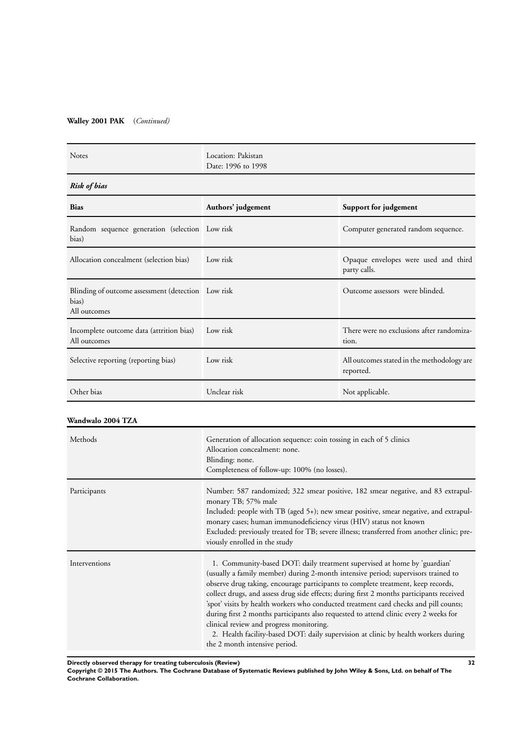**Walley 2001 PAK** (*Continued*)

| Notes | Location: Pakistan<br>Date: 1996 to 1998 |
|---|---|

***Risk of bias***

| Bias | Authors' judgement | Support for judgement |
|---|---|---|
| Random sequence generation (selection bias) | Low risk | Computer generated random sequence. |
| Allocation concealment (selection bias) | Low risk | Opaque envelopes were used and third party calls. |
| Blinding of outcome assessment (detection bias)<br>All outcomes | Low risk | Outcome assessors were blinded. |
| Incomplete outcome data (attrition bias)<br>All outcomes | Low risk | There were no exclusions after randomization. |
| Selective reporting (reporting bias) | Low risk | All outcomes stated in the methodology are reported. |
| Other bias | Unclear risk | Not applicable. |

**Wandwalo 2004 TZA**

| | |
|---|---|
| Methods | Generation of allocation sequence: coin tossing in each of 5 clinics<br>Allocation concealment: none.<br>Blinding: none.<br>Completeness of follow-up: 100% (no losses). |
| Participants | Number: 587 randomized; 322 smear positive, 182 smear negative, and 83 extrapulmonary TB; 57% male<br>Included: people with TB (aged 5+); new smear positive, smear negative, and extrapulmonary cases; human immunodeficiency virus (HIV) status not known<br>Excluded: previously treated for TB; severe illness; transferred from another clinic; previously enrolled in the study |
| Interventions | 1. Community-based DOT: daily treatment supervised at home by 'guardian' (usually a family member) during 2-month intensive period; supervisors trained to observe drug taking, encourage participants to complete treatment, keep records, collect drugs, and assess drug side effects; during first 2 months participants received 'spot' visits by health workers who conducted treatment card checks and pill counts; during first 2 months participants also requested to attend clinic every 2 weeks for clinical review and progress monitoring.<br>2. Health facility-based DOT: daily supervision at clinic by health workers during the 2 month intensive period. |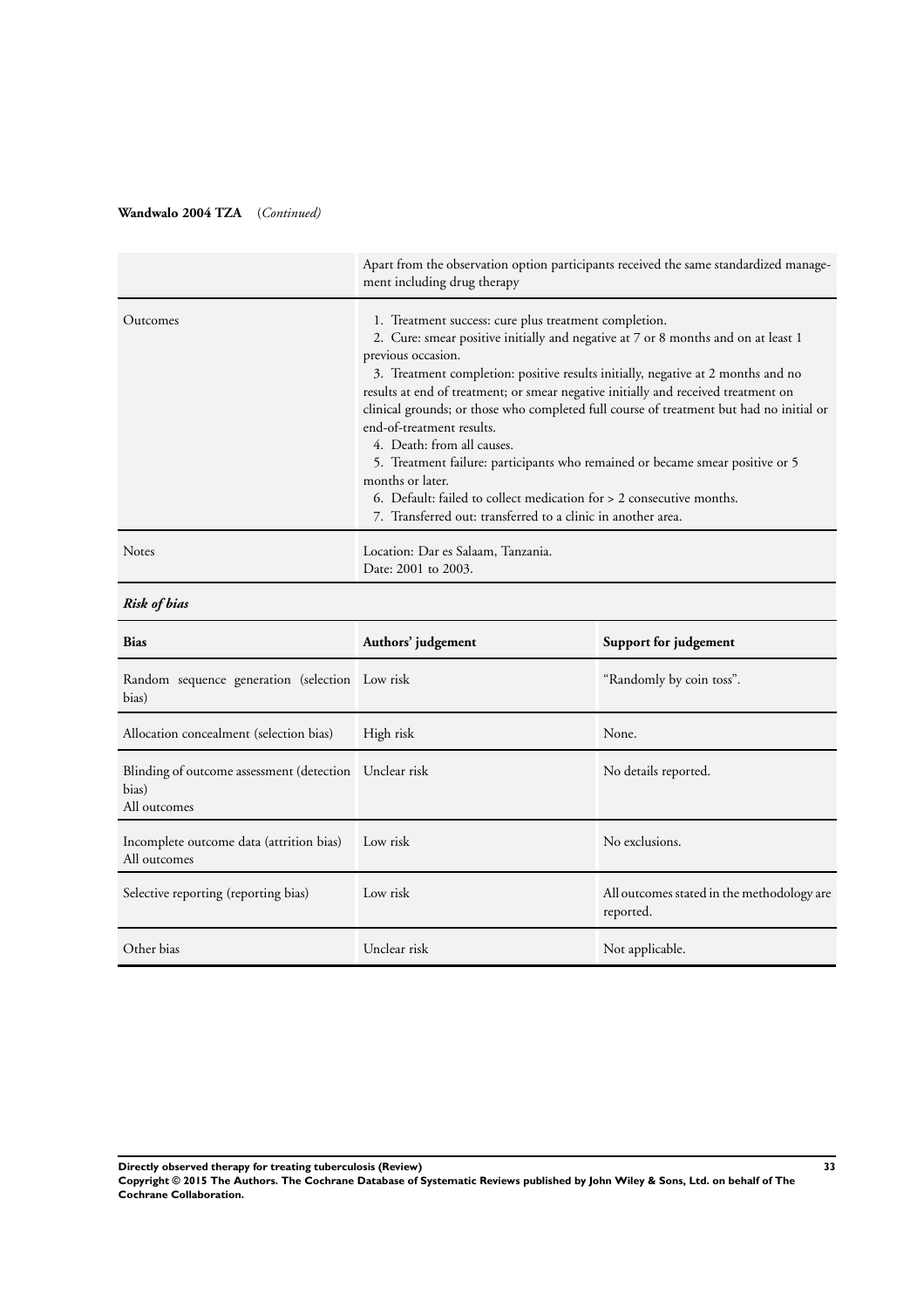**Wandwalo 2004 TZA** (*Continued*)

| | |
|---|---|
| | Apart from the observation option participants received the same standardized management including drug therapy |
| Outcomes | 1. Treatment success: cure plus treatment completion.<br>2. Cure: smear positive initially and negative at 7 or 8 months and on at least 1 previous occasion.<br>3. Treatment completion: positive results initially, negative at 2 months and no results at end of treatment; or smear negative initially and received treatment on clinical grounds; or those who completed full course of treatment but had no initial or end-of-treatment results.<br>4. Death: from all causes.<br>5. Treatment failure: participants who remained or became smear positive or 5 months or later.<br>6. Default: failed to collect medication for > 2 consecutive months.<br>7. Transferred out: transferred to a clinic in another area. |
| Notes | Location: Dar es Salaam, Tanzania.<br>Date: 2001 to 2003. |

***Risk of bias***

| Bias | Authors' judgement | Support for judgement |
|---|---|---|
| Random sequence generation (selection bias) | Low risk | "Randomly by coin toss". |
| Allocation concealment (selection bias) | High risk | None. |
| Blinding of outcome assessment (detection bias)<br>All outcomes | Unclear risk | No details reported. |
| Incomplete outcome data (attrition bias)<br>All outcomes | Low risk | No exclusions. |
| Selective reporting (reporting bias) | Low risk | All outcomes stated in the methodology are reported. |
| Other bias | Unclear risk | Not applicable. |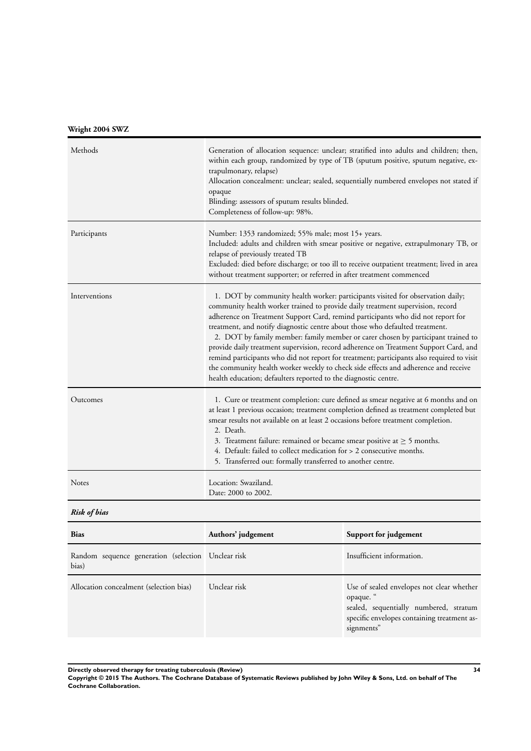**Wright 2004 SWZ**

| | |
|---|---|
| Methods | Generation of allocation sequence: unclear; stratified into adults and children; then, within each group, randomized by type of TB (sputum positive, sputum negative, extrapulmonary, relapse)<br>Allocation concealment: unclear; sealed, sequentially numbered envelopes not stated if opaque<br>Blinding: assessors of sputum results blinded.<br>Completeness of follow-up: 98%. |
| Participants | Number: 1353 randomized; 55% male; most 15+ years.<br>Included: adults and children with smear positive or negative, extrapulmonary TB, or relapse of previously treated TB<br>Excluded: died before discharge; or too ill to receive outpatient treatment; lived in area without treatment supporter; or referred in after treatment commenced |
| Interventions | 1. DOT by community health worker: participants visited for observation daily; community health worker trained to provide daily treatment supervision, record adherence on Treatment Support Card, remind participants who did not report for treatment, and notify diagnostic centre about those who defaulted treatment.<br>2. DOT by family member: family member or carer chosen by participant trained to provide daily treatment supervision, record adherence on Treatment Support Card, and remind participants who did not report for treatment; participants also required to visit the community health worker weekly to check side effects and adherence and receive health education; defaulters reported to the diagnostic centre. |
| Outcomes | 1. Cure or treatment completion: cure defined as smear negative at 6 months and on at least 1 previous occasion; treatment completion defined as treatment completed but smear results not available on at least 2 occasions before treatment completion.<br>2. Death.<br>3. Treatment failure: remained or became smear positive at $\geq$ 5 months.<br>4. Default: failed to collect medication for > 2 consecutive months.<br>5. Transferred out: formally transferred to another centre. |
| Notes | Location: Swaziland.<br>Date: 2000 to 2002. |

***Risk of bias***

| Bias | Authors' judgement | Support for judgement |
|---|---|---|
| Random sequence generation (selection bias) | Unclear risk | Insufficient information. |
| Allocation concealment (selection bias) | Unclear risk | Use of sealed envelopes not clear whether opaque. " sealed, sequentially numbered, stratum specific envelopes containing treatment assignments" |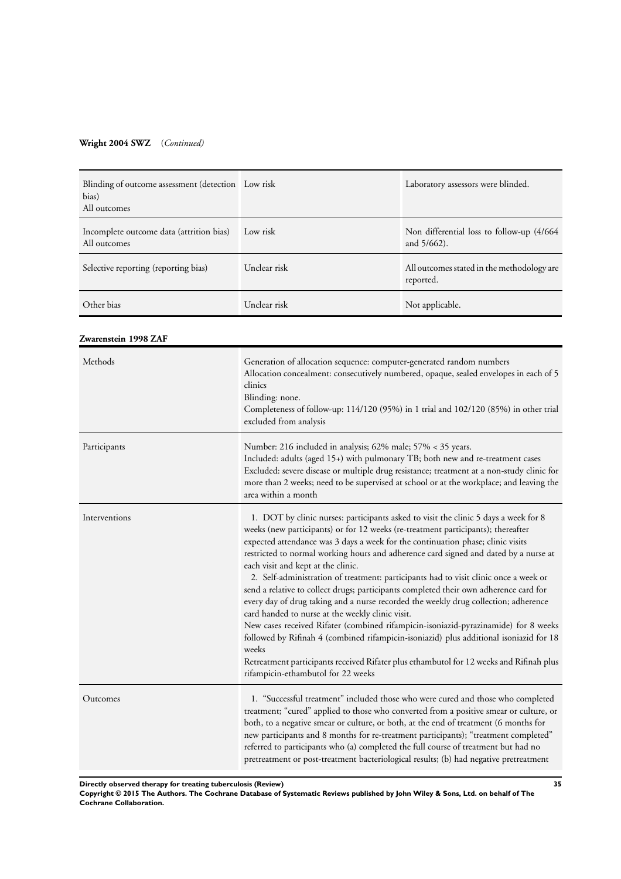**Wright 2004 SWZ** (*Continued*)

| | | |
|---|---|---|
| Blinding of outcome assessment (detection bias)<br>All outcomes | Low risk | Laboratory assessors were blinded. |
| Incomplete outcome data (attrition bias)<br>All outcomes | Low risk | Non differential loss to follow-up (4/664 and 5/662). |
| Selective reporting (reporting bias) | Unclear risk | All outcomes stated in the methodology are reported. |
| Other bias | Unclear risk | Not applicable. |

**Zwarenstein 1998 ZAF**

| | |
|---|---|
| Methods | Generation of allocation sequence: computer-generated random numbers<br>Allocation concealment: consecutively numbered, opaque, sealed envelopes in each of 5 clinics<br>Blinding: none.<br>Completeness of follow-up: 114/120 (95%) in 1 trial and 102/120 (85%) in other trial excluded from analysis |
| Participants | Number: 216 included in analysis; 62% male; 57% < 35 years.<br>Included: adults (aged 15+) with pulmonary TB; both new and re-treatment cases<br>Excluded: severe disease or multiple drug resistance; treatment at a non-study clinic for more than 2 weeks; need to be supervised at school or at the workplace; and leaving the area within a month |
| Interventions | 1. DOT by clinic nurses: participants asked to visit the clinic 5 days a week for 8 weeks (new participants) or for 12 weeks (re-treatment participants); thereafter expected attendance was 3 days a week for the continuation phase; clinic visits restricted to normal working hours and adherence card signed and dated by a nurse at each visit and kept at the clinic.<br>2. Self-administration of treatment: participants had to visit clinic once a week or send a relative to collect drugs; participants completed their own adherence card for every day of drug taking and a nurse recorded the weekly drug collection; adherence card handed to nurse at the weekly clinic visit.<br>New cases received Rifater (combined rifampicin-isoniazid-pyrazinamide) for 8 weeks followed by Rifinah 4 (combined rifampicin-isoniazid) plus additional isoniazid for 18 weeks<br>Retreatment participants received Rifater plus ethambutol for 12 weeks and Rifinah plus rifampicin-ethambutol for 22 weeks |
| Outcomes | 1. "Successful treatment" included those who were cured and those who completed treatment; "cured" applied to those who converted from a positive smear or culture, or both, to a negative smear or culture, or both, at the end of treatment (6 months for new participants and 8 months for re-treatment participants); "treatment completed" referred to participants who (a) completed the full course of treatment but had no pretreatment or post-treatment bacteriological results; (b) had negative pretreatment |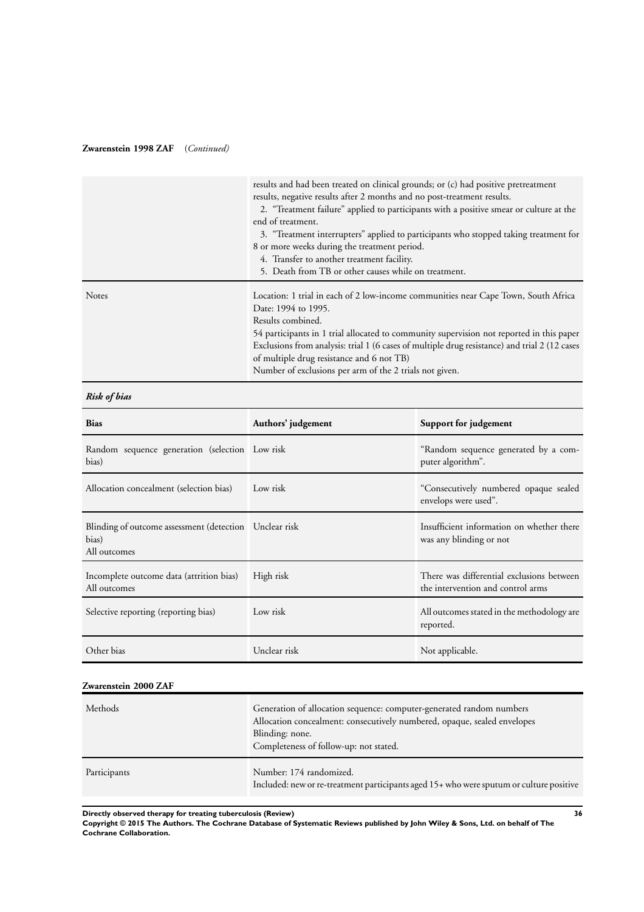**Zwarenstein 1998 ZAF** (*Continued*)

| | |
|---|---|
| | results and had been treated on clinical grounds; or (c) had positive pretreatment results, negative results after 2 months and no post-treatment results.<br>2. "Treatment failure" applied to participants with a positive smear or culture at the end of treatment.<br>3. "Treatment interrupters" applied to participants who stopped taking treatment for 8 or more weeks during the treatment period.<br>4. Transfer to another treatment facility.<br>5. Death from TB or other causes while on treatment. |
| Notes | Location: 1 trial in each of 2 low-income communities near Cape Town, South Africa<br>Date: 1994 to 1995.<br>Results combined.<br>54 participants in 1 trial allocated to community supervision not reported in this paper<br>Exclusions from analysis: trial 1 (6 cases of multiple drug resistance) and trial 2 (12 cases of multiple drug resistance and 6 not TB)<br>Number of exclusions per arm of the 2 trials not given. |

*Risk of bias*

| Bias | Authors' judgement | Support for judgement |
|---|---|---|
| Random sequence generation (selection bias) | Low risk | "Random sequence generated by a computer algorithm". |
| Allocation concealment (selection bias) | Low risk | "Consecutively numbered opaque sealed envelops were used". |
| Blinding of outcome assessment (detection bias)<br>All outcomes | Unclear risk | Insufficient information on whether there was any blinding or not |
| Incomplete outcome data (attrition bias)<br>All outcomes | High risk | There was differential exclusions between the intervention and control arms |
| Selective reporting (reporting bias) | Low risk | All outcomes stated in the methodology are reported. |
| Other bias | Unclear risk | Not applicable. |

**Zwarenstein 2000 ZAF**

| | |
|---|---|
| Methods | Generation of allocation sequence: computer-generated random numbers<br>Allocation concealment: consecutively numbered, opaque, sealed envelopes<br>Blinding: none.<br>Completeness of follow-up: not stated. |
| Participants | Number: 174 randomized.<br>Included: new or re-treatment participants aged 15+ who were sputum or culture positive |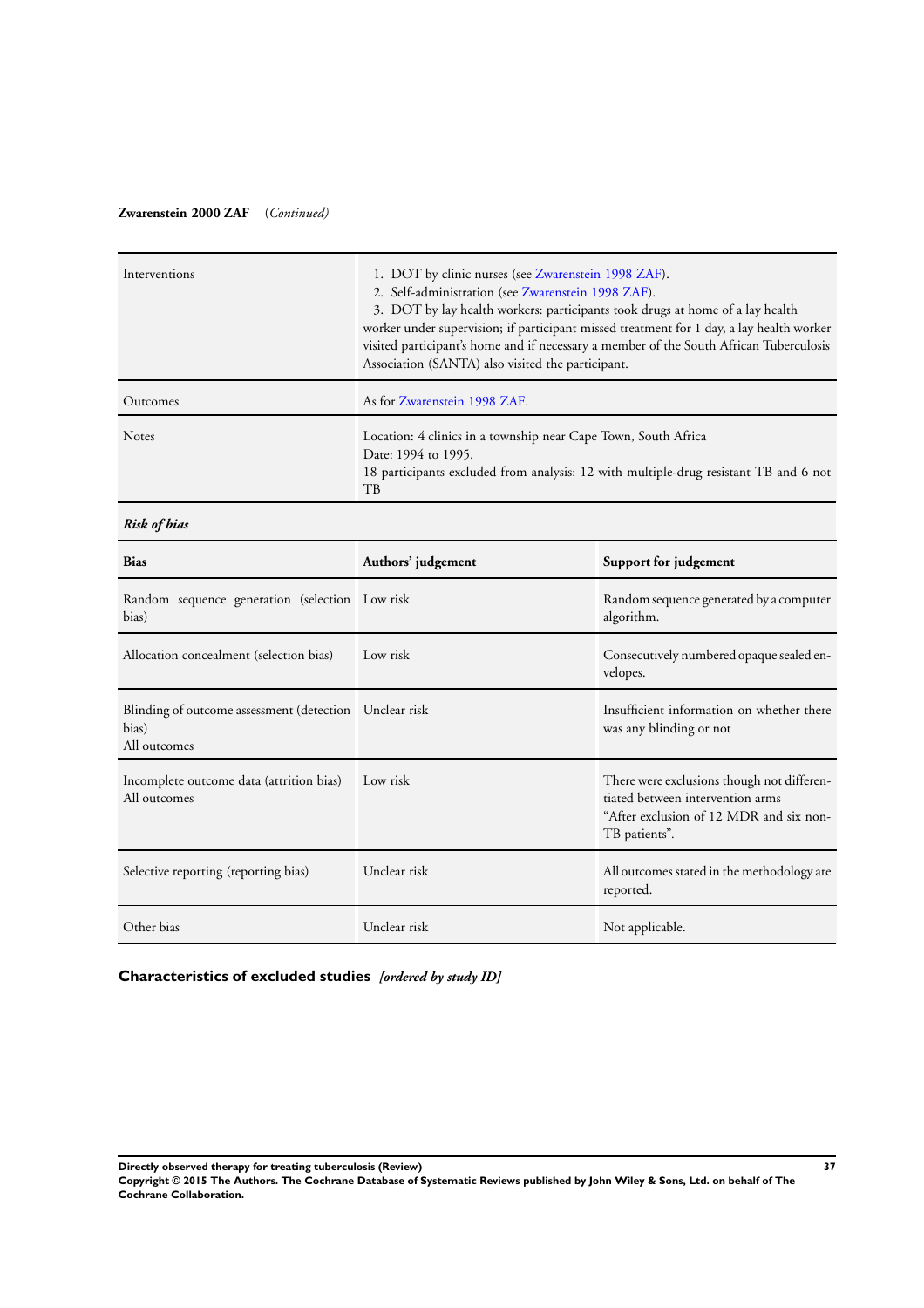**Zwarenstein 2000 ZAF** (*Continued*)

| | |
|---|---|
| Interventions | 1. DOT by clinic nurses (see Zwarenstein 1998 ZAF).<br>2. Self-administration (see Zwarenstein 1998 ZAF).<br>3. DOT by lay health workers: participants took drugs at home of a lay health worker under supervision; if participant missed treatment for 1 day, a lay health worker visited participant's home and if necessary a member of the South African Tuberculosis Association (SANTA) also visited the participant. |
| Outcomes | As for Zwarenstein 1998 ZAF. |
| Notes | Location: 4 clinics in a township near Cape Town, South Africa<br>Date: 1994 to 1995.<br>18 participants excluded from analysis: 12 with multiple-drug resistant TB and 6 not TB |

***Risk of bias***

| Bias | Authors' judgement | Support for judgement |
|---|---|---|
| Random sequence generation (selection bias) | Low risk | Random sequence generated by a computer algorithm. |
| Allocation concealment (selection bias) | Low risk | Consecutively numbered opaque sealed envelopes. |
| Blinding of outcome assessment (detection bias)<br>All outcomes | Unclear risk | Insufficient information on whether there was any blinding or not |
| Incomplete outcome data (attrition bias)<br>All outcomes | Low risk | There were exclusions though not differentiated between intervention arms<br>"After exclusion of 12 MDR and six non-TB patients". |
| Selective reporting (reporting bias) | Unclear risk | All outcomes stated in the methodology are reported. |
| Other bias | Unclear risk | Not applicable. |

## Characteristics of excluded studies *[ordered by study ID]*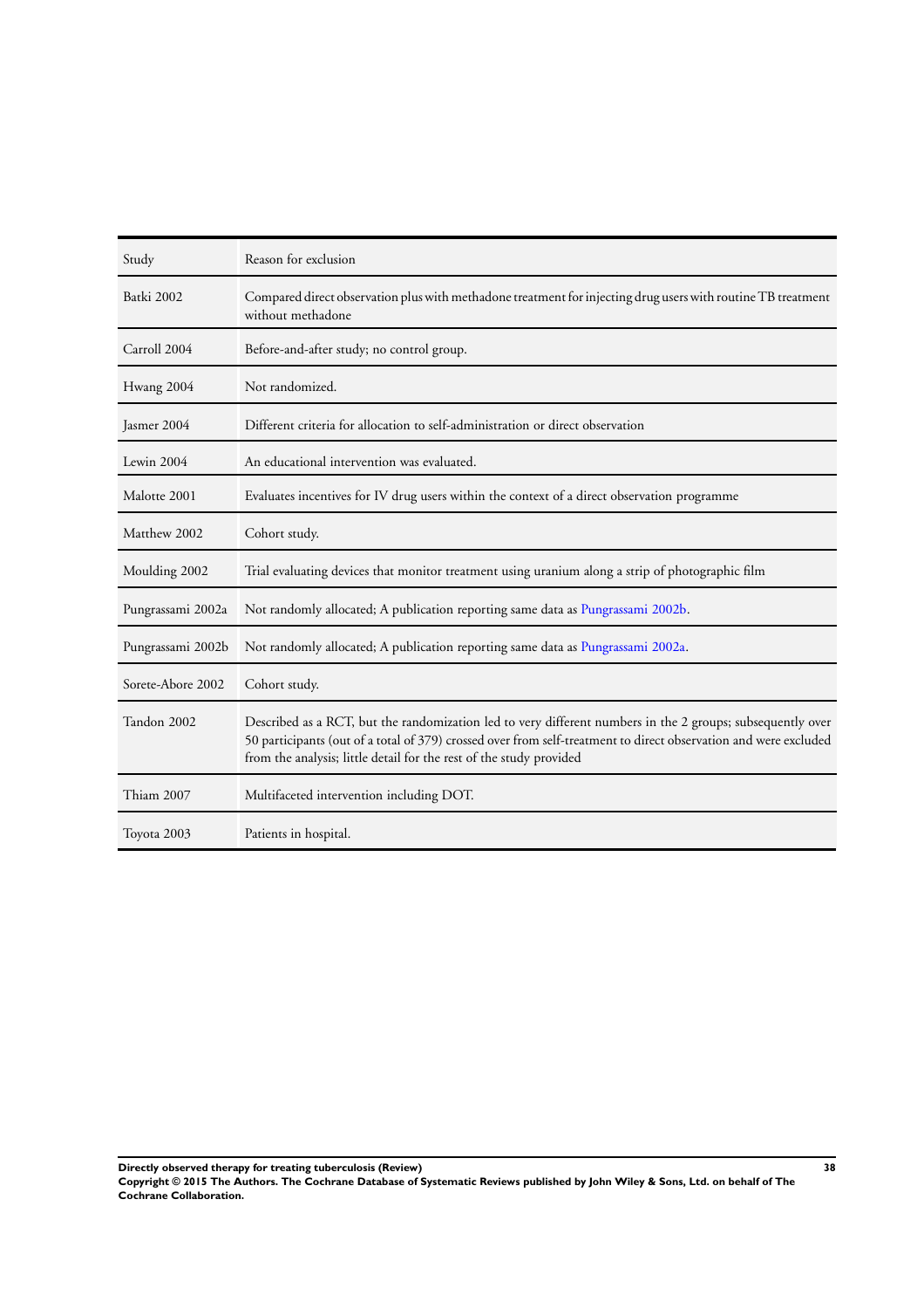| Study | Reason for exclusion |
| --- | --- |
| Batki 2002 | Compared direct observation plus with methadone treatment for injecting drug users with routine TB treatment without methadone |
| Carroll 2004 | Before-and-after study; no control group. |
| Hwang 2004 | Not randomized. |
| Jasmer 2004 | Different criteria for allocation to self-administration or direct observation |
| Lewin 2004 | An educational intervention was evaluated. |
| Malotte 2001 | Evaluates incentives for IV drug users within the context of a direct observation programme |
| Matthew 2002 | Cohort study. |
| Moulding 2002 | Trial evaluating devices that monitor treatment using uranium along a strip of photographic film |
| Pungrassami 2002a | Not randomly allocated; A publication reporting same data as Pungrassami 2002b. |
| Pungrassami 2002b | Not randomly allocated; A publication reporting same data as Pungrassami 2002a. |
| Sorete-Abore 2002 | Cohort study. |
| Tandon 2002 | Described as a RCT, but the randomization led to very different numbers in the 2 groups; subsequently over 50 participants (out of a total of 379) crossed over from self-treatment to direct observation and were excluded from the analysis; little detail for the rest of the study provided |
| Thiam 2007 | Multifaceted intervention including DOT. |
| Toyota 2003 | Patients in hospital. |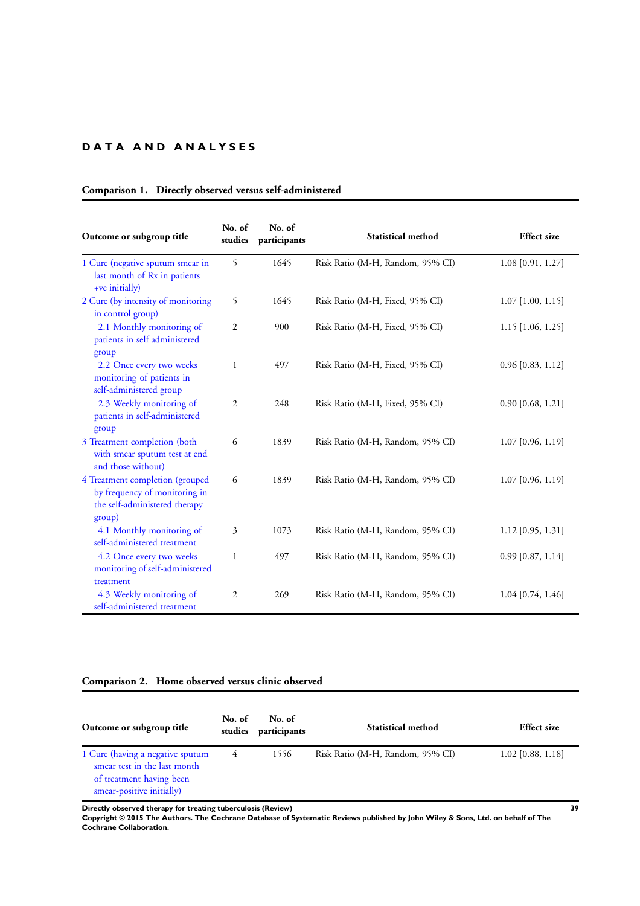## DATA AND ANALYSES

### Comparison 1. Directly observed versus self-administered

| Outcome or subgroup title | No. of studies | No. of participants | Statistical method | Effect size |
|---|---|---|---|---|
| 1 Cure (negative sputum smear in last month of Rx in patients +ve initially) | 5 | 1645 | Risk Ratio (M-H, Random, 95% CI) | 1.08 [0.91, 1.27] |
| 2 Cure (by intensity of monitoring in control group) | 5 | 1645 | Risk Ratio (M-H, Fixed, 95% CI) | 1.07 [1.00, 1.15] |
| 2.1 Monthly monitoring of patients in self administered group | 2 | 900 | Risk Ratio (M-H, Fixed, 95% CI) | 1.15 [1.06, 1.25] |
| 2.2 Once every two weeks monitoring of patients in self-administered group | 1 | 497 | Risk Ratio (M-H, Fixed, 95% CI) | 0.96 [0.83, 1.12] |
| 2.3 Weekly monitoring of patients in self-administered group | 2 | 248 | Risk Ratio (M-H, Fixed, 95% CI) | 0.90 [0.68, 1.21] |
| 3 Treatment completion (both with smear sputum test at end and those without) | 6 | 1839 | Risk Ratio (M-H, Random, 95% CI) | 1.07 [0.96, 1.19] |
| 4 Treatment completion (grouped by frequency of monitoring in the self-administered therapy group) | 6 | 1839 | Risk Ratio (M-H, Random, 95% CI) | 1.07 [0.96, 1.19] |
| 4.1 Monthly monitoring of self-administered treatment | 3 | 1073 | Risk Ratio (M-H, Random, 95% CI) | 1.12 [0.95, 1.31] |
| 4.2 Once every two weeks monitoring of self-administered treatment | 1 | 497 | Risk Ratio (M-H, Random, 95% CI) | 0.99 [0.87, 1.14] |
| 4.3 Weekly monitoring of self-administered treatment | 2 | 269 | Risk Ratio (M-H, Random, 95% CI) | 1.04 [0.74, 1.46] |

### Comparison 2. Home observed versus clinic observed

| Outcome or subgroup title | No. of studies | No. of participants | Statistical method | Effect size |
|---|---|---|---|---|
| 1 Cure (having a negative sputum smear test in the last month of treatment having been smear-positive initially) | 4 | 1556 | Risk Ratio (M-H, Random, 95% CI) | 1.02 [0.88, 1.18] |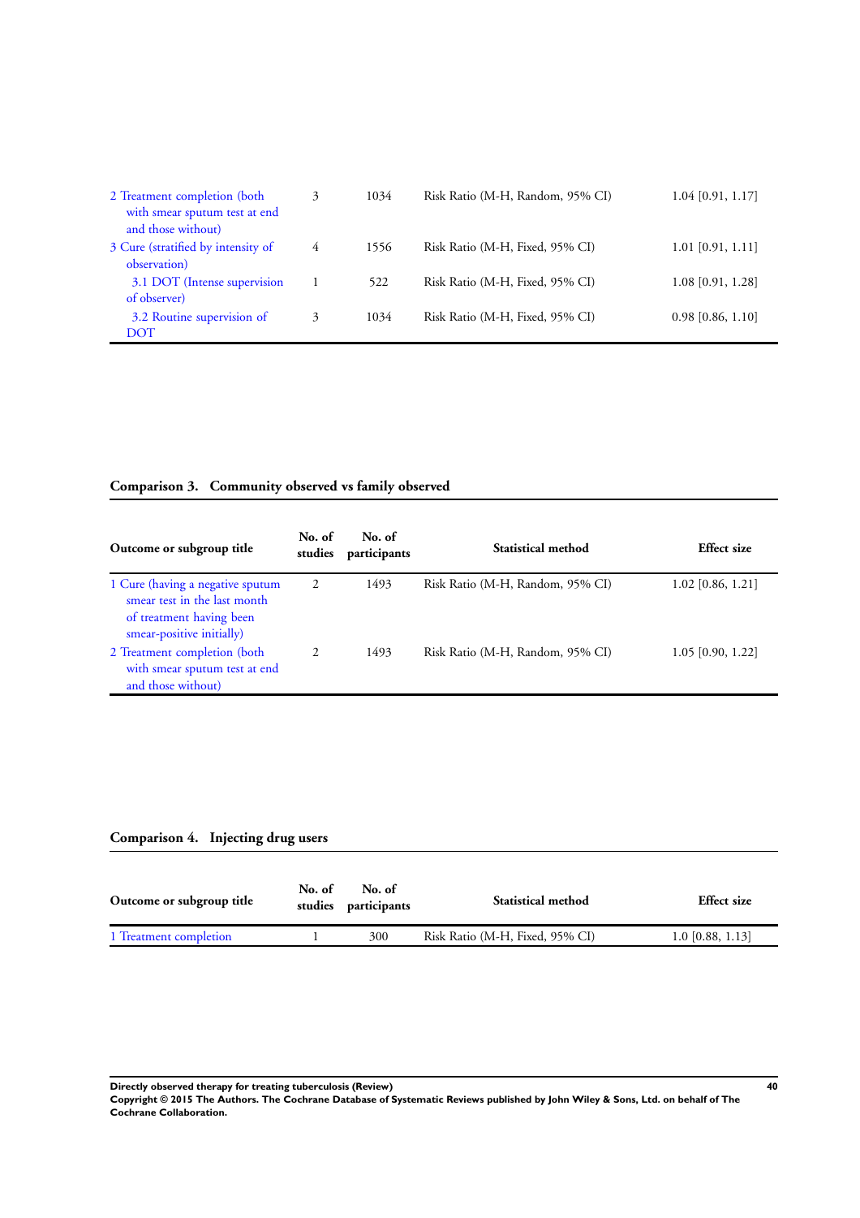| Outcome or subgroup title | No. of studies | No. of participants | Statistical method | Effect size |
|---|---|---|---|---|
| 2 Treatment completion (both with smear sputum test at end and those without) | 3 | 1034 | Risk Ratio (M-H, Random, 95% CI) | 1.04 [0.91, 1.17] |
| 3 Cure (stratified by intensity of observation) | 4 | 1556 | Risk Ratio (M-H, Fixed, 95% CI) | 1.01 [0.91, 1.11] |
| 3.1 DOT (Intense supervision of observer) | 1 | 522 | Risk Ratio (M-H, Fixed, 95% CI) | 1.08 [0.91, 1.28] |
| 3.2 Routine supervision of DOT | 3 | 1034 | Risk Ratio (M-H, Fixed, 95% CI) | 0.98 [0.86, 1.10] |

### Comparison 3. Community observed vs family observed

| Outcome or subgroup title | No. of studies | No. of participants | Statistical method | Effect size |
|---|---|---|---|---|
| 1 Cure (having a negative sputum smear test in the last month of treatment having been smear-positive initially) | 2 | 1493 | Risk Ratio (M-H, Random, 95% CI) | 1.02 [0.86, 1.21] |
| 2 Treatment completion (both with smear sputum test at end and those without) | 2 | 1493 | Risk Ratio (M-H, Random, 95% CI) | 1.05 [0.90, 1.22] |

### Comparison 4. Injecting drug users

| Outcome or subgroup title | No. of studies | No. of participants | Statistical method | Effect size |
|---|---|---|---|---|
| 1 Treatment completion | 1 | 300 | Risk Ratio (M-H, Fixed, 95% CI) | 1.0 [0.88, 1.13] |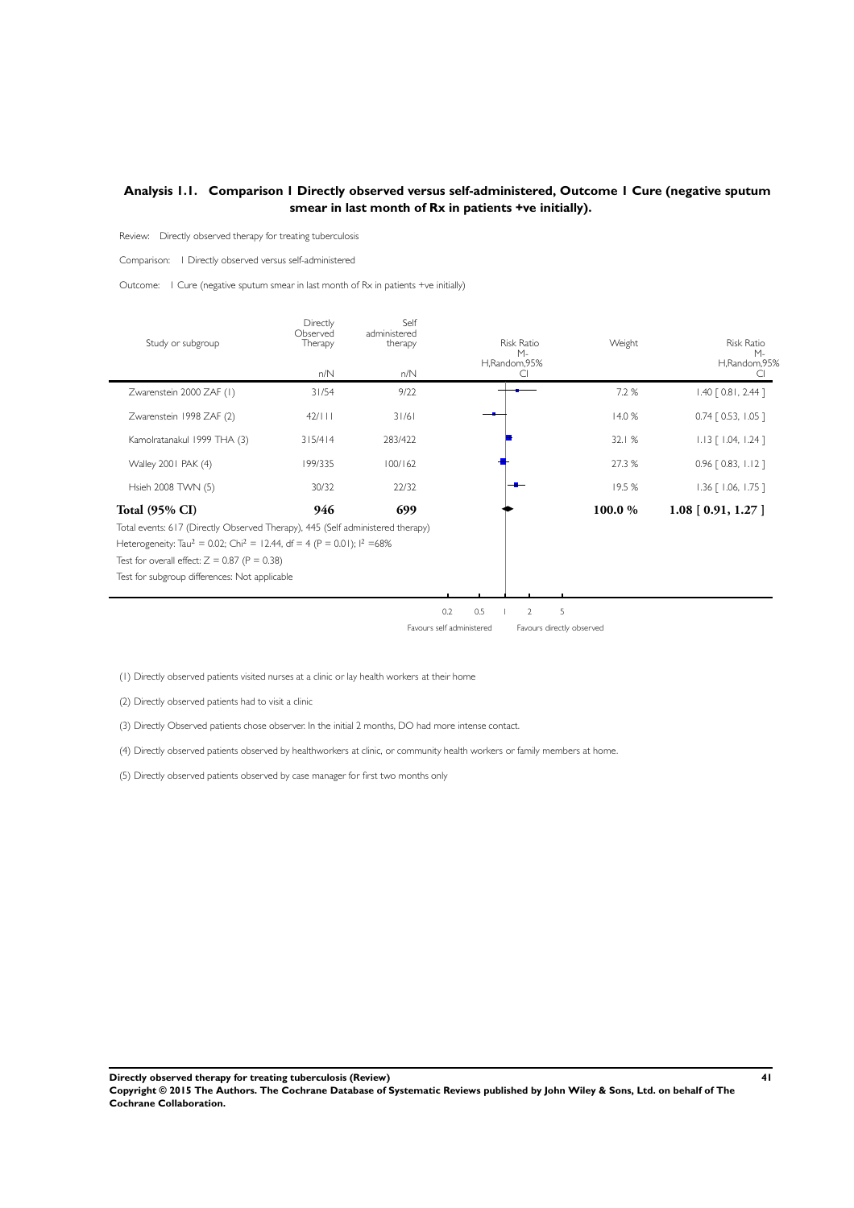## Analysis 1.1. Comparison 1 Directly observed versus self-administered, Outcome 1 Cure (negative sputum smear in last month of Rx in patients +ve initially).

Review: Directly observed therapy for treating tuberculosis

Comparison: 1 Directly observed versus self-administered

Outcome: 1 Cure (negative sputum smear in last month of Rx in patients +ve initially)

| Study or subgroup | Directly Observed Therapy n/N | Self administered therapy n/N | Risk Ratio M-H,Random,95% CI | Weight | Risk Ratio M-H,Random,95% CI |
|---|---|---|---|---|---|
| Zwarenstein 2000 ZAF (1) | 31/54 | 9/22 | | 7.2 % | 1.40 [ 0.81, 2.44 ] |
| Zwarenstein 1998 ZAF (2) | 42/111 | 31/61 | | 14.0 % | 0.74 [ 0.53, 1.05 ] |
| Kamolratanakul 1999 THA (3) | 315/414 | 283/422 | | 32.1 % | 1.13 [ 1.04, 1.24 ] |
| Walley 2001 PAK (4) | 199/335 | 100/162 | | 27.3 % | 0.96 [ 0.83, 1.12 ] |
| Hsieh 2008 TWN (5) | 30/32 | 22/32 | | 19.5 % | 1.36 [ 1.06, 1.75 ] |
| **Total (95% CI)** | **946** | **699** | | **100.0 %** | **1.08 [ 0.91, 1.27 ]** |

Total events: 617 (Directly Observed Therapy), 445 (Self administered therapy)

Heterogeneity: $Tau^2 = 0.02$; $Chi^2 = 12.44$, df = 4 (P = 0.01); $I^2 = 68\%$

Test for overall effect: Z = 0.87 (P = 0.38)

Test for subgroup differences: Not applicable

0.2 0.5 1 2 5

Favours self administered | Favours directly observed

(1) Directly observed patients visited nurses at a clinic or lay health workers at their home

(2) Directly observed patients had to visit a clinic

(3) Directly Observed patients chose observer. In the initial 2 months, DO had more intense contact.

(4) Directly observed patients observed by healthworkers at clinic, or community health workers or family members at home.

(5) Directly observed patients observed by case manager for first two months only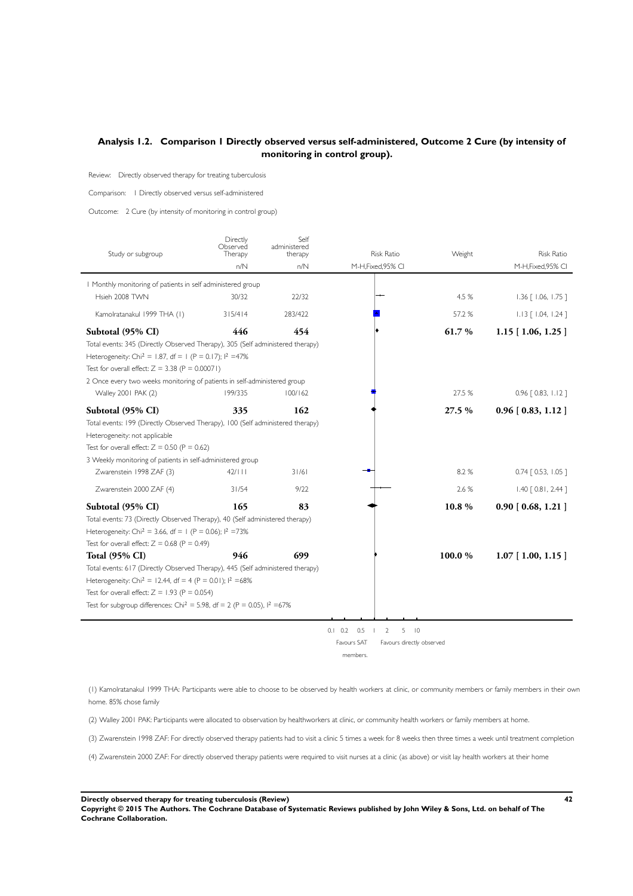## Analysis 1.2. Comparison 1 Directly observed versus self-administered, Outcome 2 Cure (by intensity of monitoring in control group).

Review: Directly observed therapy for treating tuberculosis

Comparison: 1 Directly observed versus self-administered

Outcome: 2 Cure (by intensity of monitoring in control group)

| Study or subgroup | Directly Observed Therapy n/N | Self administered therapy n/N | Risk Ratio M-H,Fixed,95% CI | Weight | Risk Ratio M-H,Fixed,95% CI |
|---|---|---|---|---|---|
| 1 Monthly monitoring of patients in self administered group | | | | | |
| Hsieh 2008 TWN | 30/32 | 22/32 | | 4.5 % | 1.36 [ 1.06, 1.75 ] |
| Kamolratanakul 1999 THA (1) | 315/414 | 283/422 | | 57.2 % | 1.13 [ 1.04, 1.24 ] |
| **Subtotal (95% CI)** | **446** | **454** | | **61.7 %** | **1.15 [ 1.06, 1.25 ]** |
| Total events: 345 (Directly Observed Therapy), 305 (Self administered therapy) | | | | | |
| Heterogeneity: $Chi^2 = 1.87$, df = 1 (P = 0.17); $I^2$ =47% | | | | | |
| Test for overall effect: Z = 3.38 (P = 0.00071) | | | | | |
| 2 Once every two weeks monitoring of patients in self-administered group | | | | | |
| Walley 2001 PAK (2) | 199/335 | 100/162 | | 27.5 % | 0.96 [ 0.83, 1.12 ] |
| **Subtotal (95% CI)** | **335** | **162** | | **27.5 %** | **0.96 [ 0.83, 1.12 ]** |
| Total events: 199 (Directly Observed Therapy), 100 (Self administered therapy) | | | | | |
| Heterogeneity: not applicable | | | | | |
| Test for overall effect: Z = 0.50 (P = 0.62) | | | | | |
| 3 Weekly monitoring of patients in self-administered group | | | | | |
| Zwarenstein 1998 ZAF (3) | 42/111 | 31/61 | | 8.2 % | 0.74 [ 0.53, 1.05 ] |
| Zwarenstein 2000 ZAF (4) | 31/54 | 9/22 | | 2.6 % | 1.40 [ 0.81, 2.44 ] |
| **Subtotal (95% CI)** | **165** | **83** | | **10.8 %** | **0.90 [ 0.68, 1.21 ]** |
| Total events: 73 (Directly Observed Therapy), 40 (Self administered therapy) | | | | | |
| Heterogeneity: $Chi^2 = 3.66$, df = 1 (P = 0.06); $I^2$ =73% | | | | | |
| Test for overall effect: Z = 0.68 (P = 0.49) | | | | | |
| **Total (95% CI)** | **946** | **699** | | **100.0 %** | **1.07 [ 1.00, 1.15 ]** |
| Total events: 617 (Directly Observed Therapy), 445 (Self administered therapy) | | | | | |
| Heterogeneity: $Chi^2 = 12.44$, df = 4 (P = 0.01); $I^2$ =68% | | | | | |
| Test for overall effect: Z = 1.93 (P = 0.054) | | | | | |
| Test for subgroup differences: $Chi^2 = 5.98$, df = 2 (P = 0.05), $I^2$ =67% | | | | | |

0.1 0.2 0.5 1 2 5 10

Favours SAT members. Favours directly observed

(1) Kamolratanakul 1999 THA: Participants were able to choose to be observed by health workers at clinic, or community members or family members in their own home. 85% chose family

(2) Walley 2001 PAK: Participants were allocated to observation by healthworkers at clinic, or community health workers or family members at home.

(3) Zwarenstein 1998 ZAF: For directly observed therapy patients had to visit a clinic 5 times a week for 8 weeks then three times a week until treatment completion

(4) Zwarenstein 2000 ZAF: For directly observed therapy patients were required to visit nurses at a clinic (as above) or visit lay health workers at their home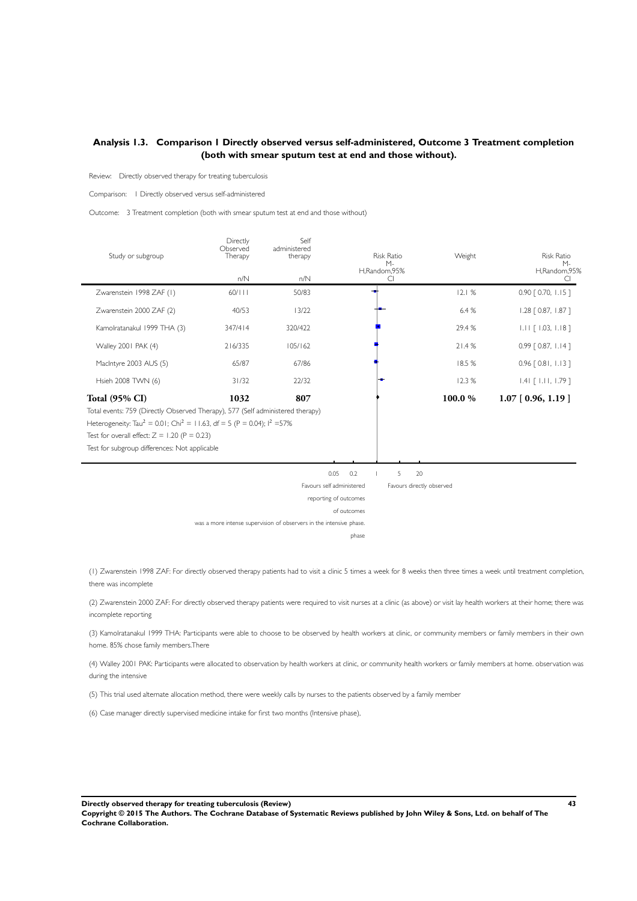## Analysis 1.3. Comparison 1 Directly observed versus self-administered, Outcome 3 Treatment completion (both with smear sputum test at end and those without).

Review: Directly observed therapy for treating tuberculosis

Comparison: 1 Directly observed versus self-administered

Outcome: 3 Treatment completion (both with smear sputum test at end and those without)

| Study or subgroup | Directly Observed Therapy n/N | Self administered therapy n/N | Weight | Risk Ratio M-H,Random,95% CI |
|---|---|---|---|---|
| Zwarenstein 1998 ZAF (1) | 60/111 | 50/83 | 12.1 % | 0.90 [ 0.70, 1.15 ] |
| Zwarenstein 2000 ZAF (2) | 40/53 | 13/22 | 6.4 % | 1.28 [ 0.87, 1.87 ] |
| Kamolratanakul 1999 THA (3) | 347/414 | 320/422 | 29.4 % | 1.11 [ 1.03, 1.18 ] |
| Walley 2001 PAK (4) | 216/335 | 105/162 | 21.4 % | 0.99 [ 0.87, 1.14 ] |
| MacIntyre 2003 AUS (5) | 65/87 | 67/86 | 18.5 % | 0.96 [ 0.81, 1.13 ] |
| Hsieh 2008 TWN (6) | 31/32 | 22/32 | 12.3 % | 1.41 [ 1.11, 1.79 ] |
| **Total (95% CI)** | **1032** | **807** | **100.0 %** | **1.07 [ 0.96, 1.19 ]** |

Total events: 759 (Directly Observed Therapy), 577 (Self administered therapy)

Heterogeneity: $Tau^2 = 0.01$; $Chi^2 = 11.63$, df = 5 (P = 0.04); $I^2 = 57\%$

Test for overall effect: Z = 1.20 (P = 0.23)

Test for subgroup differences: Not applicable

0.05 0.2 1 5 20

Favours self administered | Favours directly observed

reporting of outcomes

of outcomes

was a more intense supervision of observers in the intensive phase.

phase

(1) Zwarenstein 1998 ZAF: For directly observed therapy patients had to visit a clinic 5 times a week for 8 weeks then three times a week until treatment completion, there was incomplete

(2) Zwarenstein 2000 ZAF: For directly observed therapy patients were required to visit nurses at a clinic (as above) or visit lay health workers at their home; there was incomplete reporting

(3) Kamolratanakul 1999 THA: Participants were able to choose to be observed by health workers at clinic, or community members or family members in their own home. 85% chose family members.There

(4) Walley 2001 PAK: Participants were allocated to observation by health workers at clinic, or community health workers or family members at home. observation was during the intensive

(5) This trial used alternate allocation method, there were weekly calls by nurses to the patients observed by a family member

(6) Case manager directly supervised medicine intake for first two months (Intensive phase),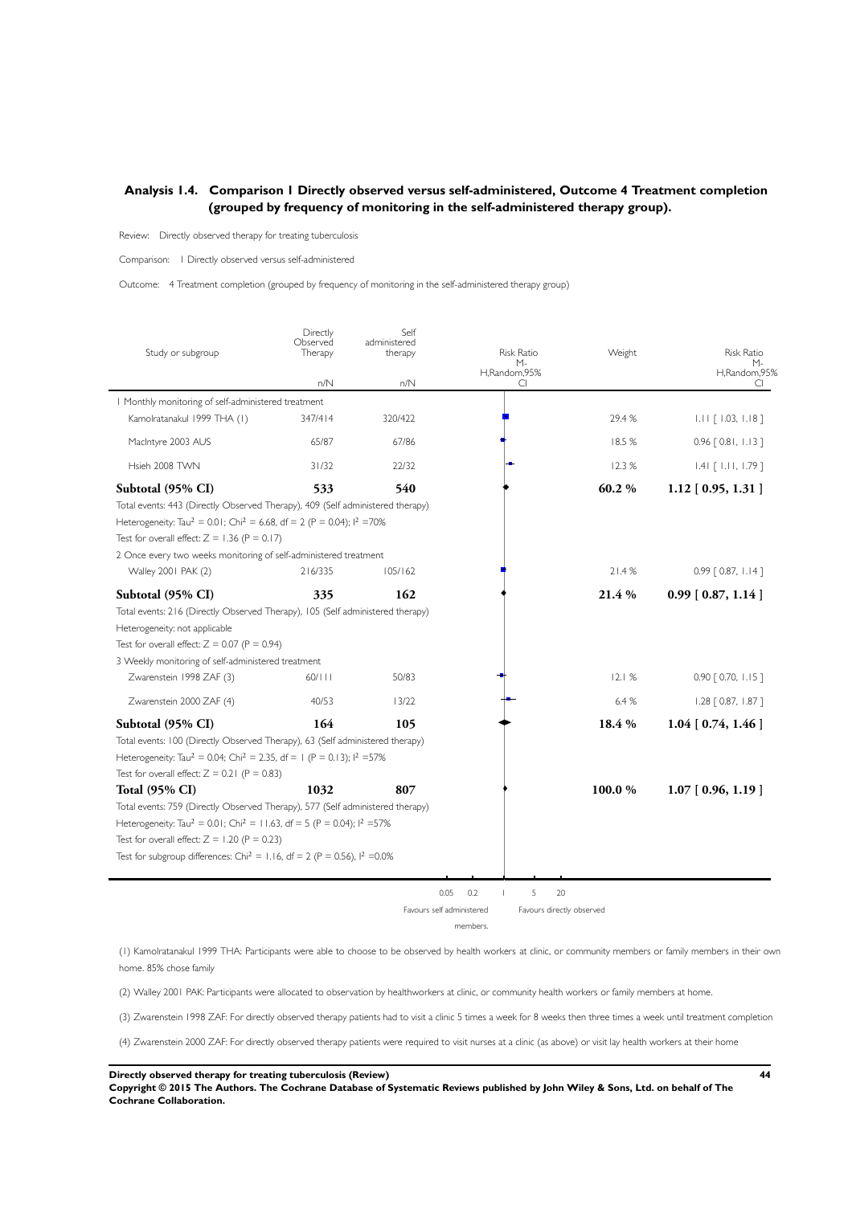## Analysis 1.4. Comparison 1 Directly observed versus self-administered, Outcome 4 Treatment completion (grouped by frequency of monitoring in the self-administered therapy group).

Review: Directly observed therapy for treating tuberculosis

Comparison: 1 Directly observed versus self-administered

Outcome: 4 Treatment completion (grouped by frequency of monitoring in the self-administered therapy group)

| Study or subgroup | Directly Observed Therapy n/N | Self administered therapy n/N | Risk Ratio M-H,Random,95% CI | Weight | Risk Ratio M-H,Random,95% CI |
|---|---|---|---|---|---|
| **1 Monthly monitoring of self-administered treatment** | | | | | |
| Kamolratanakul 1999 THA (1) | 347/414 | 320/422 | | 29.4 % | 1.11 [ 1.03, 1.18 ] |
| MacIntyre 2003 AUS | 65/87 | 67/86 | | 18.5 % | 0.96 [ 0.81, 1.13 ] |
| Hsieh 2008 TWN | 31/32 | 22/32 | | 12.3 % | 1.41 [ 1.11, 1.79 ] |
| **Subtotal (95% CI)** | **533** | **540** | | **60.2 %** | **1.12 [ 0.95, 1.31 ]** |
| Total events: 443 (Directly Observed Therapy), 409 (Self administered therapy) | | | | | |
| Heterogeneity: $Tau^2 = 0.01$; $Chi^2 = 6.68$, df = 2 (P = 0.04); $I^2$ =70% | | | | | |
| Test for overall effect: Z = 1.36 (P = 0.17) | | | | | |
| **2 Once every two weeks monitoring of self-administered treatment** | | | | | |
| Walley 2001 PAK (2) | 216/335 | 105/162 | | 21.4 % | 0.99 [ 0.87, 1.14 ] |
| **Subtotal (95% CI)** | **335** | **162** | | **21.4 %** | **0.99 [ 0.87, 1.14 ]** |
| Total events: 216 (Directly Observed Therapy), 105 (Self administered therapy) | | | | | |
| Heterogeneity: not applicable | | | | | |
| Test for overall effect: Z = 0.07 (P = 0.94) | | | | | |
| **3 Weekly monitoring of self-administered treatment** | | | | | |
| Zwarenstein 1998 ZAF (3) | 60/111 | 50/83 | | 12.1 % | 0.90 [ 0.70, 1.15 ] |
| Zwarenstein 2000 ZAF (4) | 40/53 | 13/22 | | 6.4 % | 1.28 [ 0.87, 1.87 ] |
| **Subtotal (95% CI)** | **164** | **105** | | **18.4 %** | **1.04 [ 0.74, 1.46 ]** |
| Total events: 100 (Directly Observed Therapy), 63 (Self administered therapy) | | | | | |
| Heterogeneity: $Tau^2 = 0.04$; $Chi^2 = 2.35$, df = 1 (P = 0.13); $I^2$ =57% | | | | | |
| Test for overall effect: Z = 0.21 (P = 0.83) | | | | | |
| **Total (95% CI)** | **1032** | **807** | | **100.0 %** | **1.07 [ 0.96, 1.19 ]** |
| Total events: 759 (Directly Observed Therapy), 577 (Self administered therapy) | | | | | |
| Heterogeneity: $Tau^2 = 0.01$; $Chi^2 = 11.63$, df = 5 (P = 0.04); $I^2$ =57% | | | | | |
| Test for overall effect: Z = 1.20 (P = 0.23) | | | | | |
| Test for subgroup differences: $Chi^2 = 1.16$, df = 2 (P = 0.56), $I^2$ =0.0% | | | | | |

0.05 0.2 1 5 20

Favours self administered members. Favours directly observed

(1) Kamolratanakul 1999 THA: Participants were able to choose to be observed by health workers at clinic, or community members or family members in their own home. 85% chose family

(2) Walley 2001 PAK: Participants were allocated to observation by healthworkers at clinic, or community health workers or family members at home.

(3) Zwarenstein 1998 ZAF: For directly observed therapy patients had to visit a clinic 5 times a week for 8 weeks then three times a week until treatment completion

(4) Zwarenstein 2000 ZAF: For directly observed therapy patients were required to visit nurses at a clinic (as above) or visit lay health workers at their home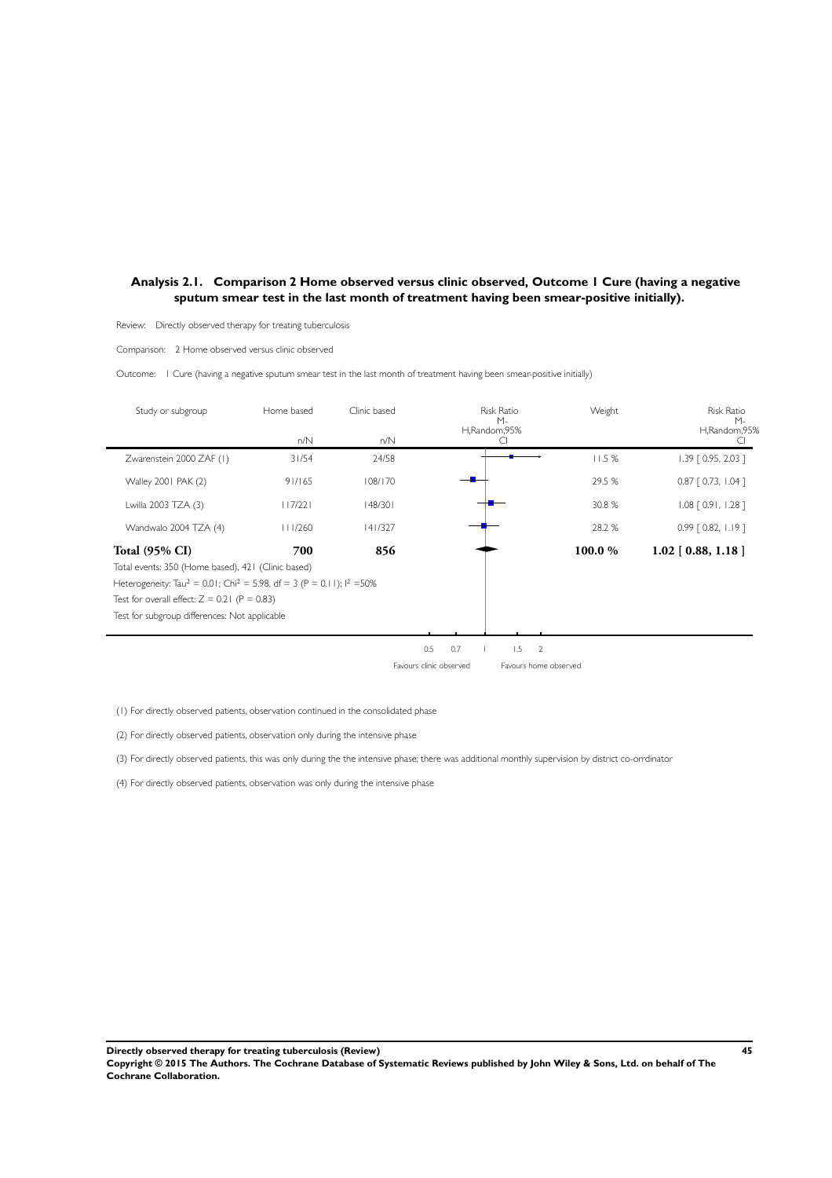## Analysis 2.1. Comparison 2 Home observed versus clinic observed, Outcome 1 Cure (having a negative sputum smear test in the last month of treatment having been smear-positive initially).

Review: Directly observed therapy for treating tuberculosis

Comparison: 2 Home observed versus clinic observed

Outcome: 1 Cure (having a negative sputum smear test in the last month of treatment having been smear-positive initially)

| Study or subgroup | Home based n/N | Clinic based n/N | Risk Ratio M-H,Random,95% CI | Weight | Risk Ratio M-H,Random,95% CI |
|---|---|---|---|---|---|
| Zwarenstein 2000 ZAF (1) | 31/54 | 24/58 | | 11.5 % | 1.39 [ 0.95, 2.03 ] |
| Walley 2001 PAK (2) | 91/165 | 108/170 | | 29.5 % | 0.87 [ 0.73, 1.04 ] |
| Lwilla 2003 TZA (3) | 117/221 | 148/301 | | 30.8 % | 1.08 [ 0.91, 1.28 ] |
| Wandwalo 2004 TZA (4) | 111/260 | 141/327 | | 28.2 % | 0.99 [ 0.82, 1.19 ] |
| **Total (95% CI)** | **700** | **856** | | **100.0 %** | **1.02 [ 0.88, 1.18 ]** |

Total events: 350 (Home based), 421 (Clinic based)

Heterogeneity: $Tau^2 = 0.01$; $Chi^2 = 5.98$, $df = 3$ ($P = 0.11$); $I^2 = 50\%$

Test for overall effect: $Z = 0.21$ ($P = 0.83$)

Test for subgroup differences: Not applicable

0.5 0.7 1 1.5 2

Favours clinic observed Favours home observed

(1) For directly observed patients, observation continued in the consolidated phase

(2) For directly observed patients, observation only during the intensive phase

(3) For directly observed patients, this was only during the the intensive phase; there was additional monthly supervision by district co-orrdinator

(4) For directly observed patients, observation was only during the intensive phase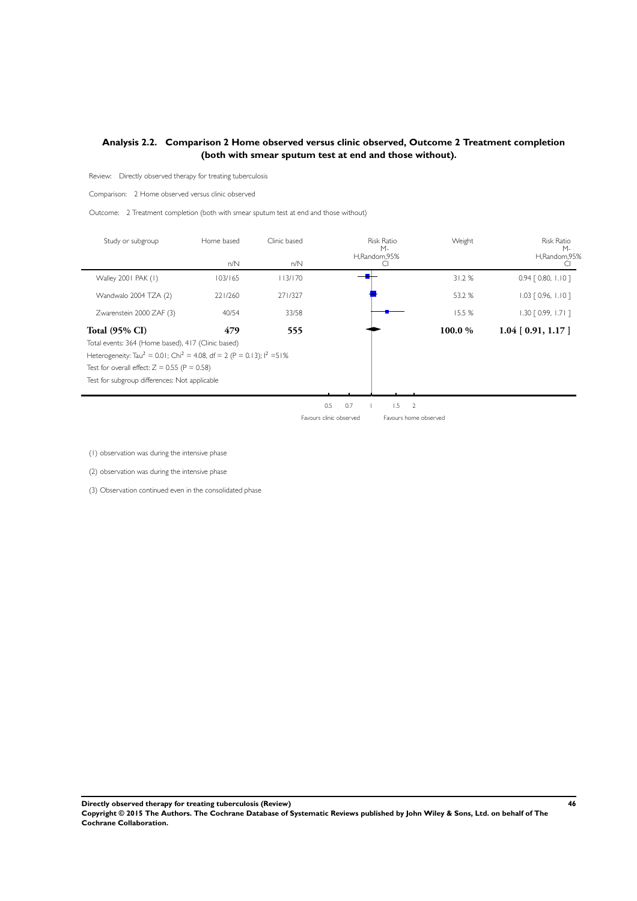## Analysis 2.2. Comparison 2 Home observed versus clinic observed, Outcome 2 Treatment completion (both with smear sputum test at end and those without).

Review: Directly observed therapy for treating tuberculosis

Comparison: 2 Home observed versus clinic observed

Outcome: 2 Treatment completion (both with smear sputum test at end and those without)

| Study or subgroup | Home based n/N | Clinic based n/N | Risk Ratio M-H,Random,95% CI | Weight | Risk Ratio M-H,Random,95% CI |
|---|---|---|---|---|---|
| Walley 2001 PAK (1) | 103/165 | 113/170 | | 31.2 % | 0.94 [ 0.80, 1.10 ] |
| Wandwalo 2004 TZA (2) | 221/260 | 271/327 | | 53.2 % | 1.03 [ 0.96, 1.10 ] |
| Zwarenstein 2000 ZAF (3) | 40/54 | 33/58 | | 15.5 % | 1.30 [ 0.99, 1.71 ] |
| **Total (95% CI)** | **479** | **555** | | **100.0 %** | **1.04 [ 0.91, 1.17 ]** |

Total events: 364 (Home based), 417 (Clinic based)

Heterogeneity: $Tau^2 = 0.01$; $Chi^2 = 4.08$, df = 2 (P = 0.13); $I^2$ =51%

Test for overall effect: Z = 0.55 (P = 0.58)

Test for subgroup differences: Not applicable

0.5 0.7 1 1.5 2

Favours clinic observed | Favours home observed

(1) observation was during the intensive phase

(2) observation was during the intensive phase

(3) Observation continued even in the consolidated phase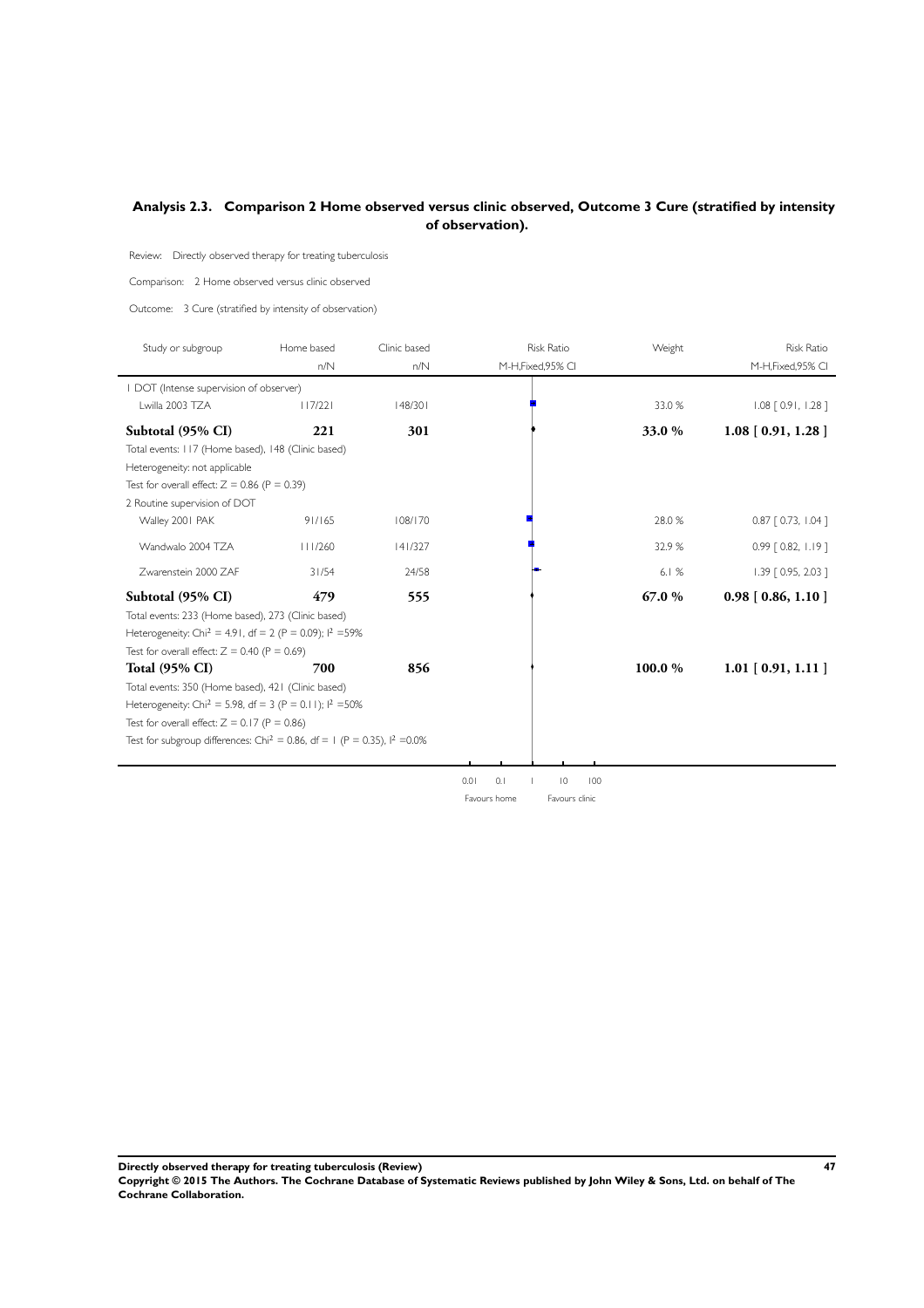## Analysis 2.3. Comparison 2 Home observed versus clinic observed, Outcome 3 Cure (stratified by intensity of observation).

Review: Directly observed therapy for treating tuberculosis

Comparison: 2 Home observed versus clinic observed

Outcome: 3 Cure (stratified by intensity of observation)

| Study or subgroup | Home based n/N | Clinic based n/N | Risk Ratio M-H,Fixed,95% CI | Weight | Risk Ratio M-H,Fixed,95% CI |
|---|---|---|---|---|---|
| 1 DOT (Intense supervision of observer) | | | | | |
| Lwilla 2003 TZA | 117/221 | 148/301 | | 33.0 % | 1.08 [ 0.91, 1.28 ] |
| **Subtotal (95% CI)** | **221** | **301** | | **33.0 %** | **1.08 [ 0.91, 1.28 ]** |
| Total events: 117 (Home based), 148 (Clinic based) | | | | | |
| Heterogeneity: not applicable | | | | | |
| Test for overall effect: Z = 0.86 (P = 0.39) | | | | | |
| 2 Routine supervision of DOT | | | | | |
| Walley 2001 PAK | 91/165 | 108/170 | | 28.0 % | 0.87 [ 0.73, 1.04 ] |
| Wandwalo 2004 TZA | 111/260 | 141/327 | | 32.9 % | 0.99 [ 0.82, 1.19 ] |
| Zwarenstein 2000 ZAF | 31/54 | 24/58 | | 6.1 % | 1.39 [ 0.95, 2.03 ] |
| **Subtotal (95% CI)** | **479** | **555** | | **67.0 %** | **0.98 [ 0.86, 1.10 ]** |
| Total events: 233 (Home based), 273 (Clinic based) | | | | | |
| Heterogeneity: $Chi^2 = 4.91$, df = 2 (P = 0.09); $I^2 = 59\%$ | | | | | |
| Test for overall effect: Z = 0.40 (P = 0.69) | | | | | |
| **Total (95% CI)** | **700** | **856** | | **100.0 %** | **1.01 [ 0.91, 1.11 ]** |
| Total events: 350 (Home based), 421 (Clinic based) | | | | | |
| Heterogeneity: $Chi^2 = 5.98$, df = 3 (P = 0.11); $I^2 = 50\%$ | | | | | |
| Test for overall effect: Z = 0.17 (P = 0.86) | | | | | |
| Test for subgroup differences: $Chi^2 = 0.86$, df = 1 (P = 0.35), $I^2 = 0.0\%$ | | | | | |

0.01 0.1 1 10 100

Favours home Favours clinic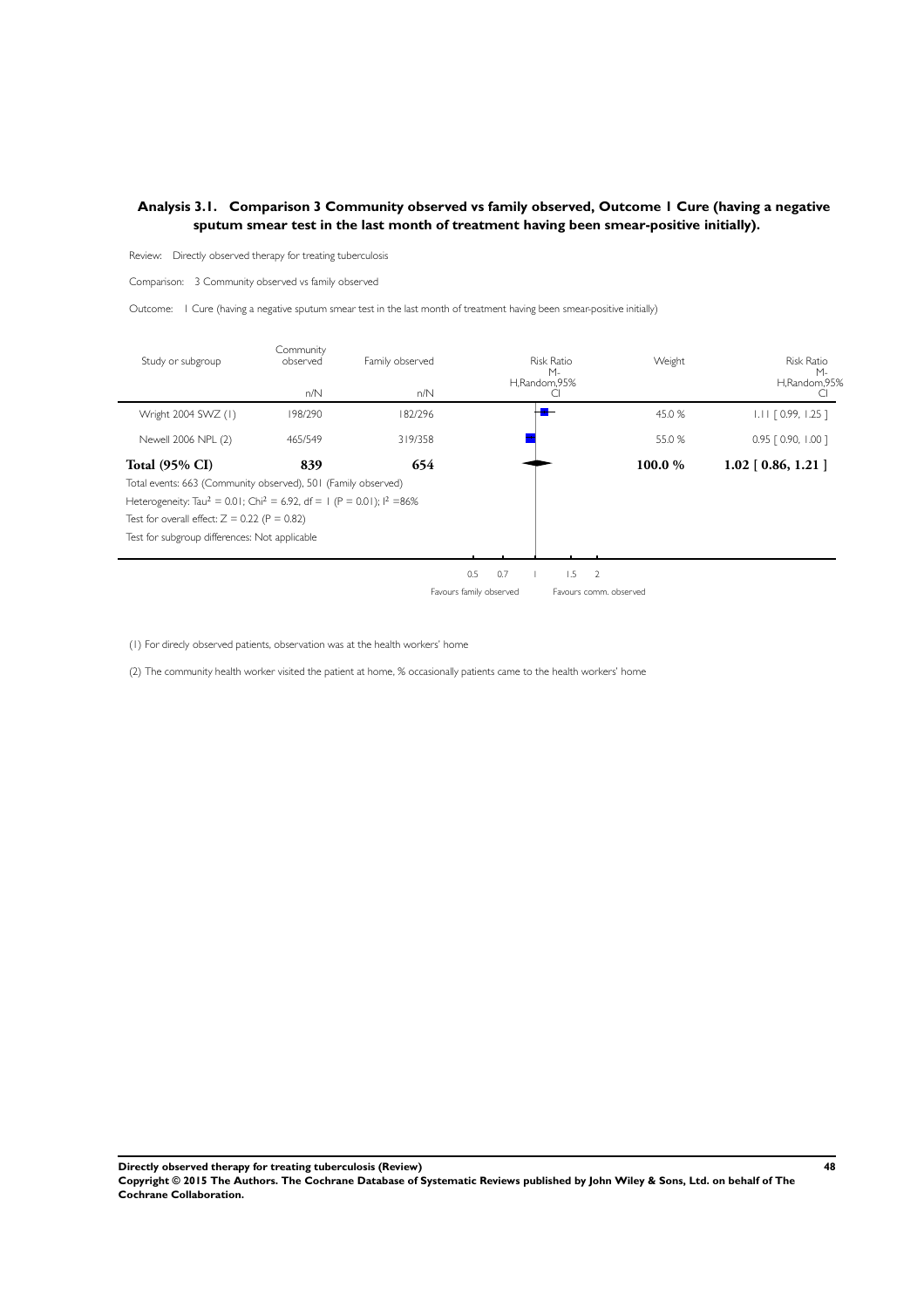## Analysis 3.1. Comparison 3 Community observed vs family observed, Outcome 1 Cure (having a negative sputum smear test in the last month of treatment having been smear-positive initially).

Review: Directly observed therapy for treating tuberculosis

Comparison: 3 Community observed vs family observed

Outcome: 1 Cure (having a negative sputum smear test in the last month of treatment having been smear-positive initially)

| Study or subgroup | Community observed n/N | Family observed n/N | Risk Ratio M-H,Random,95% CI | Weight | Risk Ratio M-H,Random,95% CI |
|---|---|---|---|---|---|
| Wright 2004 SWZ (1) | 198/290 | 182/296 | | 45.0 % | 1.11 [ 0.99, 1.25 ] |
| Newell 2006 NPL (2) | 465/549 | 319/358 | | 55.0 % | 0.95 [ 0.90, 1.00 ] |
| **Total (95% CI)** | **839** | **654** | | **100.0 %** | **1.02 [ 0.86, 1.21 ]** |

Total events: 663 (Community observed), 501 (Family observed)

Heterogeneity: $Tau^2 = 0.01$; $Chi^2 = 6.92$, df = 1 (P = 0.01); $I^2$ =86%

Test for overall effect: Z = 0.22 (P = 0.82)

Test for subgroup differences: Not applicable

Axis: 0.5 0.7 1 1.5 2

Favours family observed | Favours comm. observed

(1) For direcly observed patients, observation was at the health workers' home

(2) The community health worker visited the patient at home, % occasionally patients came to the health workers' home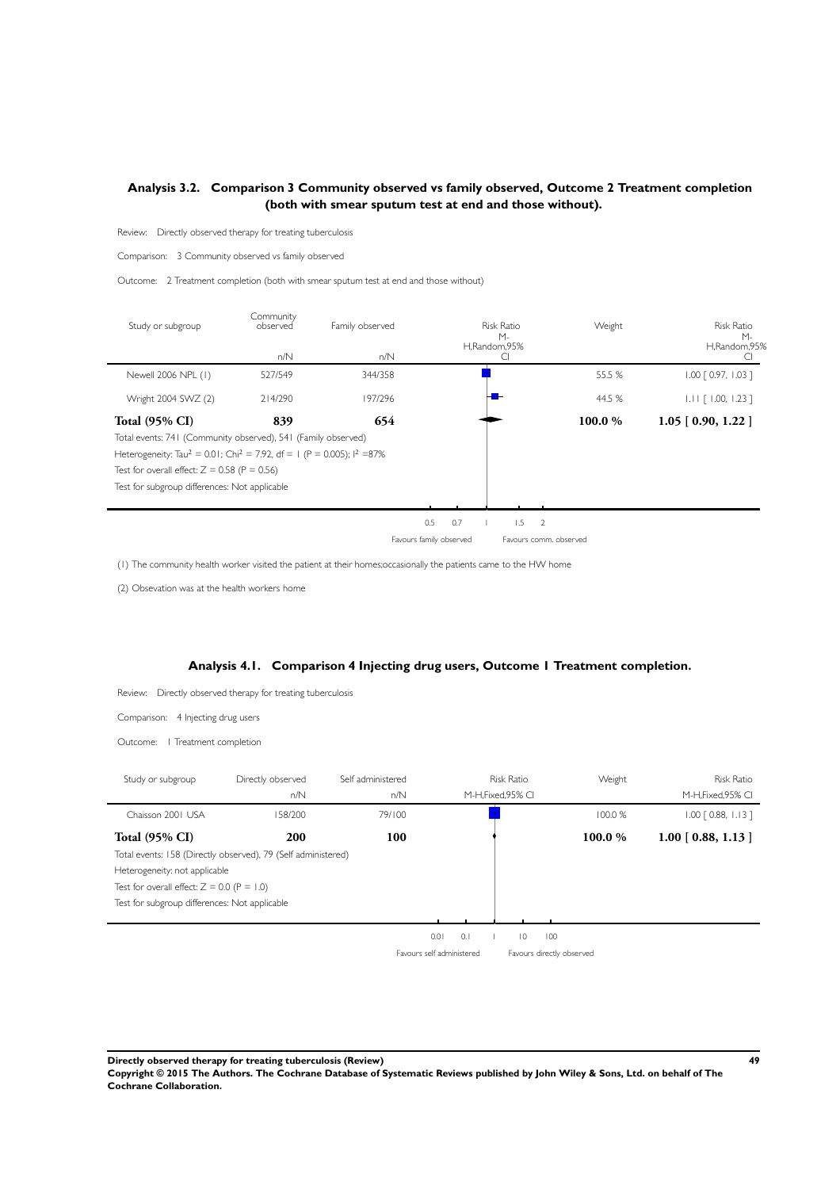## Analysis 3.2. Comparison 3 Community observed vs family observed, Outcome 2 Treatment completion (both with smear sputum test at end and those without).

Review: Directly observed therapy for treating tuberculosis

Comparison: 3 Community observed vs family observed

Outcome: 2 Treatment completion (both with smear sputum test at end and those without)

| Study or subgroup | Community observed n/N | Family observed n/N | Risk Ratio M-H,Random,95% CI | Weight | Risk Ratio M-H,Random,95% CI |
|---|---|---|---|---|---|
| Newell 2006 NPL (1) | 527/549 | 344/358 | | 55.5 % | 1.00 [ 0.97, 1.03 ] |
| Wright 2004 SWZ (2) | 214/290 | 197/296 | | 44.5 % | 1.11 [ 1.00, 1.23 ] |
| **Total (95% CI)** | **839** | **654** | | **100.0 %** | **1.05 [ 0.90, 1.22 ]** |

Total events: 741 (Community observed), 541 (Family observed)

Heterogeneity: $Tau^2 = 0.01$; $Chi^2 = 7.92$, df = 1 (P = 0.005); $I^2$ =87%

Test for overall effect: Z = 0.58 (P = 0.56)

Test for subgroup differences: Not applicable

0.5 0.7 1 1.5 2

Favours family observed Favours comm. observed

(1) The community health worker visited the patient at their homes;occasionally the patients came to the HW home

(2) Obsevation was at the health workers home

## Analysis 4.1. Comparison 4 Injecting drug users, Outcome 1 Treatment completion.

Review: Directly observed therapy for treating tuberculosis

Comparison: 4 Injecting drug users

Outcome: 1 Treatment completion

| Study or subgroup | Directly observed n/N | Self administered n/N | Risk Ratio M-H,Fixed,95% CI | Weight | Risk Ratio M-H,Fixed,95% CI |
|---|---|---|---|---|---|
| Chaisson 2001 USA | 158/200 | 79/100 | | 100.0 % | 1.00 [ 0.88, 1.13 ] |
| **Total (95% CI)** | **200** | **100** | | **100.0 %** | **1.00 [ 0.88, 1.13 ]** |

Total events: 158 (Directly observed), 79 (Self administered)

Heterogeneity: not applicable

Test for overall effect: Z = 0.0 (P = 1.0)

Test for subgroup differences: Not applicable

0.01 0.1 1 10 100

Favours self administered Favours directly observed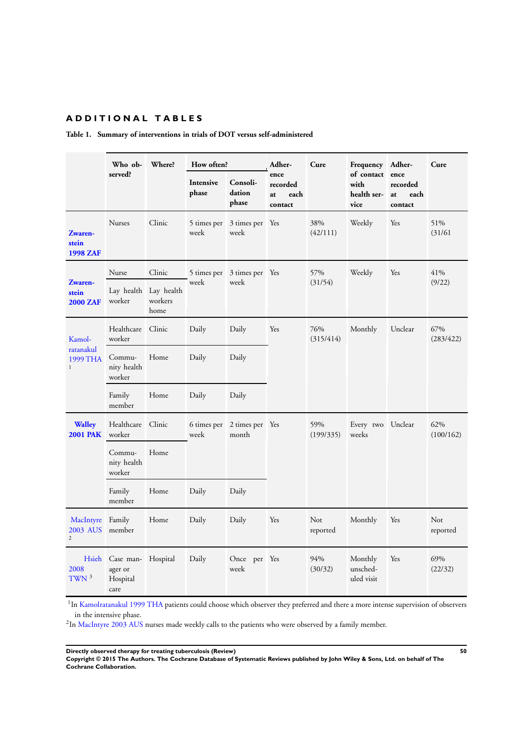# ADDITIONAL TABLES

**Table 1. Summary of interventions in trials of DOT versus self-administered**

| | Who observed? | Where? | How often? | | Adherence recorded at each contact | Cure | Frequency of contact with health service | Adherence recorded at each contact | Cure |
|---|---|---|---|---|---|---|---|---|---|
| | | | Intensive phase | Consolidation phase | | | | | |
| **Zwarenstein 1998 ZAF** | Nurses | Clinic | 5 times per week | 3 times per week | Yes | 38% (42/111) | Weekly | Yes | 51% (31/61 |
| **Zwarenstein 2000 ZAF** | Nurse | Clinic | 5 times per week | 3 times per week | Yes | 57% (31/54) | Weekly | Yes | 41% (9/22) |
| | Lay health worker | Lay health workers home | | | | | | | |
| Kamolratanakul 1999 THA [1] | Healthcare worker | Clinic | Daily | Daily | Yes | 76% (315/414) | Monthly | Unclear | 67% (283/422) |
| | Community health worker | Home | Daily | Daily | | | | | |
| | Family member | Home | Daily | Daily | | | | | |
| **Walley 2001 PAK** | Healthcare worker | Clinic | 6 times per week | 2 times per month | Yes | 59% (199/335) | Every two weeks | Unclear | 62% (100/162) |
| | Community health worker | Home | | | | | | | |
| | Family member | Home | Daily | Daily | | | | | |
| MacIntyre 2003 AUS [2] | Family member | Home | Daily | Daily | Yes | Not reported | Monthly | Yes | Not reported |
| Hsieh 2008 TWN [3] | Case manager or Hospital care | Hospital | Daily | Once per week | Yes | 94% (30/32) | Monthly unscheduled visit | Yes | 69% (22/32) |

[1] In Kamolratanakul 1999 THA patients could choose which observer they preferred and there a more intense supervision of observers in the intensive phase.

[2] In MacIntyre 2003 AUS nurses made weekly calls to the patients who were observed by a family member.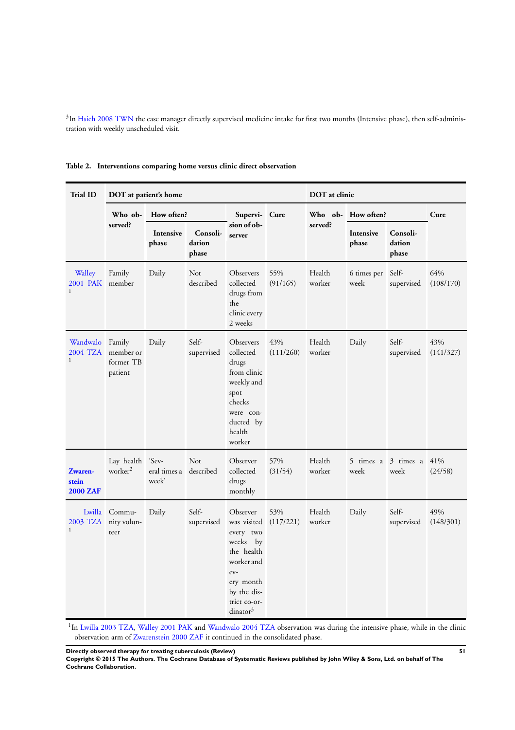[3]In Hsieh 2008 TWN the case manager directly supervised medicine intake for first two months (Intensive phase), then self-administration with weekly unscheduled visit.

**Table 2. Interventions comparing home versus clinic direct observation**

| Trial ID | DOT at patient's home | | | | | DOT at clinic | | | |
|---|---|---|---|---|---|---|---|---|---|
| | Who observed? | How often? | | Supervision of observer | Cure | Who observed? | How often? | | Cure |
| | | Intensive phase | Consolidation phase | | | | Intensive phase | Consolidation phase | |
| Walley 2001 PAK [1] | Family member | Daily | Not described | Observers collected drugs from the clinic every 2 weeks | 55% (91/165) | Health worker | 6 times per week | Self-supervised | 64% (108/170) |
| Wandwalo 2004 TZA [1] | Family member or former TB patient | Daily | Self-supervised | Observers collected drugs from clinic weekly and spot checks were conducted by health worker | 43% (111/260) | Health worker | Daily | Self-supervised | 43% (141/327) |
| **Zwarenstein 2000 ZAF** | Lay health worker[2] | 'Several times a week' | Not described | Observer collected drugs monthly | 57% (31/54) | Health worker | 5 times a week | 3 times a week | 41% (24/58) |
| Lwilla 2003 TZA [1] | Community volunteer | Daily | Self-supervised | Observer was visited every two weeks by the health worker and every month by the district co-ordinator[3] | 53% (117/221) | Health worker | Daily | Self-supervised | 49% (148/301) |

[1]In Lwilla 2003 TZA, Walley 2001 PAK and Wandwalo 2004 TZA observation was during the intensive phase, while in the clinic observation arm of Zwarenstein 2000 ZAF it continued in the consolidated phase.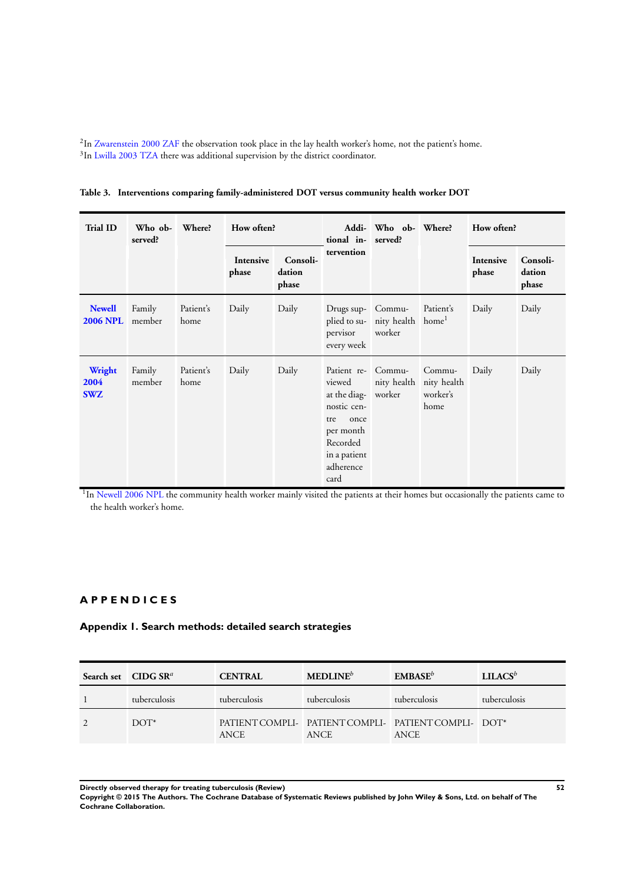[2]In Zwarenstein 2000 ZAF the observation took place in the lay health worker's home, not the patient's home.
[3]In Lwilla 2003 TZA there was additional supervision by the district coordinator.

**Table 3. Interventions comparing family-administered DOT versus community health worker DOT**

| Trial ID | Who observed? | Where? | How often? | | Additional intervention | Who observed? | Where? | How often? | |
|---|---|---|---|---|---|---|---|---|---|
| | | | Intensive phase | Consolidation phase | | | | Intensive phase | Consolidation phase |
| **Newell 2006 NPL** | Family member | Patient's home | Daily | Daily | Drugs supplied to supervisor every week | Community health worker | Patient's home[1] | Daily | Daily |
| **Wright 2004 SWZ** | Family member | Patient's home | Daily | Daily | Patient reviewed at the diagnostic centre once per month Recorded in a patient adherence card | Community health worker | Community health worker's home | Daily | Daily |

[1]In Newell 2006 NPL the community health worker mainly visited the patients at their homes but occasionally the patients came to the health worker's home.

# APPENDICES

## Appendix 1. Search methods: detailed search strategies

| Search set | CIDG SR[a] | CENTRAL | MEDLINE[b] | EMBASE[b] | LILACS[b] |
|---|---|---|---|---|---|
| 1 | tuberculosis | tuberculosis | tuberculosis | tuberculosis | tuberculosis |
| 2 | DOT* | PATIENT COMPLIANCE | PATIENT COMPLIANCE | PATIENT COMPLIANCE | DOT* |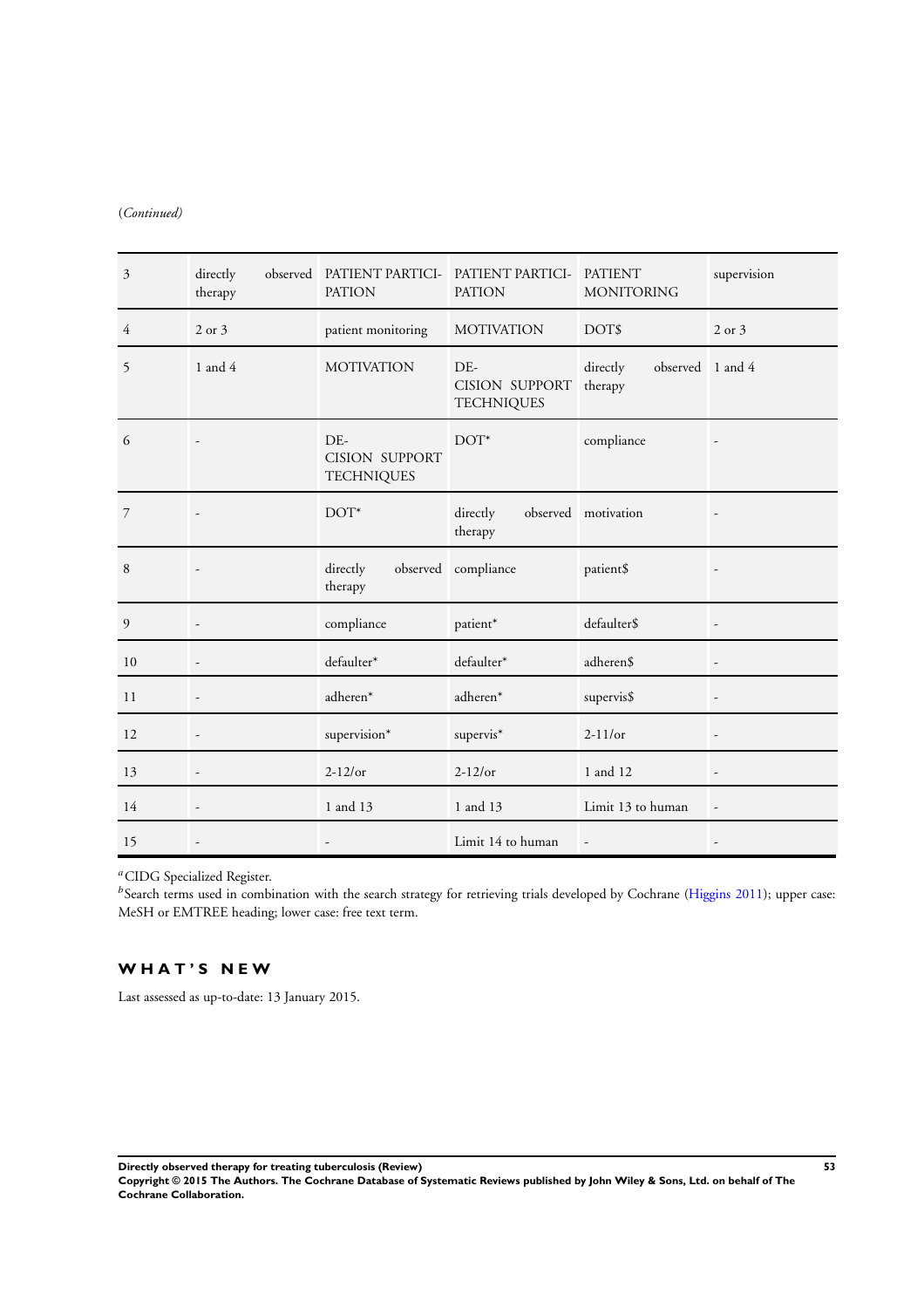(*Continued*)

| | | | | | |
|---|---|---|---|---|---|
| 3 | directly observed therapy | PATIENT PARTICIPATION | PATIENT PARTICIPATION | PATIENT MONITORING | supervision |
| 4 | 2 or 3 | patient monitoring | MOTIVATION | DOT$ | 2 or 3 |
| 5 | 1 and 4 | MOTIVATION | DECISION SUPPORT TECHNIQUES | directly observed therapy | 1 and 4 |
| 6 | - | DECISION SUPPORT TECHNIQUES | DOT* | compliance | - |
| 7 | - | DOT* | directly observed therapy | motivation | - |
| 8 | - | directly observed therapy | compliance | patient$ | - |
| 9 | - | compliance | patient* | defaulter$ | - |
| 10 | - | defaulter* | defaulter* | adheren$ | - |
| 11 | - | adheren* | adheren* | supervis$ | - |
| 12 | - | supervision* | supervis* | 2-11/or | - |
| 13 | - | 2-12/or | 2-12/or | 1 and 12 | - |
| 14 | - | 1 and 13 | 1 and 13 | Limit 13 to human | - |
| 15 | - | - | Limit 14 to human | - | - |

[a] CIDG Specialized Register.
[b] Search terms used in combination with the search strategy for retrieving trials developed by Cochrane (Higgins 2011); upper case: MeSH or EMTREE heading; lower case: free text term.

## WHAT'S NEW

Last assessed as up-to-date: 13 January 2015.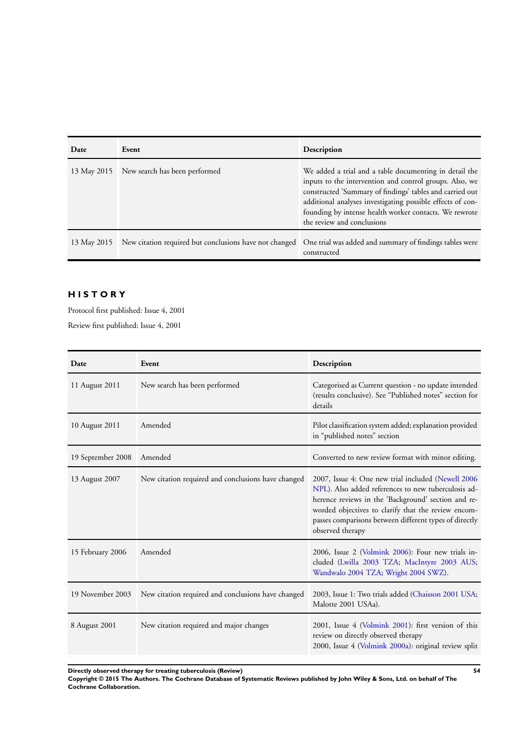| Date | Event | Description |
|---|---|---|
| 13 May 2015 | New search has been performed | We added a trial and a table documenting in detail the inputs to the intervention and control groups. Also, we constructed 'Summary of findings' tables and carried out additional analyses investigating possible effects of confounding by intense health worker contacts. We rewrote the review and conclusions |
| 13 May 2015 | New citation required but conclusions have not changed | One trial was added and summary of findings tables were constructed |

## HISTORY

Protocol first published: Issue 4, 2001

Review first published: Issue 4, 2001

| Date | Event | Description |
|---|---|---|
| 11 August 2011 | New search has been performed | Categorised as Current question - no update intended (results conclusive). See "Published notes" section for details |
| 10 August 2011 | Amended | Pilot classification system added; explanation provided in "published notes" section |
| 19 September 2008 | Amended | Converted to new review format with minor editing. |
| 13 August 2007 | New citation required and conclusions have changed | 2007, Issue 4: One new trial included (Newell 2006 NPL). Also added references to new tuberculosis adherence reviews in the 'Background' section and reworded objectives to clarify that the review encompasses comparisons between different types of directly observed therapy |
| 15 February 2006 | Amended | 2006, Issue 2 (Volmink 2006): Four new trials included (Lwilla 2003 TZA; MacIntyre 2003 AUS; Wandwalo 2004 TZA; Wright 2004 SWZ). |
| 19 November 2003 | New citation required and conclusions have changed | 2003, Issue 1: Two trials added (Chaisson 2001 USA; Malotte 2001 USAa). |
| 8 August 2001 | New citation required and major changes | 2001, Issue 4 (Volmink 2001): first version of this review on directly observed therapy<br>2000, Issue 4 (Volmink 2000a): original review split |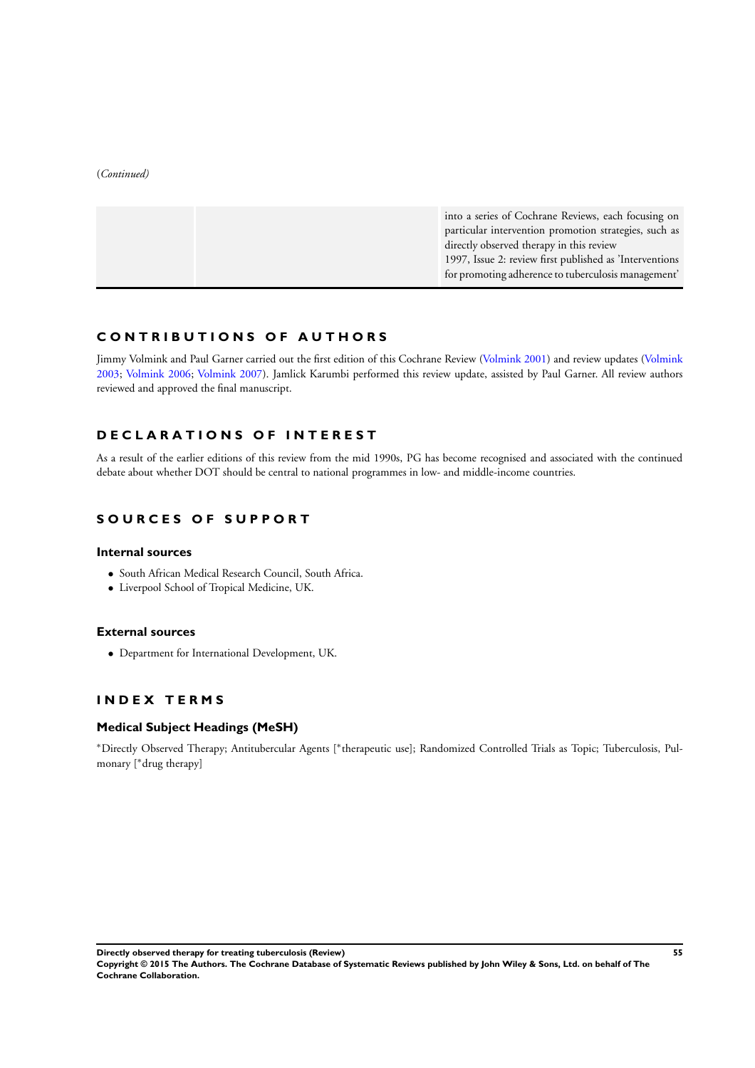(*Continued*)

| | | |
|---|---|---|
| | | into a series of Cochrane Reviews, each focusing on particular intervention promotion strategies, such as directly observed therapy in this review<br>1997, Issue 2: review first published as 'Interventions for promoting adherence to tuberculosis management' |

## CONTRIBUTIONS OF AUTHORS

Jimmy Volmink and Paul Garner carried out the first edition of this Cochrane Review (Volmink 2001) and review updates (Volmink 2003; Volmink 2006; Volmink 2007). Jamlick Karumbi performed this review update, assisted by Paul Garner. All review authors reviewed and approved the final manuscript.

## DECLARATIONS OF INTEREST

As a result of the earlier editions of this review from the mid 1990s, PG has become recognised and associated with the continued debate about whether DOT should be central to national programmes in low- and middle-income countries.

## SOURCES OF SUPPORT

### Internal sources

- South African Medical Research Council, South Africa.
- Liverpool School of Tropical Medicine, UK.

### External sources

- Department for International Development, UK.

## INDEX TERMS

### Medical Subject Headings (MeSH)

*Directly Observed Therapy; Antitubercular Agents [*therapeutic use]; Randomized Controlled Trials as Topic; Tuberculosis, Pulmonary [*drug therapy]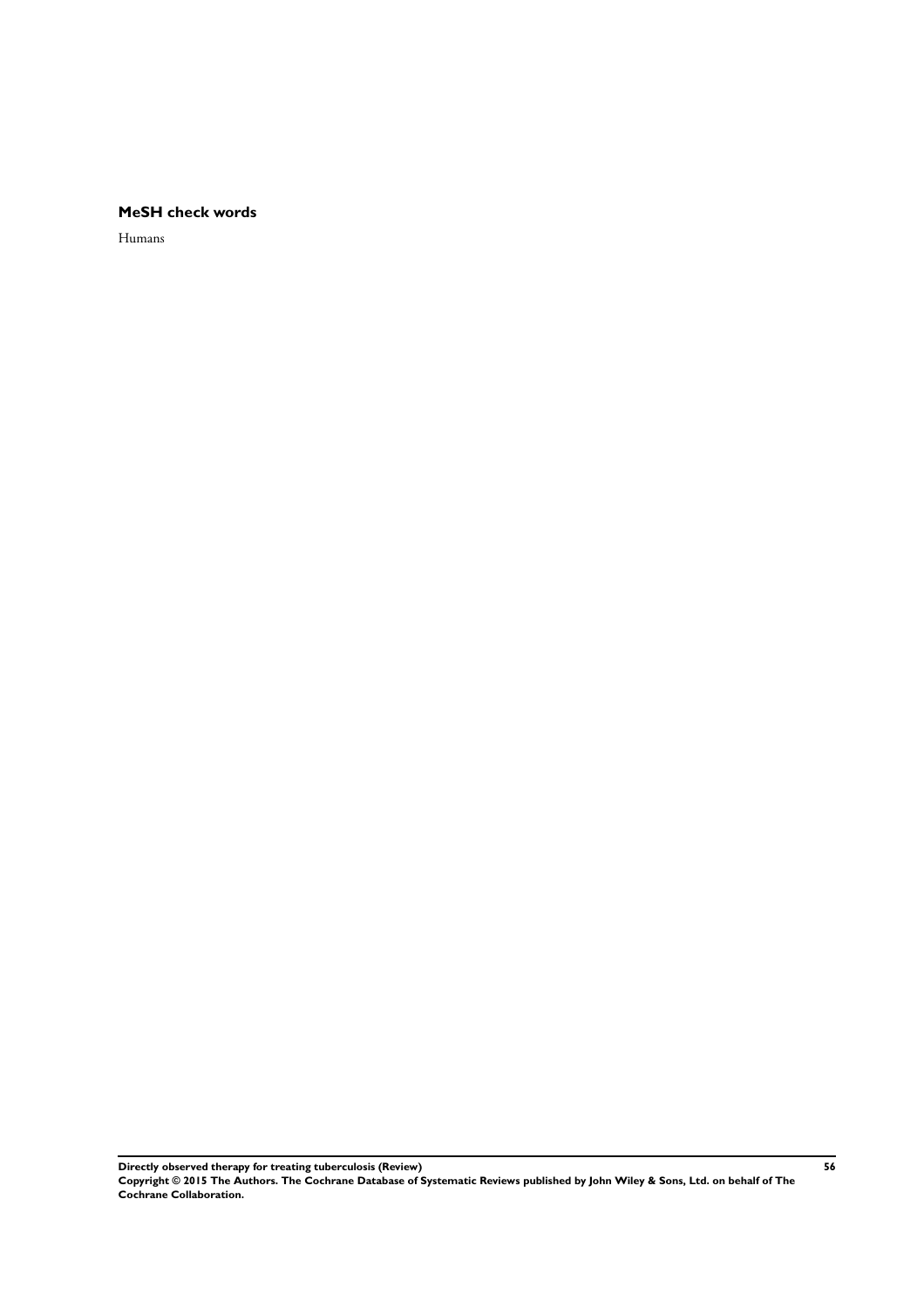### MeSH check words

Humans